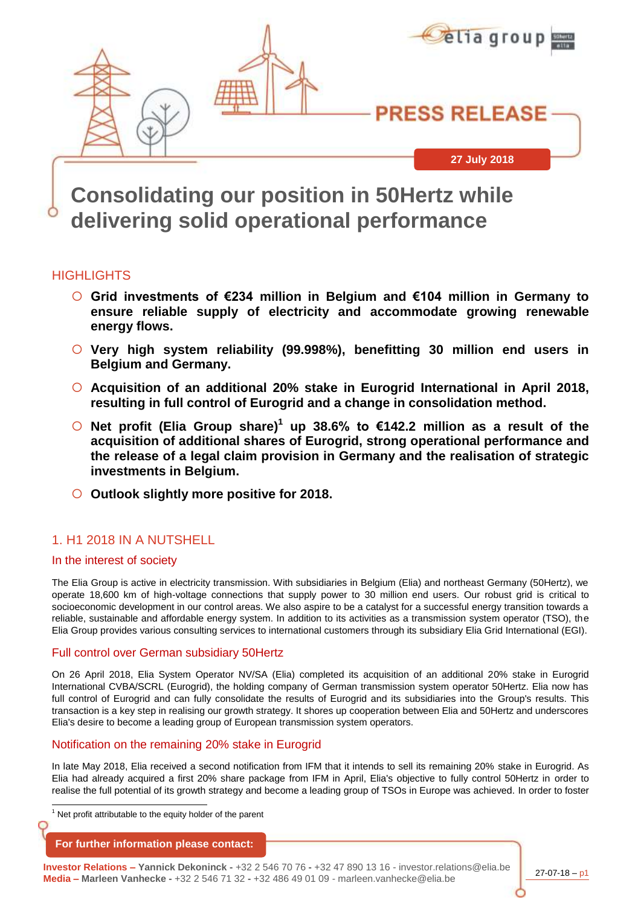PRESS RELEASE

27 July 2018

# Consolidating our position in 50Hertz while delivering solid operational performance

## HIGHLIGHTS

- **Grid investments of €234 million in Belgium and €104 million in Germany to ensure reliable supply of electricity and accommodate growing renewable energy flows.**
- **Very high system reliability (99.998%), benefitting 30 million end users in Belgium and Germany.**
- **Acquisition of an additional 20% stake in Eurogrid International in April 2018, resulting in full control of Eurogrid and a change in consolidation method.**
- **Net profit (Elia Group share)[1] up 38.6% to €142.2 million as a result of the acquisition of additional shares of Eurogrid, strong operational performance and the release of a legal claim provision in Germany and the realisation of strategic investments in Belgium.**
- **Outlook slightly more positive for 2018.**

## 1. H1 2018 IN A NUTSHELL

### In the interest of society

The Elia Group is active in electricity transmission. With subsidiaries in Belgium (Elia) and northeast Germany (50Hertz), we operate 18,600 km of high-voltage connections that supply power to 30 million end users. Our robust grid is critical to socioeconomic development in our control areas. We also aspire to be a catalyst for a successful energy transition towards a reliable, sustainable and affordable energy system. In addition to its activities as a transmission system operator (TSO), the Elia Group provides various consulting services to international customers through its subsidiary Elia Grid International (EGI).

### Full control over German subsidiary 50Hertz

On 26 April 2018, Elia System Operator NV/SA (Elia) completed its acquisition of an additional 20% stake in Eurogrid International CVBA/SCRL (Eurogrid), the holding company of German transmission system operator 50Hertz. Elia now has full control of Eurogrid and can fully consolidate the results of Eurogrid and its subsidiaries into the Group's results. This transaction is a key step in realising our growth strategy. It shores up cooperation between Elia and 50Hertz and underscores Elia's desire to become a leading group of European transmission system operators.

### Notification on the remaining 20% stake in Eurogrid

In late May 2018, Elia received a second notification from IFM that it intends to sell its remaining 20% stake in Eurogrid. As Elia had already acquired a first 20% share package from IFM in April, Elia's objective to fully control 50Hertz in order to realise the full potential of its growth strategy and become a leading group of TSOs in Europe was achieved. In order to foster

[1] Net profit attributable to the equity holder of the parent

**For further information please contact:**

**Investor Relations – Yannick Dekoninck** - +32 2 546 70 76 - +32 47 890 13 16 - investor.relations@elia.be
**Media – Marleen Vanhecke** - +32 2 546 71 32 - +32 486 49 01 09 - marleen.vanhecke@elia.be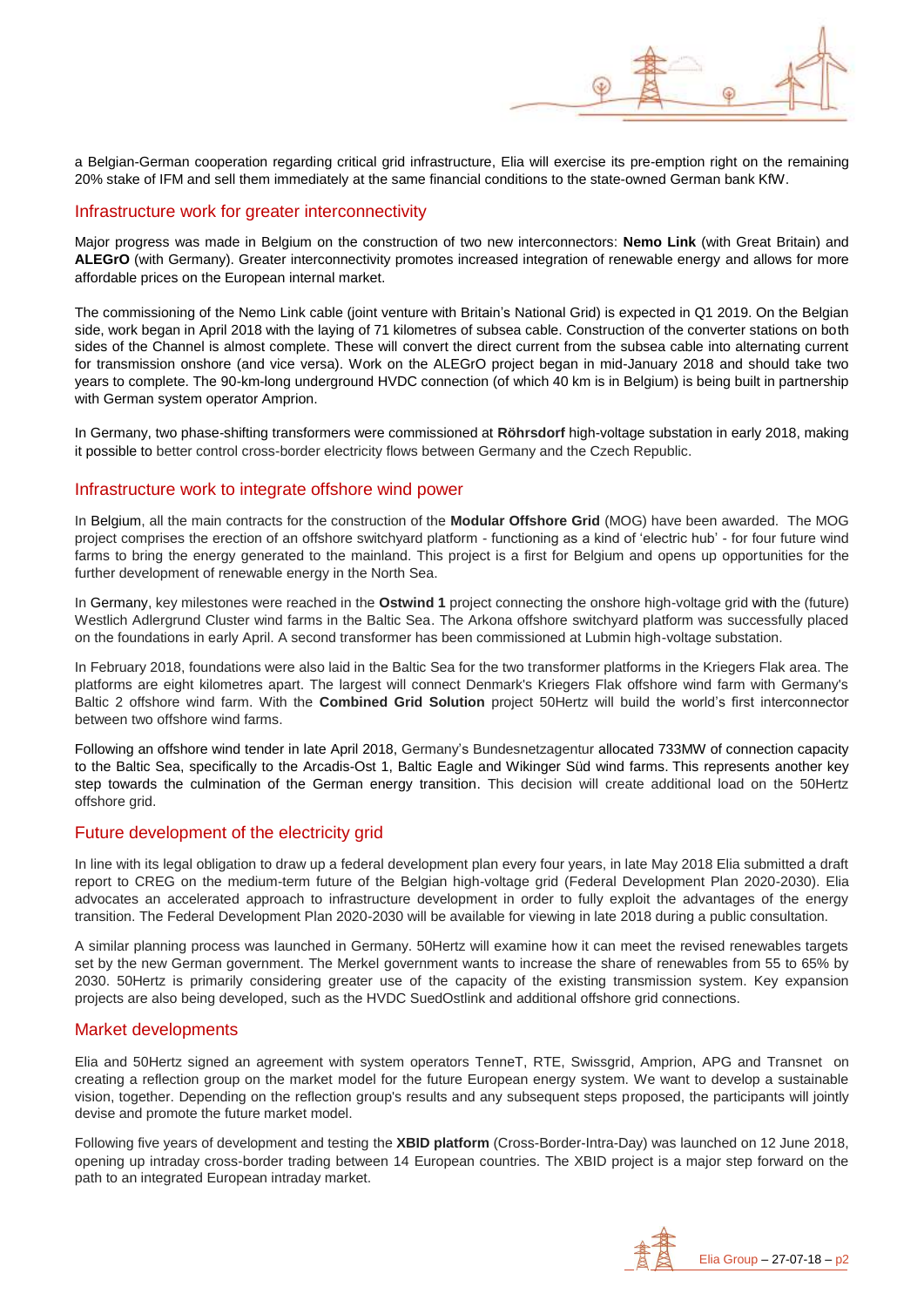a Belgian-German cooperation regarding critical grid infrastructure, Elia will exercise its pre-emption right on the remaining 20% stake of IFM and sell them immediately at the same financial conditions to the state-owned German bank KfW.

## Infrastructure work for greater interconnectivity

Major progress was made in Belgium on the construction of two new interconnectors: **Nemo Link** (with Great Britain) and **ALEGrO** (with Germany). Greater interconnectivity promotes increased integration of renewable energy and allows for more affordable prices on the European internal market.

The commissioning of the Nemo Link cable (joint venture with Britain's National Grid) is expected in Q1 2019. On the Belgian side, work began in April 2018 with the laying of 71 kilometres of subsea cable. Construction of the converter stations on both sides of the Channel is almost complete. These will convert the direct current from the subsea cable into alternating current for transmission onshore (and vice versa). Work on the ALEGrO project began in mid-January 2018 and should take two years to complete. The 90-km-long underground HVDC connection (of which 40 km is in Belgium) is being built in partnership with German system operator Amprion.

In Germany, two phase-shifting transformers were commissioned at **Röhrsdorf** high-voltage substation in early 2018, making it possible to better control cross-border electricity flows between Germany and the Czech Republic.

## Infrastructure work to integrate offshore wind power

In Belgium, all the main contracts for the construction of the **Modular Offshore Grid** (MOG) have been awarded. The MOG project comprises the erection of an offshore switchyard platform - functioning as a kind of 'electric hub' - for four future wind farms to bring the energy generated to the mainland. This project is a first for Belgium and opens up opportunities for the further development of renewable energy in the North Sea.

In Germany, key milestones were reached in the **Ostwind 1** project connecting the onshore high-voltage grid with the (future) Westlich Adlergrund Cluster wind farms in the Baltic Sea. The Arkona offshore switchyard platform was successfully placed on the foundations in early April. A second transformer has been commissioned at Lubmin high-voltage substation.

In February 2018, foundations were also laid in the Baltic Sea for the two transformer platforms in the Kriegers Flak area. The platforms are eight kilometres apart. The largest will connect Denmark's Kriegers Flak offshore wind farm with Germany's Baltic 2 offshore wind farm. With the **Combined Grid Solution** project 50Hertz will build the world's first interconnector between two offshore wind farms.

Following an offshore wind tender in late April 2018, Germany's Bundesnetzagentur allocated 733MW of connection capacity to the Baltic Sea, specifically to the Arcadis-Ost 1, Baltic Eagle and Wikinger Süd wind farms. This represents another key step towards the culmination of the German energy transition. This decision will create additional load on the 50Hertz offshore grid.

## Future development of the electricity grid

In line with its legal obligation to draw up a federal development plan every four years, in late May 2018 Elia submitted a draft report to CREG on the medium-term future of the Belgian high-voltage grid (Federal Development Plan 2020-2030). Elia advocates an accelerated approach to infrastructure development in order to fully exploit the advantages of the energy transition. The Federal Development Plan 2020-2030 will be available for viewing in late 2018 during a public consultation.

A similar planning process was launched in Germany. 50Hertz will examine how it can meet the revised renewables targets set by the new German government. The Merkel government wants to increase the share of renewables from 55 to 65% by 2030. 50Hertz is primarily considering greater use of the capacity of the existing transmission system. Key expansion projects are also being developed, such as the HVDC SuedOstlink and additional offshore grid connections.

## Market developments

Elia and 50Hertz signed an agreement with system operators TenneT, RTE, Swissgrid, Amprion, APG and Transnet on creating a reflection group on the market model for the future European energy system. We want to develop a sustainable vision, together. Depending on the reflection group's results and any subsequent steps proposed, the participants will jointly devise and promote the future market model.

Following five years of development and testing the **XBID platform** (Cross-Border-Intra-Day) was launched on 12 June 2018, opening up intraday cross-border trading between 14 European countries. The XBID project is a major step forward on the path to an integrated European intraday market.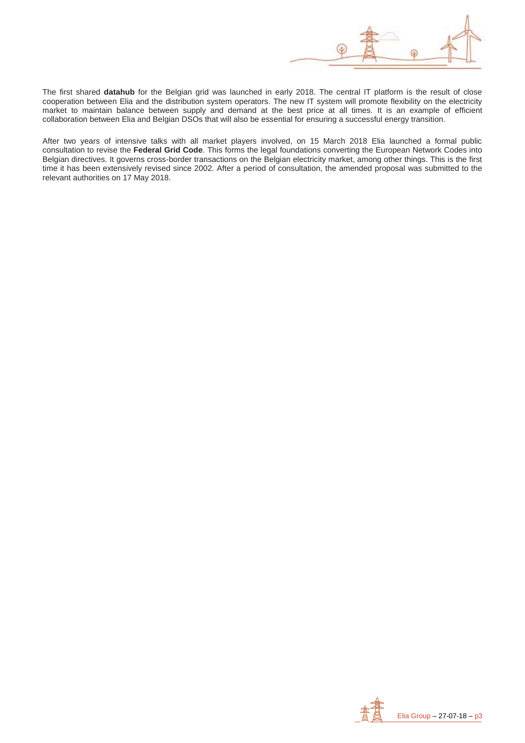The first shared **datahub** for the Belgian grid was launched in early 2018. The central IT platform is the result of close cooperation between Elia and the distribution system operators. The new IT system will promote flexibility on the electricity market to maintain balance between supply and demand at the best price at all times. It is an example of efficient collaboration between Elia and Belgian DSOs that will also be essential for ensuring a successful energy transition.

After two years of intensive talks with all market players involved, on 15 March 2018 Elia launched a formal public consultation to revise the **Federal Grid Code**. This forms the legal foundations converting the European Network Codes into Belgian directives. It governs cross-border transactions on the Belgian electricity market, among other things. This is the first time it has been extensively revised since 2002. After a period of consultation, the amended proposal was submitted to the relevant authorities on 17 May 2018.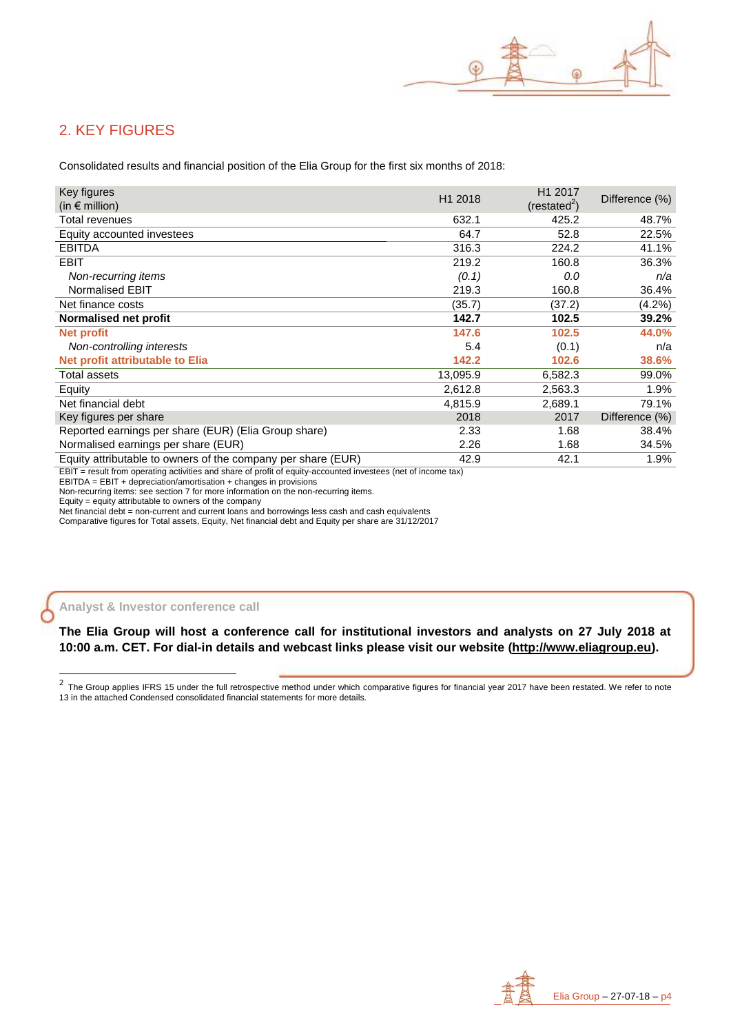## 2. KEY FIGURES

Consolidated results and financial position of the Elia Group for the first six months of 2018:

| Key figures (in € million) | H1 2018 | H1 2017 (restated[2]) | Difference (%) |
|---|---|---|---|
| Total revenues | 632.1 | 425.2 | 48.7% |
| Equity accounted investees | 64.7 | 52.8 | 22.5% |
| EBITDA | 316.3 | 224.2 | 41.1% |
| EBIT | 219.2 | 160.8 | 36.3% |
| *Non-recurring items* | *(0.1)* | *0.0* | *n/a* |
| Normalised EBIT | 219.3 | 160.8 | 36.4% |
| Net finance costs | (35.7) | (37.2) | (4.2%) |
| **Normalised net profit** | **142.7** | **102.5** | **39.2%** |
| **Net profit** | **147.6** | **102.5** | **44.0%** |
| *Non-controlling interests* | 5.4 | (0.1) | n/a |
| **Net profit attributable to Elia** | **142.2** | **102.6** | **38.6%** |
| Total assets | 13,095.9 | 6,582.3 | 99.0% |
| Equity | 2,612.8 | 2,563.3 | 1.9% |
| Net financial debt | 4,815.9 | 2,689.1 | 79.1% |
| Key figures per share | 2018 | 2017 | Difference (%) |
| Reported earnings per share (EUR) (Elia Group share) | 2.33 | 1.68 | 38.4% |
| Normalised earnings per share (EUR) | 2.26 | 1.68 | 34.5% |
| Equity attributable to owners of the company per share (EUR) | 42.9 | 42.1 | 1.9% |

EBIT = result from operating activities and share of profit of equity-accounted investees (net of income tax)
EBITDA = EBIT + depreciation/amortisation + changes in provisions
Non-recurring items: see section 7 for more information on the non-recurring items.
Equity = equity attributable to owners of the company
Net financial debt = non-current and current loans and borrowings less cash and cash equivalents
Comparative figures for Total assets, Equity, Net financial debt and Equity per share are 31/12/2017

**Analyst & Investor conference call**

**The Elia Group will host a conference call for institutional investors and analysts on 27 July 2018 at 10:00 a.m. CET. For dial-in details and webcast links please visit our website (http://www.eliagroup.eu).**

[2] The Group applies IFRS 15 under the full retrospective method under which comparative figures for financial year 2017 have been restated. We refer to note 13 in the attached Condensed consolidated financial statements for more details.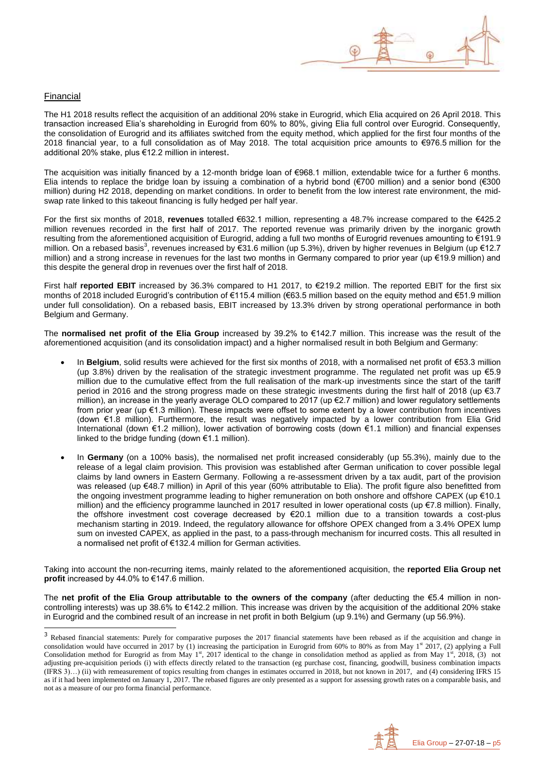Financial

The H1 2018 results reflect the acquisition of an additional 20% stake in Eurogrid, which Elia acquired on 26 April 2018. This transaction increased Elia's shareholding in Eurogrid from 60% to 80%, giving Elia full control over Eurogrid. Consequently, the consolidation of Eurogrid and its affiliates switched from the equity method, which applied for the first four months of the 2018 financial year, to a full consolidation as of May 2018. The total acquisition price amounts to €976.5 million for the additional 20% stake, plus €12.2 million in interest.

The acquisition was initially financed by a 12-month bridge loan of €968.1 million, extendable twice for a further 6 months. Elia intends to replace the bridge loan by issuing a combination of a hybrid bond (€700 million) and a senior bond (€300 million) during H2 2018, depending on market conditions. In order to benefit from the low interest rate environment, the mid-swap rate linked to this takeout financing is fully hedged per half year.

For the first six months of 2018, **revenues** totalled €632.1 million, representing a 48.7% increase compared to the €425.2 million revenues recorded in the first half of 2017. The reported revenue was primarily driven by the inorganic growth resulting from the aforementioned acquisition of Eurogrid, adding a full two months of Eurogrid revenues amounting to €191.9 million. On a rebased basis[3], revenues increased by €31.6 million (up 5.3%), driven by higher revenues in Belgium (up €12.7 million) and a strong increase in revenues for the last two months in Germany compared to prior year (up €19.9 million) and this despite the general drop in revenues over the first half of 2018.

First half **reported EBIT** increased by 36.3% compared to H1 2017, to €219.2 million. The reported EBIT for the first six months of 2018 included Eurogrid's contribution of €115.4 million (€63.5 million based on the equity method and €51.9 million under full consolidation). On a rebased basis, EBIT increased by 13.3% driven by strong operational performance in both Belgium and Germany.

The **normalised net profit of the Elia Group** increased by 39.2% to €142.7 million. This increase was the result of the aforementioned acquisition (and its consolidation impact) and a higher normalised result in both Belgium and Germany:

- In **Belgium**, solid results were achieved for the first six months of 2018, with a normalised net profit of €53.3 million (up 3.8%) driven by the realisation of the strategic investment programme. The regulated net profit was up €5.9 million due to the cumulative effect from the full realisation of the mark-up investments since the start of the tariff period in 2016 and the strong progress made on these strategic investments during the first half of 2018 (up €3.7 million), an increase in the yearly average OLO compared to 2017 (up €2.7 million) and lower regulatory settlements from prior year (up €1.3 million). These impacts were offset to some extent by a lower contribution from incentives (down €1.8 million). Furthermore, the result was negatively impacted by a lower contribution from Elia Grid International (down €1.2 million), lower activation of borrowing costs (down €1.1 million) and financial expenses linked to the bridge funding (down €1.1 million).
- In **Germany** (on a 100% basis), the normalised net profit increased considerably (up 55.3%), mainly due to the release of a legal claim provision. This provision was established after German unification to cover possible legal claims by land owners in Eastern Germany. Following a re-assessment driven by a tax audit, part of the provision was released (up €48.7 million) in April of this year (60% attributable to Elia). The profit figure also benefitted from the ongoing investment programme leading to higher remuneration on both onshore and offshore CAPEX (up €10.1 million) and the efficiency programme launched in 2017 resulted in lower operational costs (up €7.8 million). Finally, the offshore investment cost coverage decreased by €20.1 million due to a transition towards a cost-plus mechanism starting in 2019. Indeed, the regulatory allowance for offshore OPEX changed from a 3.4% OPEX lump sum on invested CAPEX, as applied in the past, to a pass-through mechanism for incurred costs. This all resulted in a normalised net profit of €132.4 million for German activities.

Taking into account the non-recurring items, mainly related to the aforementioned acquisition, the **reported Elia Group net profit** increased by 44.0% to €147.6 million.

The **net profit of the Elia Group attributable to the owners of the company** (after deducting the €5.4 million in non-controlling interests) was up 38.6% to €142.2 million. This increase was driven by the acquisition of the additional 20% stake in Eurogrid and the combined result of an increase in net profit in both Belgium (up 9.1%) and Germany (up 56.9%).

[3] Rebased financial statements: Purely for comparative purposes the 2017 financial statements have been rebased as if the acquisition and change in consolidation would have occurred in 2017 by (1) increasing the participation in Eurogrid from 60% to 80% as from May 1st 2017, (2) applying a Full Consolidation method for Eurogrid as from May 1st, 2017 identical to the change in consolidation method as applied as from May 1st, 2018, (3) not adjusting pre-acquisition periods (i) with effects directly related to the transaction (eg purchase cost, financing, goodwill, business combination impacts (IFRS 3)…) (ii) with remeasurement of topics resulting from changes in estimates occurred in 2018, but not known in 2017, and (4) considering IFRS 15 as if it had been implemented on January 1, 2017. The rebased figures are only presented as a support for assessing growth rates on a comparable basis, and not as a measure of our pro forma financial performance.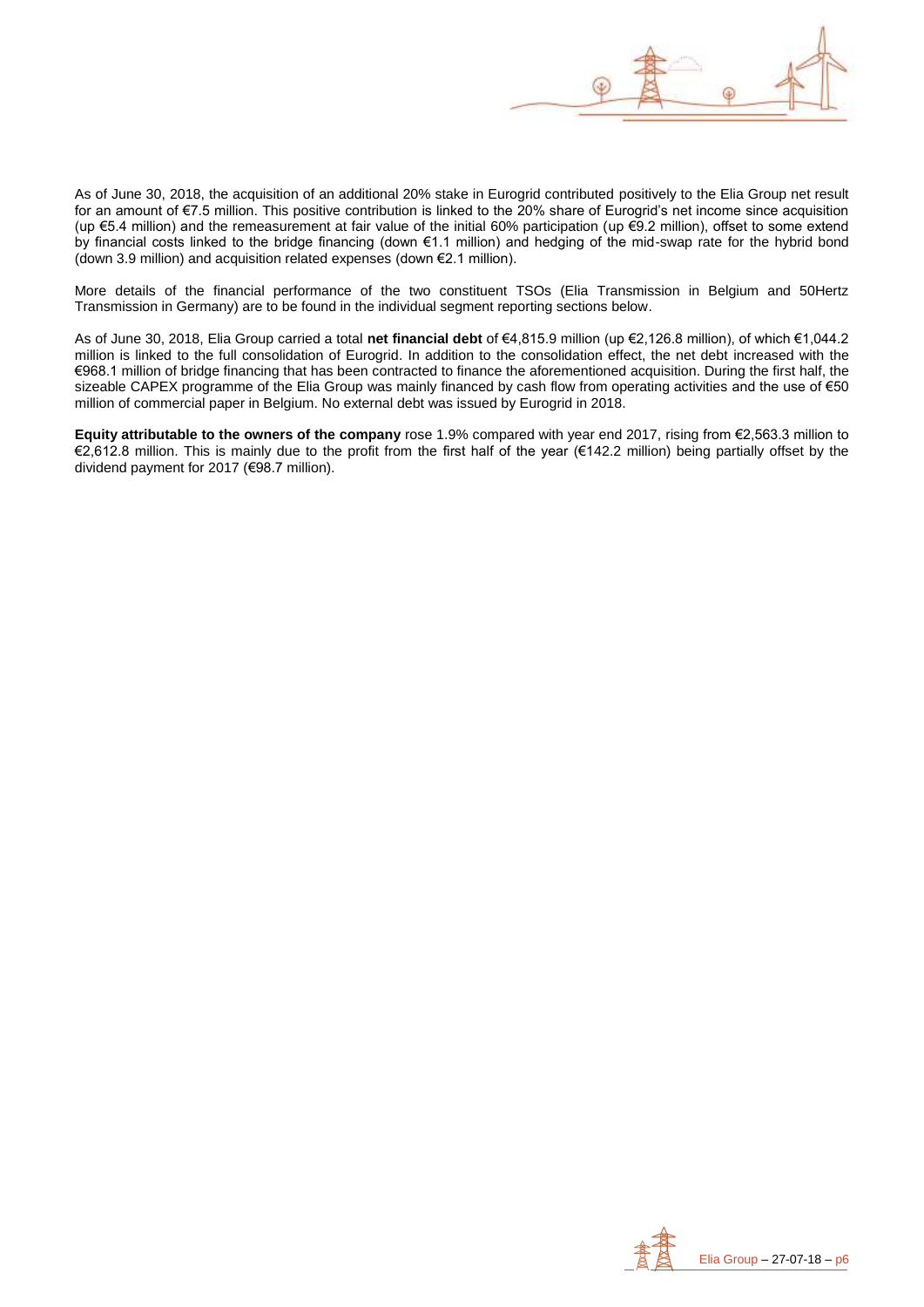As of June 30, 2018, the acquisition of an additional 20% stake in Eurogrid contributed positively to the Elia Group net result for an amount of €7.5 million. This positive contribution is linked to the 20% share of Eurogrid's net income since acquisition (up €5.4 million) and the remeasurement at fair value of the initial 60% participation (up €9.2 million), offset to some extend by financial costs linked to the bridge financing (down €1.1 million) and hedging of the mid-swap rate for the hybrid bond (down 3.9 million) and acquisition related expenses (down €2.1 million).

More details of the financial performance of the two constituent TSOs (Elia Transmission in Belgium and 50Hertz Transmission in Germany) are to be found in the individual segment reporting sections below.

As of June 30, 2018, Elia Group carried a total **net financial debt** of €4,815.9 million (up €2,126.8 million), of which €1,044.2 million is linked to the full consolidation of Eurogrid. In addition to the consolidation effect, the net debt increased with the €968.1 million of bridge financing that has been contracted to finance the aforementioned acquisition. During the first half, the sizeable CAPEX programme of the Elia Group was mainly financed by cash flow from operating activities and the use of €50 million of commercial paper in Belgium. No external debt was issued by Eurogrid in 2018.

**Equity attributable to the owners of the company** rose 1.9% compared with year end 2017, rising from €2,563.3 million to €2,612.8 million. This is mainly due to the profit from the first half of the year (€142.2 million) being partially offset by the dividend payment for 2017 (€98.7 million).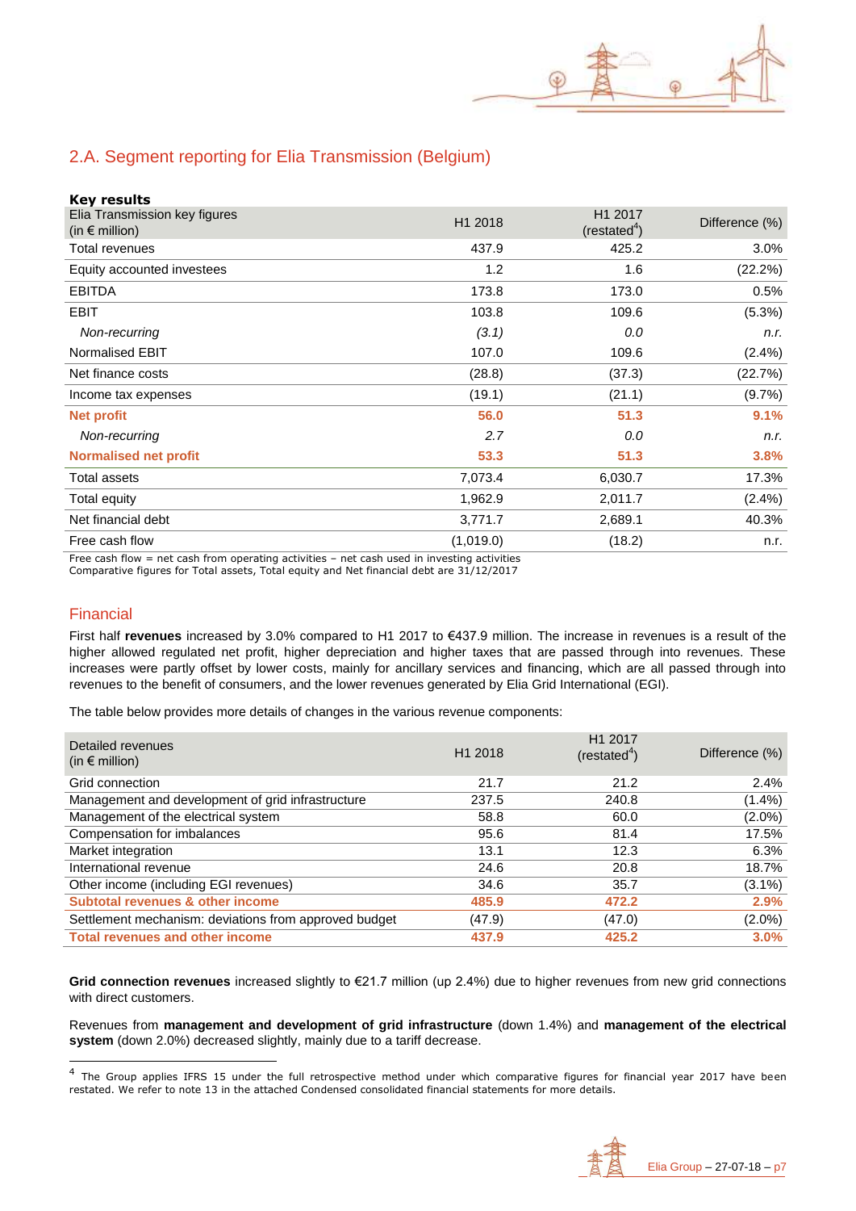## 2.A. Segment reporting for Elia Transmission (Belgium)

**Key results**

| Elia Transmission key figures (in € million) | H1 2018 | H1 2017 (restated[4]) | Difference (%) |
|---|---|---|---|
| Total revenues | 437.9 | 425.2 | 3.0% |
| Equity accounted investees | 1.2 | 1.6 | (22.2%) |
| EBITDA | 173.8 | 173.0 | 0.5% |
| EBIT | 103.8 | 109.6 | (5.3%) |
| *Non-recurring* | *(3.1)* | *0.0* | *n.r.* |
| Normalised EBIT | 107.0 | 109.6 | (2.4%) |
| Net finance costs | (28.8) | (37.3) | (22.7%) |
| Income tax expenses | (19.1) | (21.1) | (9.7%) |
| **Net profit** | **56.0** | **51.3** | **9.1%** |
| *Non-recurring* | *2.7* | *0.0* | *n.r.* |
| **Normalised net profit** | **53.3** | **51.3** | **3.8%** |
| Total assets | 7,073.4 | 6,030.7 | 17.3% |
| Total equity | 1,962.9 | 2,011.7 | (2.4%) |
| Net financial debt | 3,771.7 | 2,689.1 | 40.3% |
| Free cash flow | (1,019.0) | (18.2) | n.r. |

Free cash flow = net cash from operating activities – net cash used in investing activities
Comparative figures for Total assets, Total equity and Net financial debt are 31/12/2017

### Financial

First half **revenues** increased by 3.0% compared to H1 2017 to €437.9 million. The increase in revenues is a result of the higher allowed regulated net profit, higher depreciation and higher taxes that are passed through into revenues. These increases were partly offset by lower costs, mainly for ancillary services and financing, which are all passed through into revenues to the benefit of consumers, and the lower revenues generated by Elia Grid International (EGI).

The table below provides more details of changes in the various revenue components:

| Detailed revenues (in € million) | H1 2018 | H1 2017 (restated[4]) | Difference (%) |
|---|---|---|---|
| Grid connection | 21.7 | 21.2 | 2.4% |
| Management and development of grid infrastructure | 237.5 | 240.8 | (1.4%) |
| Management of the electrical system | 58.8 | 60.0 | (2.0%) |
| Compensation for imbalances | 95.6 | 81.4 | 17.5% |
| Market integration | 13.1 | 12.3 | 6.3% |
| International revenue | 24.6 | 20.8 | 18.7% |
| Other income (including EGI revenues) | 34.6 | 35.7 | (3.1%) |
| **Subtotal revenues & other income** | **485.9** | **472.2** | **2.9%** |
| Settlement mechanism: deviations from approved budget | (47.9) | (47.0) | (2.0%) |
| **Total revenues and other income** | **437.9** | **425.2** | **3.0%** |

**Grid connection revenues** increased slightly to €21.7 million (up 2.4%) due to higher revenues from new grid connections with direct customers.

Revenues from **management and development of grid infrastructure** (down 1.4%) and **management of the electrical system** (down 2.0%) decreased slightly, mainly due to a tariff decrease.

[4] The Group applies IFRS 15 under the full retrospective method under which comparative figures for financial year 2017 have been restated. We refer to note 13 in the attached Condensed consolidated financial statements for more details.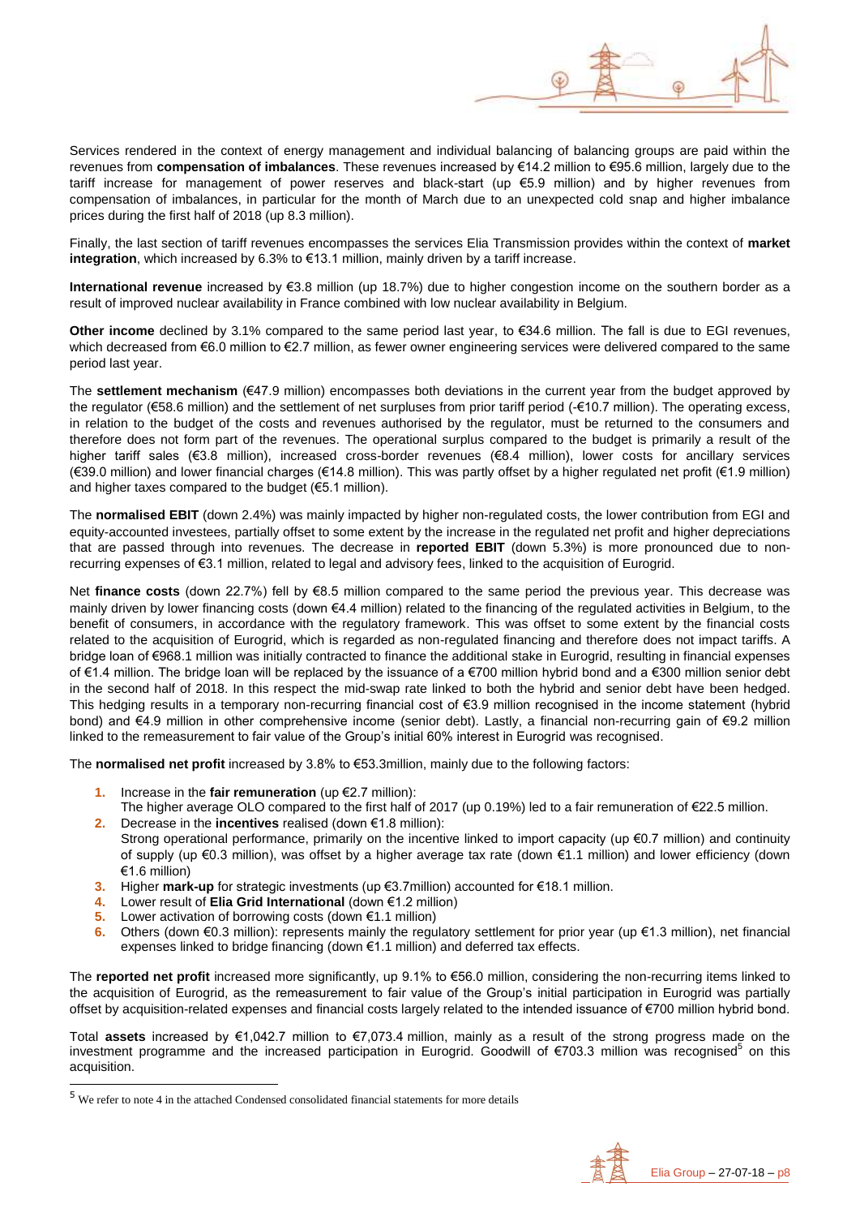Services rendered in the context of energy management and individual balancing of balancing groups are paid within the revenues from **compensation of imbalances**. These revenues increased by €14.2 million to €95.6 million, largely due to the tariff increase for management of power reserves and black-start (up €5.9 million) and by higher revenues from compensation of imbalances, in particular for the month of March due to an unexpected cold snap and higher imbalance prices during the first half of 2018 (up 8.3 million).

Finally, the last section of tariff revenues encompasses the services Elia Transmission provides within the context of **market integration**, which increased by 6.3% to €13.1 million, mainly driven by a tariff increase.

**International revenue** increased by €3.8 million (up 18.7%) due to higher congestion income on the southern border as a result of improved nuclear availability in France combined with low nuclear availability in Belgium.

**Other income** declined by 3.1% compared to the same period last year, to €34.6 million. The fall is due to EGI revenues, which decreased from €6.0 million to €2.7 million, as fewer owner engineering services were delivered compared to the same period last year.

The **settlement mechanism** (€47.9 million) encompasses both deviations in the current year from the budget approved by the regulator (€58.6 million) and the settlement of net surpluses from prior tariff period (-€10.7 million). The operating excess, in relation to the budget of the costs and revenues authorised by the regulator, must be returned to the consumers and therefore does not form part of the revenues. The operational surplus compared to the budget is primarily a result of the higher tariff sales (€3.8 million), increased cross-border revenues (€8.4 million), lower costs for ancillary services (€39.0 million) and lower financial charges (€14.8 million). This was partly offset by a higher regulated net profit (€1.9 million) and higher taxes compared to the budget (€5.1 million).

The **normalised EBIT** (down 2.4%) was mainly impacted by higher non-regulated costs, the lower contribution from EGI and equity-accounted investees, partially offset to some extent by the increase in the regulated net profit and higher depreciations that are passed through into revenues. The decrease in **reported EBIT** (down 5.3%) is more pronounced due to non-recurring expenses of €3.1 million, related to legal and advisory fees, linked to the acquisition of Eurogrid.

Net **finance costs** (down 22.7%) fell by €8.5 million compared to the same period the previous year. This decrease was mainly driven by lower financing costs (down €4.4 million) related to the financing of the regulated activities in Belgium, to the benefit of consumers, in accordance with the regulatory framework. This was offset to some extent by the financial costs related to the acquisition of Eurogrid, which is regarded as non-regulated financing and therefore does not impact tariffs. A bridge loan of €968.1 million was initially contracted to finance the additional stake in Eurogrid, resulting in financial expenses of €1.4 million. The bridge loan will be replaced by the issuance of a €700 million hybrid bond and a €300 million senior debt in the second half of 2018. In this respect the mid-swap rate linked to both the hybrid and senior debt have been hedged. This hedging results in a temporary non-recurring financial cost of €3.9 million recognised in the income statement (hybrid bond) and €4.9 million in other comprehensive income (senior debt). Lastly, a financial non-recurring gain of €9.2 million linked to the remeasurement to fair value of the Group's initial 60% interest in Eurogrid was recognised.

The **normalised net profit** increased by 3.8% to €53.3million, mainly due to the following factors:

1. Increase in the **fair remuneration** (up €2.7 million):
   The higher average OLO compared to the first half of 2017 (up 0.19%) led to a fair remuneration of €22.5 million.
2. Decrease in the **incentives** realised (down €1.8 million):
   Strong operational performance, primarily on the incentive linked to import capacity (up €0.7 million) and continuity of supply (up €0.3 million), was offset by a higher average tax rate (down €1.1 million) and lower efficiency (down €1.6 million)
3. Higher **mark-up** for strategic investments (up €3.7million) accounted for €18.1 million.
4. Lower result of **Elia Grid International** (down €1.2 million)
5. Lower activation of borrowing costs (down €1.1 million)
6. Others (down €0.3 million): represents mainly the regulatory settlement for prior year (up €1.3 million), net financial expenses linked to bridge financing (down €1.1 million) and deferred tax effects.

The **reported net profit** increased more significantly, up 9.1% to €56.0 million, considering the non-recurring items linked to the acquisition of Eurogrid, as the remeasurement to fair value of the Group's initial participation in Eurogrid was partially offset by acquisition-related expenses and financial costs largely related to the intended issuance of €700 million hybrid bond.

Total **assets** increased by €1,042.7 million to €7,073.4 million, mainly as a result of the strong progress made on the investment programme and the increased participation in Eurogrid. Goodwill of €703.3 million was recognised[5] on this acquisition.

[5] We refer to note 4 in the attached Condensed consolidated financial statements for more details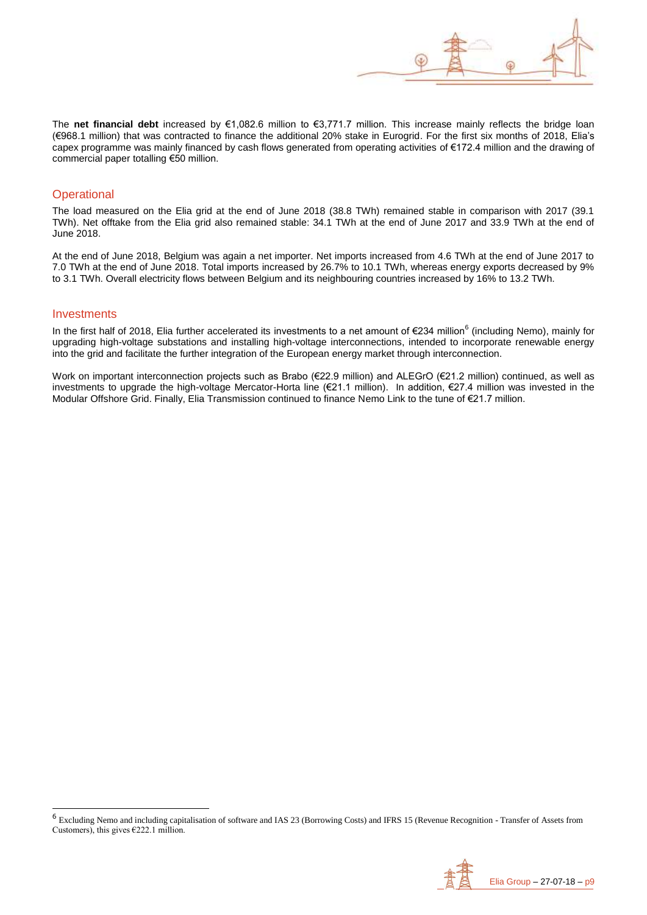The **net financial debt** increased by €1,082.6 million to €3,771.7 million. This increase mainly reflects the bridge loan (€968.1 million) that was contracted to finance the additional 20% stake in Eurogrid. For the first six months of 2018, Elia's capex programme was mainly financed by cash flows generated from operating activities of €172.4 million and the drawing of commercial paper totalling €50 million.

## Operational

The load measured on the Elia grid at the end of June 2018 (38.8 TWh) remained stable in comparison with 2017 (39.1 TWh). Net offtake from the Elia grid also remained stable: 34.1 TWh at the end of June 2017 and 33.9 TWh at the end of June 2018.

At the end of June 2018, Belgium was again a net importer. Net imports increased from 4.6 TWh at the end of June 2017 to 7.0 TWh at the end of June 2018. Total imports increased by 26.7% to 10.1 TWh, whereas energy exports decreased by 9% to 3.1 TWh. Overall electricity flows between Belgium and its neighbouring countries increased by 16% to 13.2 TWh.

## Investments

In the first half of 2018, Elia further accelerated its investments to a net amount of €234 million[6] (including Nemo), mainly for upgrading high-voltage substations and installing high-voltage interconnections, intended to incorporate renewable energy into the grid and facilitate the further integration of the European energy market through interconnection.

Work on important interconnection projects such as Brabo (€22.9 million) and ALEGrO (€21.2 million) continued, as well as investments to upgrade the high-voltage Mercator-Horta line (€21.1 million). In addition, €27.4 million was invested in the Modular Offshore Grid. Finally, Elia Transmission continued to finance Nemo Link to the tune of €21.7 million.

[6] Excluding Nemo and including capitalisation of software and IAS 23 (Borrowing Costs) and IFRS 15 (Revenue Recognition - Transfer of Assets from Customers), this gives €222.1 million.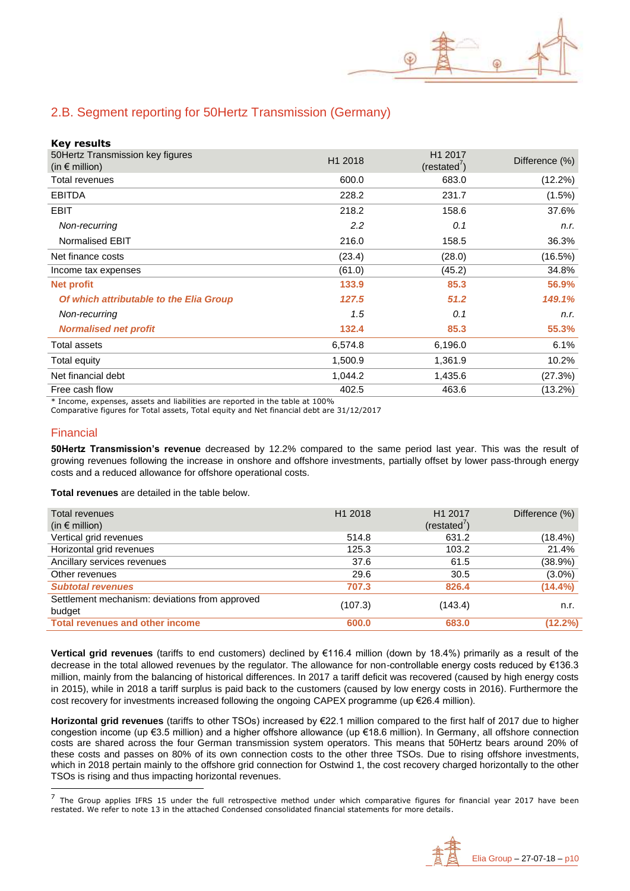## 2.B. Segment reporting for 50Hertz Transmission (Germany)

**Key results**

| 50Hertz Transmission key figures (in € million) | H1 2018 | H1 2017 (restated[7]) | Difference (%) |
|---|---|---|---|
| Total revenues | 600.0 | 683.0 | (12.2%) |
| EBITDA | 228.2 | 231.7 | (1.5%) |
| EBIT | 218.2 | 158.6 | 37.6% |
| *Non-recurring* | *2.2* | *0.1* | *n.r.* |
| Normalised EBIT | 216.0 | 158.5 | 36.3% |
| Net finance costs | (23.4) | (28.0) | (16.5%) |
| Income tax expenses | (61.0) | (45.2) | 34.8% |
| **Net profit** | **133.9** | **85.3** | **56.9%** |
| ***Of which attributable to the Elia Group*** | ***127.5*** | ***51.2*** | ***149.1%*** |
| *Non-recurring* | *1.5* | *0.1* | *n.r.* |
| ***Normalised net profit*** | ***132.4*** | ***85.3*** | ***55.3%*** |
| Total assets | 6,574.8 | 6,196.0 | 6.1% |
| Total equity | 1,500.9 | 1,361.9 | 10.2% |
| Net financial debt | 1,044.2 | 1,435.6 | (27.3%) |
| Free cash flow | 402.5 | 463.6 | (13.2%) |

\* Income, expenses, assets and liabilities are reported in the table at 100%
Comparative figures for Total assets, Total equity and Net financial debt are 31/12/2017

### Financial

**50Hertz Transmission's revenue** decreased by 12.2% compared to the same period last year. This was the result of growing revenues following the increase in onshore and offshore investments, partially offset by lower pass-through energy costs and a reduced allowance for offshore operational costs.

**Total revenues** are detailed in the table below.

| Total revenues (in € million) | H1 2018 | H1 2017 (restated[7]) | Difference (%) |
|---|---|---|---|
| Vertical grid revenues | 514.8 | 631.2 | (18.4%) |
| Horizontal grid revenues | 125.3 | 103.2 | 21.4% |
| Ancillary services revenues | 37.6 | 61.5 | (38.9%) |
| Other revenues | 29.6 | 30.5 | (3.0%) |
| ***Subtotal revenues*** | **707.3** | **826.4** | **(14.4%)** |
| Settlement mechanism: deviations from approved budget | (107.3) | (143.4) | n.r. |
| **Total revenues and other income** | **600.0** | **683.0** | **(12.2%)** |

**Vertical grid revenues** (tariffs to end customers) declined by €116.4 million (down by 18.4%) primarily as a result of the decrease in the total allowed revenues by the regulator. The allowance for non-controllable energy costs reduced by €136.3 million, mainly from the balancing of historical differences. In 2017 a tariff deficit was recovered (caused by high energy costs in 2015), while in 2018 a tariff surplus is paid back to the customers (caused by low energy costs in 2016). Furthermore the cost recovery for investments increased following the ongoing CAPEX programme (up €26.4 million).

**Horizontal grid revenues** (tariffs to other TSOs) increased by €22.1 million compared to the first half of 2017 due to higher congestion income (up €3.5 million) and a higher offshore allowance (up €18.6 million). In Germany, all offshore connection costs are shared across the four German transmission system operators. This means that 50Hertz bears around 20% of these costs and passes on 80% of its own connection costs to the other three TSOs. Due to rising offshore investments, which in 2018 pertain mainly to the offshore grid connection for Ostwind 1, the cost recovery charged horizontally to the other TSOs is rising and thus impacting horizontal revenues.

[7] The Group applies IFRS 15 under the full retrospective method under which comparative figures for financial year 2017 have been restated. We refer to note 13 in the attached Condensed consolidated financial statements for more details.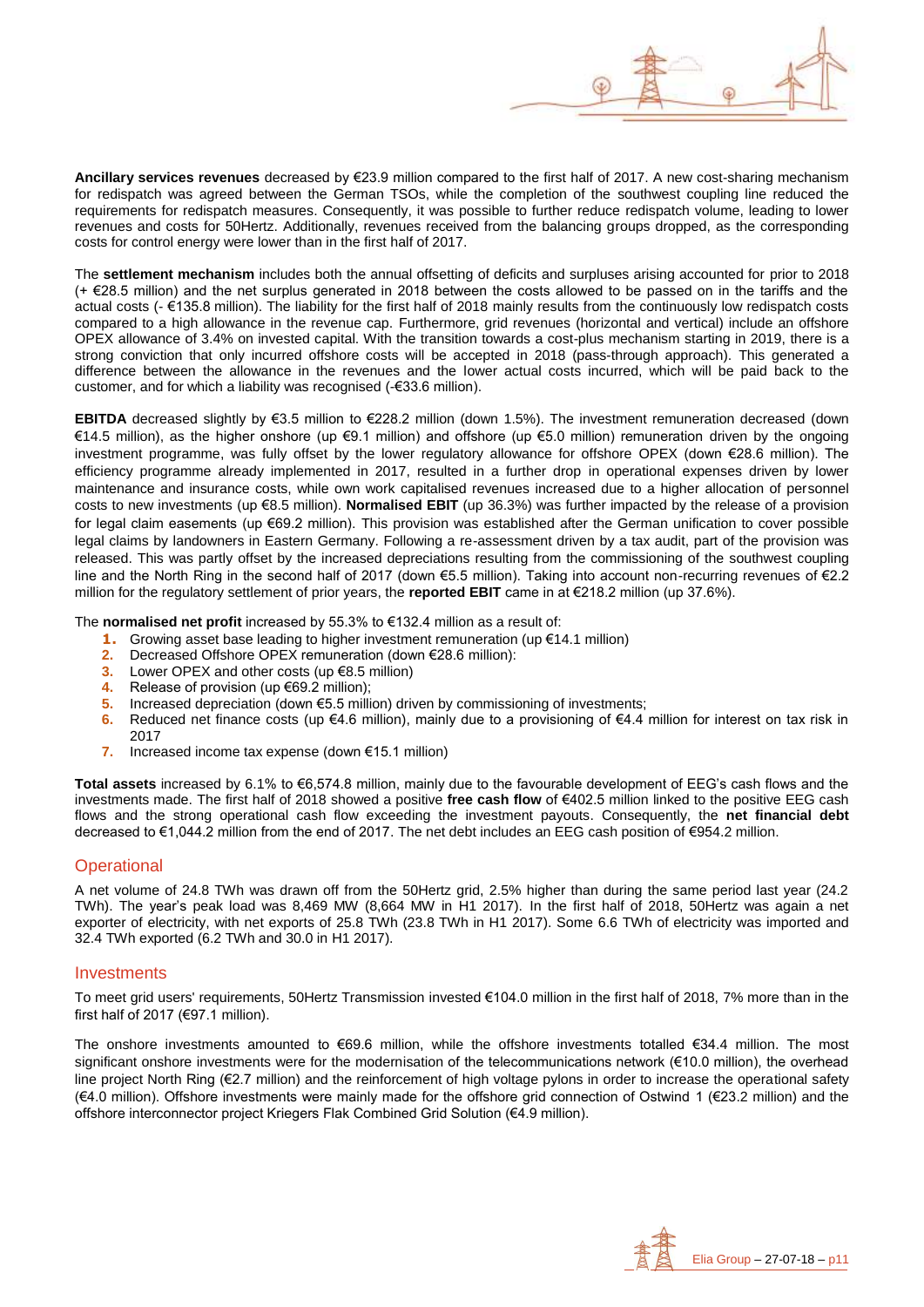**Ancillary services revenues** decreased by €23.9 million compared to the first half of 2017. A new cost-sharing mechanism for redispatch was agreed between the German TSOs, while the completion of the southwest coupling line reduced the requirements for redispatch measures. Consequently, it was possible to further reduce redispatch volume, leading to lower revenues and costs for 50Hertz. Additionally, revenues received from the balancing groups dropped, as the corresponding costs for control energy were lower than in the first half of 2017.

The **settlement mechanism** includes both the annual offsetting of deficits and surpluses arising accounted for prior to 2018 (+ €28.5 million) and the net surplus generated in 2018 between the costs allowed to be passed on in the tariffs and the actual costs (- €135.8 million). The liability for the first half of 2018 mainly results from the continuously low redispatch costs compared to a high allowance in the revenue cap. Furthermore, grid revenues (horizontal and vertical) include an offshore OPEX allowance of 3.4% on invested capital. With the transition towards a cost-plus mechanism starting in 2019, there is a strong conviction that only incurred offshore costs will be accepted in 2018 (pass-through approach). This generated a difference between the allowance in the revenues and the lower actual costs incurred, which will be paid back to the customer, and for which a liability was recognised (-€33.6 million).

**EBITDA** decreased slightly by €3.5 million to €228.2 million (down 1.5%). The investment remuneration decreased (down €14.5 million), as the higher onshore (up €9.1 million) and offshore (up €5.0 million) remuneration driven by the ongoing investment programme, was fully offset by the lower regulatory allowance for offshore OPEX (down €28.6 million). The efficiency programme already implemented in 2017, resulted in a further drop in operational expenses driven by lower maintenance and insurance costs, while own work capitalised revenues increased due to a higher allocation of personnel costs to new investments (up €8.5 million). **Normalised EBIT** (up 36.3%) was further impacted by the release of a provision for legal claim easements (up €69.2 million). This provision was established after the German unification to cover possible legal claims by landowners in Eastern Germany. Following a re-assessment driven by a tax audit, part of the provision was released. This was partly offset by the increased depreciations resulting from the commissioning of the southwest coupling line and the North Ring in the second half of 2017 (down €5.5 million). Taking into account non-recurring revenues of €2.2 million for the regulatory settlement of prior years, the **reported EBIT** came in at €218.2 million (up 37.6%).

The **normalised net profit** increased by 55.3% to €132.4 million as a result of:

1. Growing asset base leading to higher investment remuneration (up €14.1 million)
2. Decreased Offshore OPEX remuneration (down €28.6 million):
3. Lower OPEX and other costs (up €8.5 million)
4. Release of provision (up €69.2 million);
5. Increased depreciation (down €5.5 million) driven by commissioning of investments;
6. Reduced net finance costs (up €4.6 million), mainly due to a provisioning of €4.4 million for interest on tax risk in 2017
7. Increased income tax expense (down €15.1 million)

**Total assets** increased by 6.1% to €6,574.8 million, mainly due to the favourable development of EEG's cash flows and the investments made. The first half of 2018 showed a positive **free cash flow** of €402.5 million linked to the positive EEG cash flows and the strong operational cash flow exceeding the investment payouts. Consequently, the **net financial debt** decreased to €1,044.2 million from the end of 2017. The net debt includes an EEG cash position of €954.2 million.

## Operational

A net volume of 24.8 TWh was drawn off from the 50Hertz grid, 2.5% higher than during the same period last year (24.2 TWh). The year's peak load was 8,469 MW (8,664 MW in H1 2017). In the first half of 2018, 50Hertz was again a net exporter of electricity, with net exports of 25.8 TWh (23.8 TWh in H1 2017). Some 6.6 TWh of electricity was imported and 32.4 TWh exported (6.2 TWh and 30.0 in H1 2017).

## Investments

To meet grid users' requirements, 50Hertz Transmission invested €104.0 million in the first half of 2018, 7% more than in the first half of 2017 (€97.1 million).

The onshore investments amounted to €69.6 million, while the offshore investments totalled €34.4 million. The most significant onshore investments were for the modernisation of the telecommunications network (€10.0 million), the overhead line project North Ring (€2.7 million) and the reinforcement of high voltage pylons in order to increase the operational safety (€4.0 million). Offshore investments were mainly made for the offshore grid connection of Ostwind 1 (€23.2 million) and the offshore interconnector project Kriegers Flak Combined Grid Solution (€4.9 million).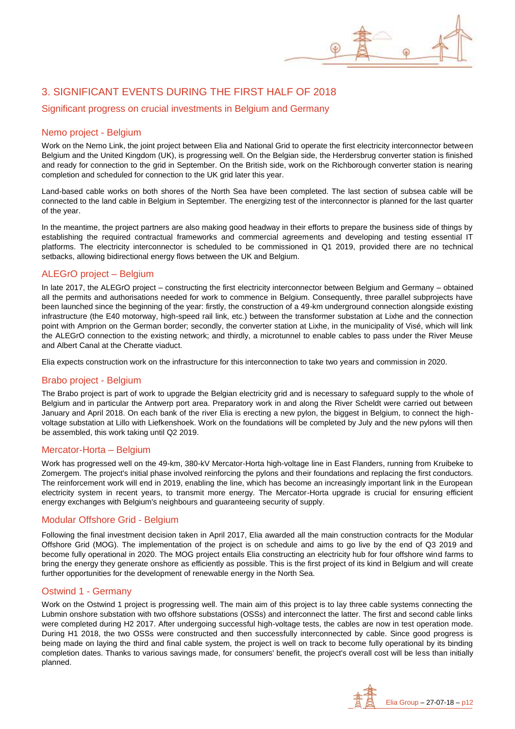## 3. SIGNIFICANT EVENTS DURING THE FIRST HALF OF 2018

### Significant progress on crucial investments in Belgium and Germany

### Nemo project - Belgium

Work on the Nemo Link, the joint project between Elia and National Grid to operate the first electricity interconnector between Belgium and the United Kingdom (UK), is progressing well. On the Belgian side, the Herdersbrug converter station is finished and ready for connection to the grid in September. On the British side, work on the Richborough converter station is nearing completion and scheduled for connection to the UK grid later this year.

Land-based cable works on both shores of the North Sea have been completed. The last section of subsea cable will be connected to the land cable in Belgium in September. The energizing test of the interconnector is planned for the last quarter of the year.

In the meantime, the project partners are also making good headway in their efforts to prepare the business side of things by establishing the required contractual frameworks and commercial agreements and developing and testing essential IT platforms. The electricity interconnector is scheduled to be commissioned in Q1 2019, provided there are no technical setbacks, allowing bidirectional energy flows between the UK and Belgium.

### ALEGrO project – Belgium

In late 2017, the ALEGrO project – constructing the first electricity interconnector between Belgium and Germany – obtained all the permits and authorisations needed for work to commence in Belgium. Consequently, three parallel subprojects have been launched since the beginning of the year: firstly, the construction of a 49-km underground connection alongside existing infrastructure (the E40 motorway, high-speed rail link, etc.) between the transformer substation at Lixhe and the connection point with Amprion on the German border; secondly, the converter station at Lixhe, in the municipality of Visé, which will link the ALEGrO connection to the existing network; and thirdly, a microtunnel to enable cables to pass under the River Meuse and Albert Canal at the Cheratte viaduct.

Elia expects construction work on the infrastructure for this interconnection to take two years and commission in 2020.

### Brabo project - Belgium

The Brabo project is part of work to upgrade the Belgian electricity grid and is necessary to safeguard supply to the whole of Belgium and in particular the Antwerp port area. Preparatory work in and along the River Scheldt were carried out between January and April 2018. On each bank of the river Elia is erecting a new pylon, the biggest in Belgium, to connect the high-voltage substation at Lillo with Liefkenshoek. Work on the foundations will be completed by July and the new pylons will then be assembled, this work taking until Q2 2019.

### Mercator-Horta – Belgium

Work has progressed well on the 49-km, 380-kV Mercator-Horta high-voltage line in East Flanders, running from Kruibeke to Zomergem. The project's initial phase involved reinforcing the pylons and their foundations and replacing the first conductors. The reinforcement work will end in 2019, enabling the line, which has become an increasingly important link in the European electricity system in recent years, to transmit more energy. The Mercator-Horta upgrade is crucial for ensuring efficient energy exchanges with Belgium's neighbours and guaranteeing security of supply.

### Modular Offshore Grid - Belgium

Following the final investment decision taken in April 2017, Elia awarded all the main construction contracts for the Modular Offshore Grid (MOG). The implementation of the project is on schedule and aims to go live by the end of Q3 2019 and become fully operational in 2020. The MOG project entails Elia constructing an electricity hub for four offshore wind farms to bring the energy they generate onshore as efficiently as possible. This is the first project of its kind in Belgium and will create further opportunities for the development of renewable energy in the North Sea.

### Ostwind 1 - Germany

Work on the Ostwind 1 project is progressing well. The main aim of this project is to lay three cable systems connecting the Lubmin onshore substation with two offshore substations (OSSs) and interconnect the latter. The first and second cable links were completed during H2 2017. After undergoing successful high-voltage tests, the cables are now in test operation mode. During H1 2018, the two OSSs were constructed and then successfully interconnected by cable. Since good progress is being made on laying the third and final cable system, the project is well on track to become fully operational by its binding completion dates. Thanks to various savings made, for consumers' benefit, the project's overall cost will be less than initially planned.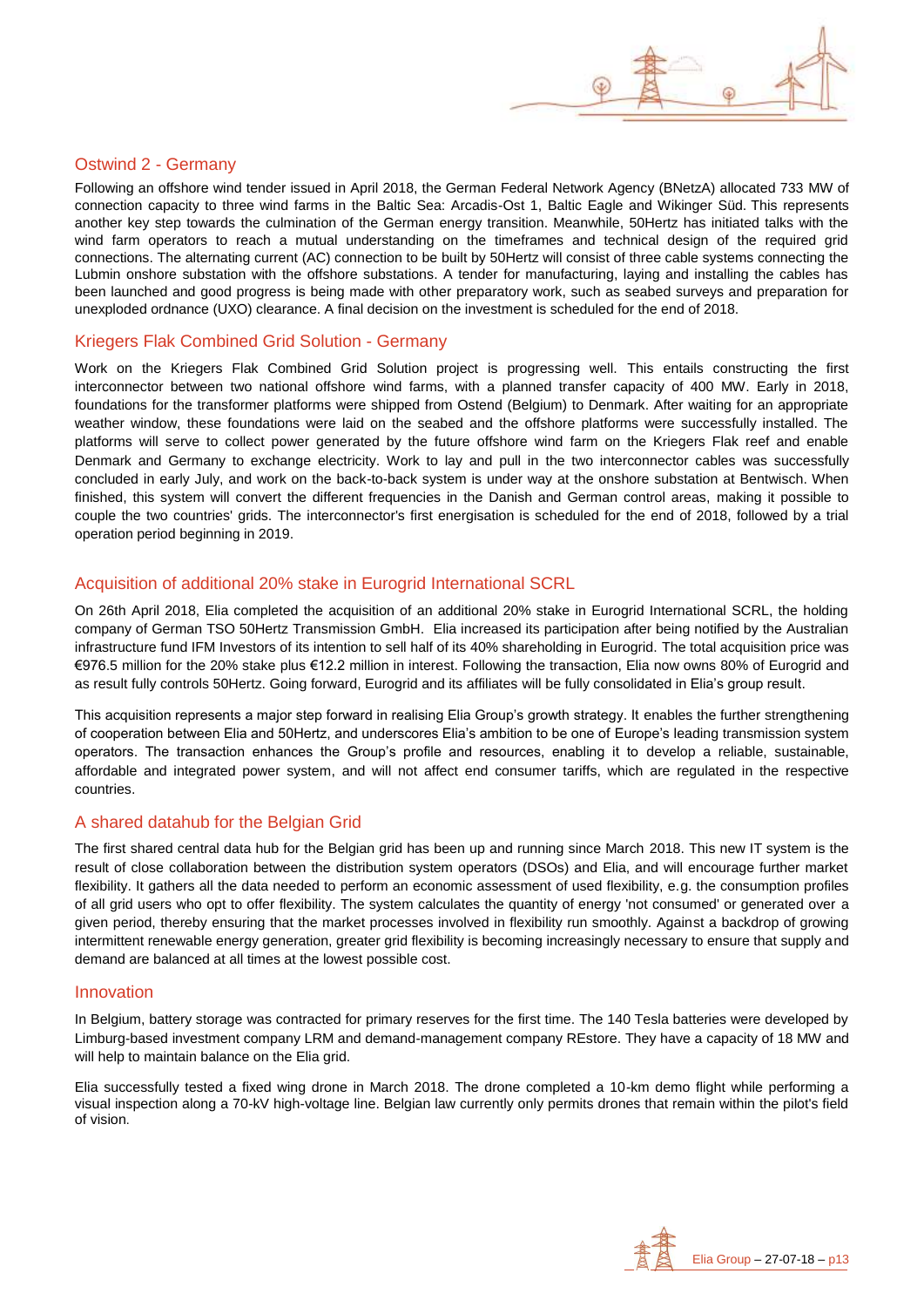## Ostwind 2 - Germany

Following an offshore wind tender issued in April 2018, the German Federal Network Agency (BNetzA) allocated 733 MW of connection capacity to three wind farms in the Baltic Sea: Arcadis-Ost 1, Baltic Eagle and Wikinger Süd. This represents another key step towards the culmination of the German energy transition. Meanwhile, 50Hertz has initiated talks with the wind farm operators to reach a mutual understanding on the timeframes and technical design of the required grid connections. The alternating current (AC) connection to be built by 50Hertz will consist of three cable systems connecting the Lubmin onshore substation with the offshore substations. A tender for manufacturing, laying and installing the cables has been launched and good progress is being made with other preparatory work, such as seabed surveys and preparation for unexploded ordnance (UXO) clearance. A final decision on the investment is scheduled for the end of 2018.

## Kriegers Flak Combined Grid Solution - Germany

Work on the Kriegers Flak Combined Grid Solution project is progressing well. This entails constructing the first interconnector between two national offshore wind farms, with a planned transfer capacity of 400 MW. Early in 2018, foundations for the transformer platforms were shipped from Ostend (Belgium) to Denmark. After waiting for an appropriate weather window, these foundations were laid on the seabed and the offshore platforms were successfully installed. The platforms will serve to collect power generated by the future offshore wind farm on the Kriegers Flak reef and enable Denmark and Germany to exchange electricity. Work to lay and pull in the two interconnector cables was successfully concluded in early July, and work on the back-to-back system is under way at the onshore substation at Bentwisch. When finished, this system will convert the different frequencies in the Danish and German control areas, making it possible to couple the two countries' grids. The interconnector's first energisation is scheduled for the end of 2018, followed by a trial operation period beginning in 2019.

## Acquisition of additional 20% stake in Eurogrid International SCRL

On 26th April 2018, Elia completed the acquisition of an additional 20% stake in Eurogrid International SCRL, the holding company of German TSO 50Hertz Transmission GmbH. Elia increased its participation after being notified by the Australian infrastructure fund IFM Investors of its intention to sell half of its 40% shareholding in Eurogrid. The total acquisition price was €976.5 million for the 20% stake plus €12.2 million in interest. Following the transaction, Elia now owns 80% of Eurogrid and as result fully controls 50Hertz. Going forward, Eurogrid and its affiliates will be fully consolidated in Elia's group result.

This acquisition represents a major step forward in realising Elia Group's growth strategy. It enables the further strengthening of cooperation between Elia and 50Hertz, and underscores Elia's ambition to be one of Europe's leading transmission system operators. The transaction enhances the Group's profile and resources, enabling it to develop a reliable, sustainable, affordable and integrated power system, and will not affect end consumer tariffs, which are regulated in the respective countries.

## A shared datahub for the Belgian Grid

The first shared central data hub for the Belgian grid has been up and running since March 2018. This new IT system is the result of close collaboration between the distribution system operators (DSOs) and Elia, and will encourage further market flexibility. It gathers all the data needed to perform an economic assessment of used flexibility, e.g. the consumption profiles of all grid users who opt to offer flexibility. The system calculates the quantity of energy 'not consumed' or generated over a given period, thereby ensuring that the market processes involved in flexibility run smoothly. Against a backdrop of growing intermittent renewable energy generation, greater grid flexibility is becoming increasingly necessary to ensure that supply and demand are balanced at all times at the lowest possible cost.

## Innovation

In Belgium, battery storage was contracted for primary reserves for the first time. The 140 Tesla batteries were developed by Limburg-based investment company LRM and demand-management company REstore. They have a capacity of 18 MW and will help to maintain balance on the Elia grid.

Elia successfully tested a fixed wing drone in March 2018. The drone completed a 10-km demo flight while performing a visual inspection along a 70-kV high-voltage line. Belgian law currently only permits drones that remain within the pilot's field of vision.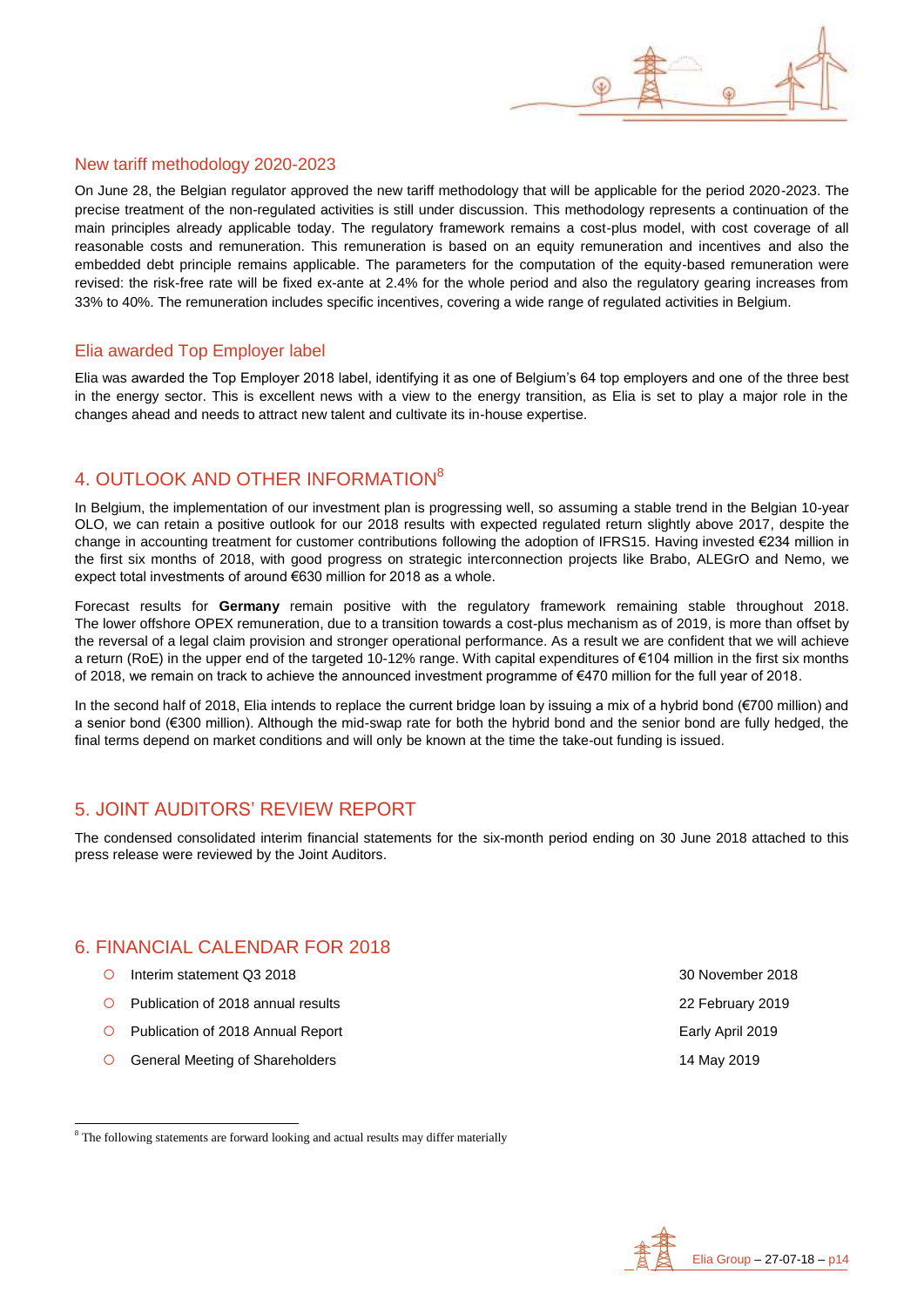### New tariff methodology 2020-2023

On June 28, the Belgian regulator approved the new tariff methodology that will be applicable for the period 2020-2023. The precise treatment of the non-regulated activities is still under discussion. This methodology represents a continuation of the main principles already applicable today. The regulatory framework remains a cost-plus model, with cost coverage of all reasonable costs and remuneration. This remuneration is based on an equity remuneration and incentives and also the embedded debt principle remains applicable. The parameters for the computation of the equity-based remuneration were revised: the risk-free rate will be fixed ex-ante at 2.4% for the whole period and also the regulatory gearing increases from 33% to 40%. The remuneration includes specific incentives, covering a wide range of regulated activities in Belgium.

### Elia awarded Top Employer label

Elia was awarded the Top Employer 2018 label, identifying it as one of Belgium's 64 top employers and one of the three best in the energy sector. This is excellent news with a view to the energy transition, as Elia is set to play a major role in the changes ahead and needs to attract new talent and cultivate its in-house expertise.

## 4. OUTLOOK AND OTHER INFORMATION[8]

In Belgium, the implementation of our investment plan is progressing well, so assuming a stable trend in the Belgian 10-year OLO, we can retain a positive outlook for our 2018 results with expected regulated return slightly above 2017, despite the change in accounting treatment for customer contributions following the adoption of IFRS15. Having invested €234 million in the first six months of 2018, with good progress on strategic interconnection projects like Brabo, ALEGrO and Nemo, we expect total investments of around €630 million for 2018 as a whole.

Forecast results for **Germany** remain positive with the regulatory framework remaining stable throughout 2018. The lower offshore OPEX remuneration, due to a transition towards a cost-plus mechanism as of 2019, is more than offset by the reversal of a legal claim provision and stronger operational performance. As a result we are confident that we will achieve a return (RoE) in the upper end of the targeted 10-12% range. With capital expenditures of €104 million in the first six months of 2018, we remain on track to achieve the announced investment programme of €470 million for the full year of 2018.

In the second half of 2018, Elia intends to replace the current bridge loan by issuing a mix of a hybrid bond (€700 million) and a senior bond (€300 million). Although the mid-swap rate for both the hybrid bond and the senior bond are fully hedged, the final terms depend on market conditions and will only be known at the time the take-out funding is issued.

## 5. JOINT AUDITORS' REVIEW REPORT

The condensed consolidated interim financial statements for the six-month period ending on 30 June 2018 attached to this press release were reviewed by the Joint Auditors.

## 6. FINANCIAL CALENDAR FOR 2018

| | |
|---|---|
| Interim statement Q3 2018 | 30 November 2018 |
| Publication of 2018 annual results | 22 February 2019 |
| Publication of 2018 Annual Report | Early April 2019 |
| General Meeting of Shareholders | 14 May 2019 |

[8] The following statements are forward looking and actual results may differ materially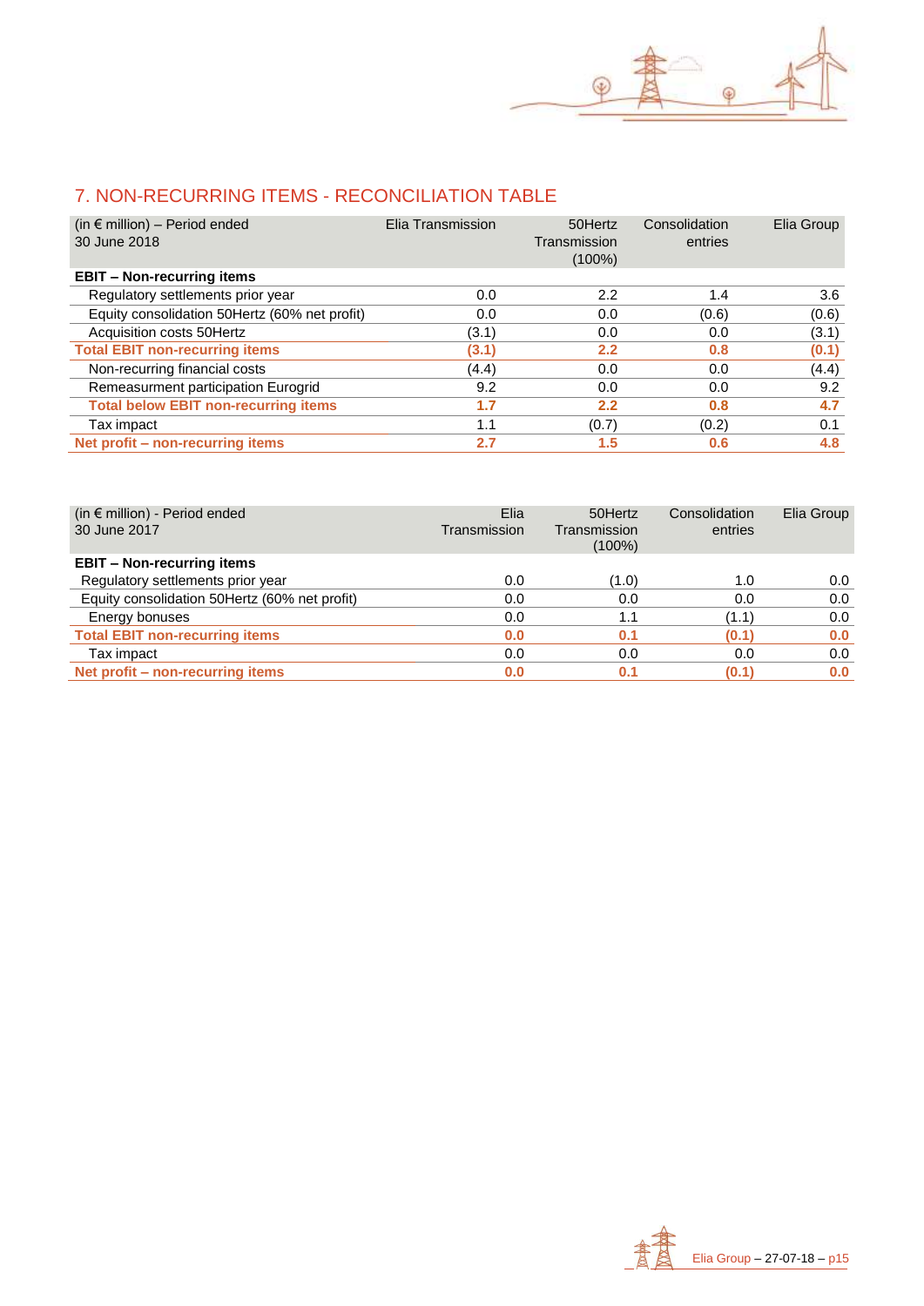## 7. NON-RECURRING ITEMS - RECONCILIATION TABLE

| (in € million) – Period ended 30 June 2018 | Elia Transmission | 50Hertz Transmission (100%) | Consolidation entries | Elia Group |
|---|---|---|---|---|
| **EBIT – Non-recurring items** | | | | |
| Regulatory settlements prior year | 0.0 | 2.2 | 1.4 | 3.6 |
| Equity consolidation 50Hertz (60% net profit) | 0.0 | 0.0 | (0.6) | (0.6) |
| Acquisition costs 50Hertz | (3.1) | 0.0 | 0.0 | (3.1) |
| **Total EBIT non-recurring items** | **(3.1)** | **2.2** | **0.8** | **(0.1)** |
| Non-recurring financial costs | (4.4) | 0.0 | 0.0 | (4.4) |
| Remeasurment participation Eurogrid | 9.2 | 0.0 | 0.0 | 9.2 |
| **Total below EBIT non-recurring items** | **1.7** | **2.2** | **0.8** | **4.7** |
| Tax impact | 1.1 | (0.7) | (0.2) | 0.1 |
| **Net profit – non-recurring items** | **2.7** | **1.5** | **0.6** | **4.8** |

| (in € million) - Period ended 30 June 2017 | Elia Transmission | 50Hertz Transmission (100%) | Consolidation entries | Elia Group |
|---|---|---|---|---|
| **EBIT – Non-recurring items** | | | | |
| Regulatory settlements prior year | 0.0 | (1.0) | 1.0 | 0.0 |
| Equity consolidation 50Hertz (60% net profit) | 0.0 | 0.0 | 0.0 | 0.0 |
| Energy bonuses | 0.0 | 1.1 | (1.1) | 0.0 |
| **Total EBIT non-recurring items** | **0.0** | **0.1** | **(0.1)** | **0.0** |
| Tax impact | 0.0 | 0.0 | 0.0 | 0.0 |
| **Net profit – non-recurring items** | **0.0** | **0.1** | **(0.1)** | **0.0** |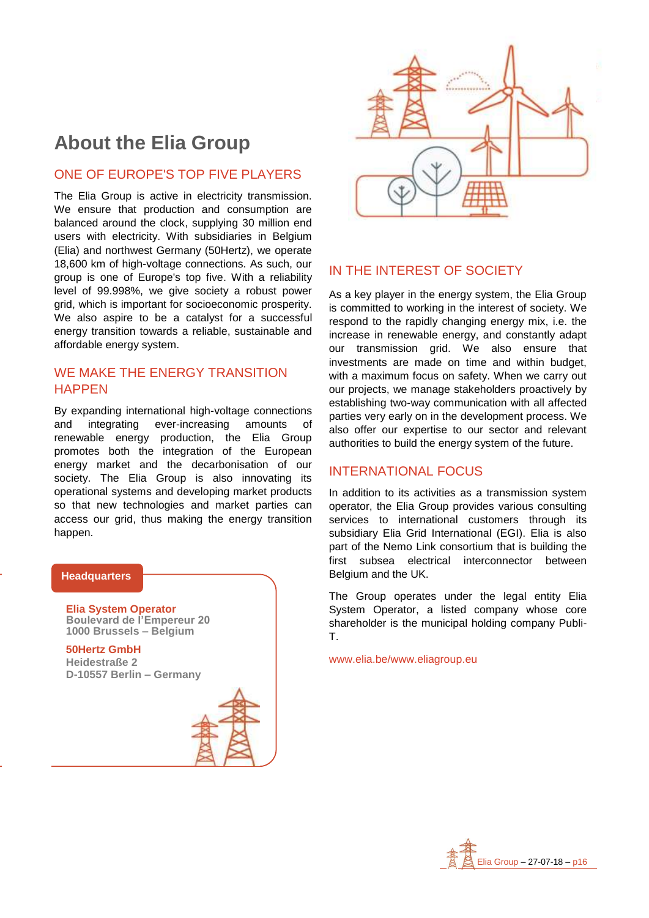# About the Elia Group

## ONE OF EUROPE'S TOP FIVE PLAYERS

The Elia Group is active in electricity transmission. We ensure that production and consumption are balanced around the clock, supplying 30 million end users with electricity. With subsidiaries in Belgium (Elia) and northwest Germany (50Hertz), we operate 18,600 km of high-voltage connections. As such, our group is one of Europe's top five. With a reliability level of 99.998%, we give society a robust power grid, which is important for socioeconomic prosperity. We also aspire to be a catalyst for a successful energy transition towards a reliable, sustainable and affordable energy system.

## WE MAKE THE ENERGY TRANSITION HAPPEN

By expanding international high-voltage connections and integrating ever-increasing amounts of renewable energy production, the Elia Group promotes both the integration of the European energy market and the decarbonisation of our society. The Elia Group is also innovating its operational systems and developing market products so that new technologies and market parties can access our grid, thus making the energy transition happen.

**Headquarters**

**Elia System Operator**
**Boulevard de l'Empereur 20**
**1000 Brussels – Belgium**

**50Hertz GmbH**
**Heidestraße 2**
**D-10557 Berlin – Germany**

## IN THE INTEREST OF SOCIETY

As a key player in the energy system, the Elia Group is committed to working in the interest of society. We respond to the rapidly changing energy mix, i.e. the increase in renewable energy, and constantly adapt our transmission grid. We also ensure that investments are made on time and within budget, with a maximum focus on safety. When we carry out our projects, we manage stakeholders proactively by establishing two-way communication with all affected parties very early on in the development process. We also offer our expertise to our sector and relevant authorities to build the energy system of the future.

## INTERNATIONAL FOCUS

In addition to its activities as a transmission system operator, the Elia Group provides various consulting services to international customers through its subsidiary Elia Grid International (EGI). Elia is also part of the Nemo Link consortium that is building the first subsea electrical interconnector between Belgium and the UK.

The Group operates under the legal entity Elia System Operator, a listed company whose core shareholder is the municipal holding company Publi-T.

www.elia.be/www.eliagroup.eu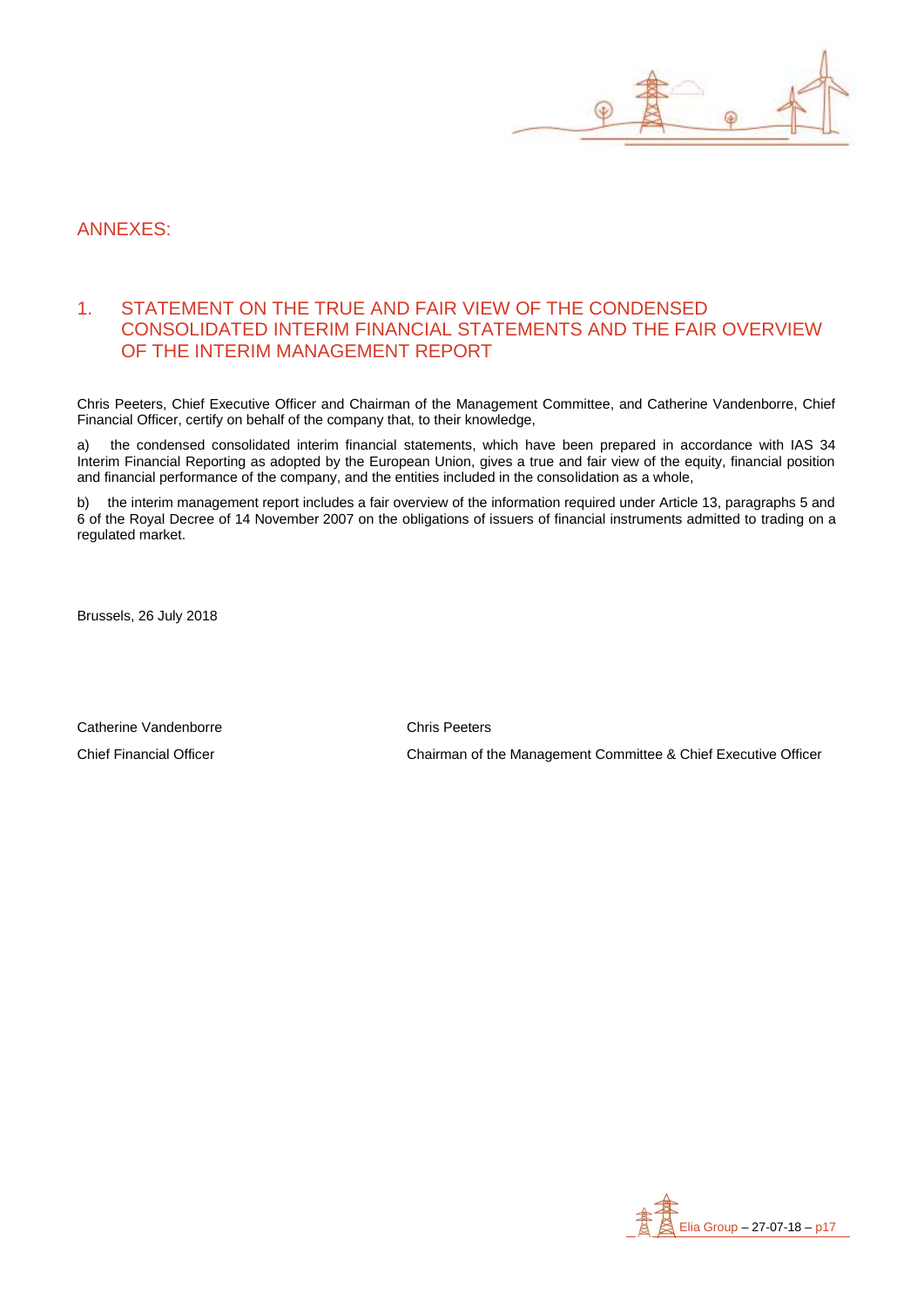# ANNEXES:

## 1. STATEMENT ON THE TRUE AND FAIR VIEW OF THE CONDENSED CONSOLIDATED INTERIM FINANCIAL STATEMENTS AND THE FAIR OVERVIEW OF THE INTERIM MANAGEMENT REPORT

Chris Peeters, Chief Executive Officer and Chairman of the Management Committee, and Catherine Vandenborre, Chief Financial Officer, certify on behalf of the company that, to their knowledge,

a) the condensed consolidated interim financial statements, which have been prepared in accordance with IAS 34 Interim Financial Reporting as adopted by the European Union, gives a true and fair view of the equity, financial position and financial performance of the company, and the entities included in the consolidation as a whole,

b) the interim management report includes a fair overview of the information required under Article 13, paragraphs 5 and 6 of the Royal Decree of 14 November 2007 on the obligations of issuers of financial instruments admitted to trading on a regulated market.

Brussels, 26 July 2018

Catherine Vandenborre

Chief Financial Officer

Chris Peeters

Chairman of the Management Committee & Chief Executive Officer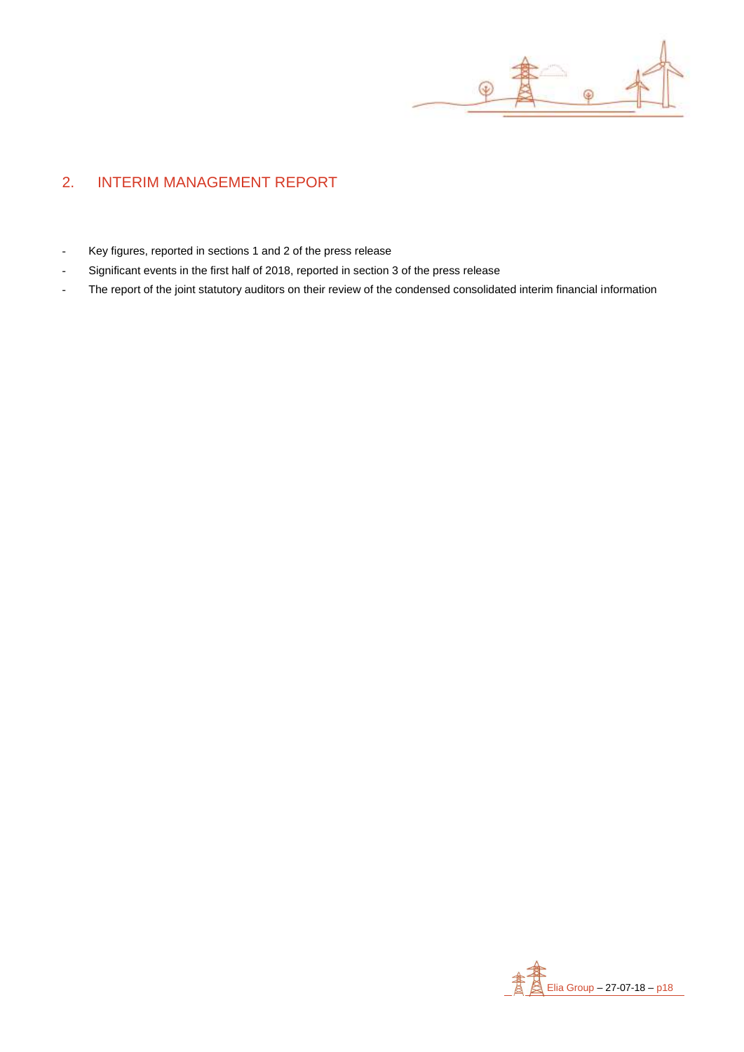## 2. INTERIM MANAGEMENT REPORT

- Key figures, reported in sections 1 and 2 of the press release
- Significant events in the first half of 2018, reported in section 3 of the press release
- The report of the joint statutory auditors on their review of the condensed consolidated interim financial information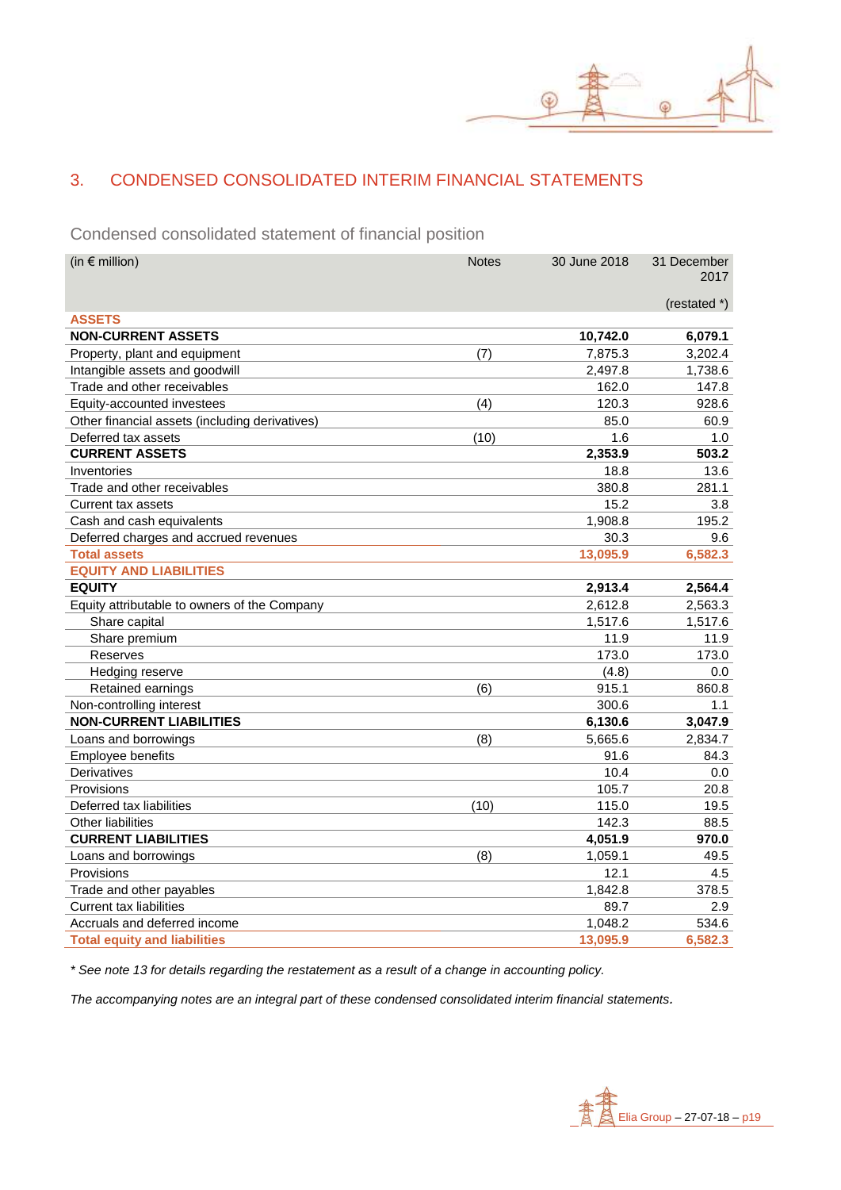## 3. CONDENSED CONSOLIDATED INTERIM FINANCIAL STATEMENTS

### Condensed consolidated statement of financial position

| (in € million) | Notes | 30 June 2018 | 31 December 2017 (restated *) |
|---|---|---|---|
| **ASSETS** | | | |
| **NON-CURRENT ASSETS** | | **10,742.0** | **6,079.1** |
| Property, plant and equipment | (7) | 7,875.3 | 3,202.4 |
| Intangible assets and goodwill | | 2,497.8 | 1,738.6 |
| Trade and other receivables | | 162.0 | 147.8 |
| Equity-accounted investees | (4) | 120.3 | 928.6 |
| Other financial assets (including derivatives) | | 85.0 | 60.9 |
| Deferred tax assets | (10) | 1.6 | 1.0 |
| **CURRENT ASSETS** | | **2,353.9** | **503.2** |
| Inventories | | 18.8 | 13.6 |
| Trade and other receivables | | 380.8 | 281.1 |
| Current tax assets | | 15.2 | 3.8 |
| Cash and cash equivalents | | 1,908.8 | 195.2 |
| Deferred charges and accrued revenues | | 30.3 | 9.6 |
| **Total assets** | | **13,095.9** | **6,582.3** |
| **EQUITY AND LIABILITIES** | | | |
| **EQUITY** | | **2,913.4** | **2,564.4** |
| Equity attributable to owners of the Company | | 2,612.8 | 2,563.3 |
| Share capital | | 1,517.6 | 1,517.6 |
| Share premium | | 11.9 | 11.9 |
| Reserves | | 173.0 | 173.0 |
| Hedging reserve | | (4.8) | 0.0 |
| Retained earnings | (6) | 915.1 | 860.8 |
| Non-controlling interest | | 300.6 | 1.1 |
| **NON-CURRENT LIABILITIES** | | **6,130.6** | **3,047.9** |
| Loans and borrowings | (8) | 5,665.6 | 2,834.7 |
| Employee benefits | | 91.6 | 84.3 |
| Derivatives | | 10.4 | 0.0 |
| Provisions | | 105.7 | 20.8 |
| Deferred tax liabilities | (10) | 115.0 | 19.5 |
| Other liabilities | | 142.3 | 88.5 |
| **CURRENT LIABILITIES** | | **4,051.9** | **970.0** |
| Loans and borrowings | (8) | 1,059.1 | 49.5 |
| Provisions | | 12.1 | 4.5 |
| Trade and other payables | | 1,842.8 | 378.5 |
| Current tax liabilities | | 89.7 | 2.9 |
| Accruals and deferred income | | 1,048.2 | 534.6 |
| **Total equity and liabilities** | | **13,095.9** | **6,582.3** |

*\* See note 13 for details regarding the restatement as a result of a change in accounting policy.*

*The accompanying notes are an integral part of these condensed consolidated interim financial statements.*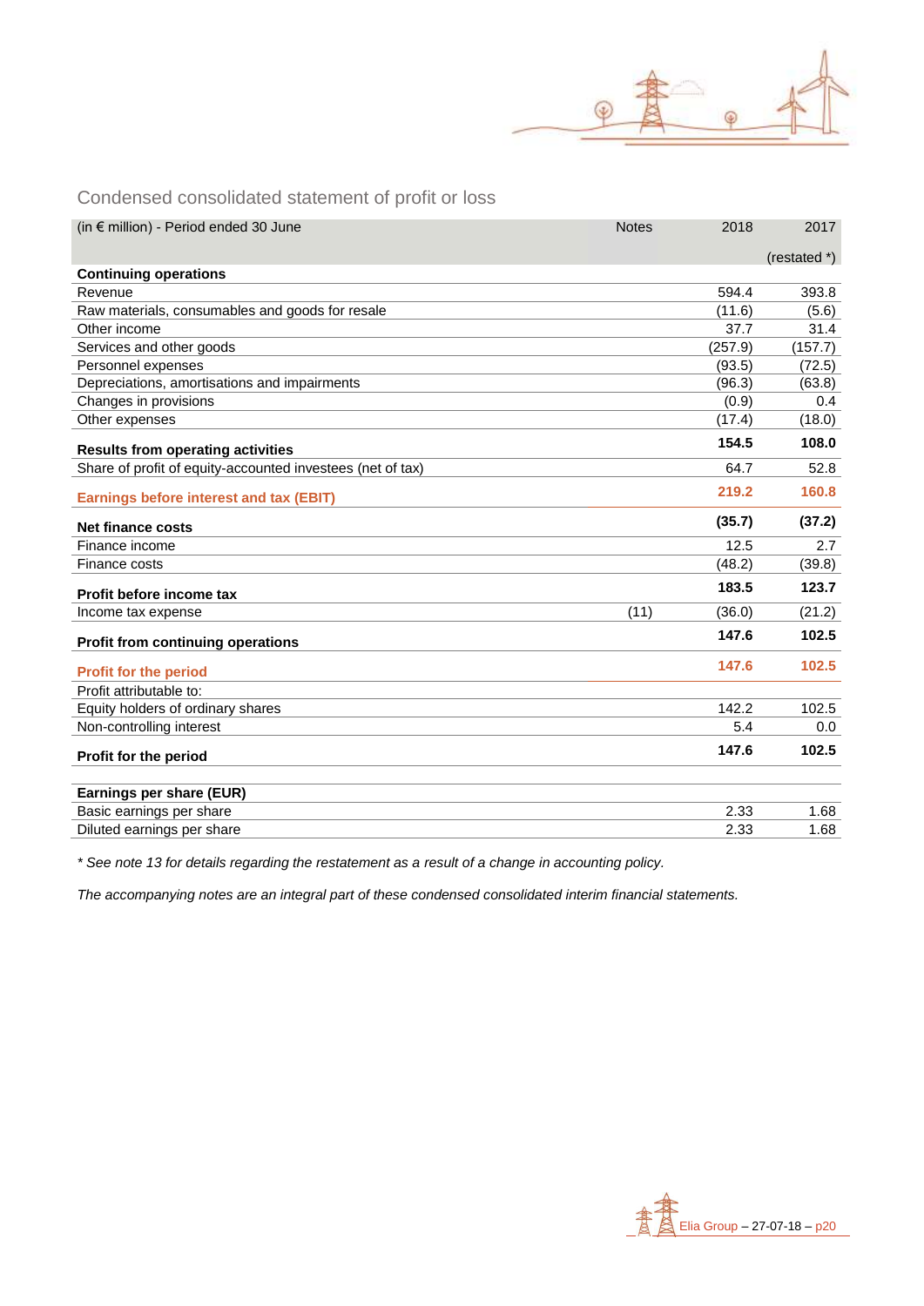## Condensed consolidated statement of profit or loss

| (in € million) - Period ended 30 June | Notes | 2018 | 2017 (restated *) |
|---|---|---|---|
| **Continuing operations** | | | |
| Revenue | | 594.4 | 393.8 |
| Raw materials, consumables and goods for resale | | (11.6) | (5.6) |
| Other income | | 37.7 | 31.4 |
| Services and other goods | | (257.9) | (157.7) |
| Personnel expenses | | (93.5) | (72.5) |
| Depreciations, amortisations and impairments | | (96.3) | (63.8) |
| Changes in provisions | | (0.9) | 0.4 |
| Other expenses | | (17.4) | (18.0) |
| **Results from operating activities** | | **154.5** | **108.0** |
| Share of profit of equity-accounted investees (net of tax) | | 64.7 | 52.8 |
| **Earnings before interest and tax (EBIT)** | | **219.2** | **160.8** |
| **Net finance costs** | | **(35.7)** | **(37.2)** |
| Finance income | | 12.5 | 2.7 |
| Finance costs | | (48.2) | (39.8) |
| **Profit before income tax** | | **183.5** | **123.7** |
| Income tax expense | (11) | (36.0) | (21.2) |
| **Profit from continuing operations** | | **147.6** | **102.5** |
| **Profit for the period** | | **147.6** | **102.5** |
| Profit attributable to: | | | |
| Equity holders of ordinary shares | | 142.2 | 102.5 |
| Non-controlling interest | | 5.4 | 0.0 |
| **Profit for the period** | | **147.6** | **102.5** |
| | | | |
| **Earnings per share (EUR)** | | | |
| Basic earnings per share | | 2.33 | 1.68 |
| Diluted earnings per share | | 2.33 | 1.68 |

*\* See note 13 for details regarding the restatement as a result of a change in accounting policy.*

*The accompanying notes are an integral part of these condensed consolidated interim financial statements.*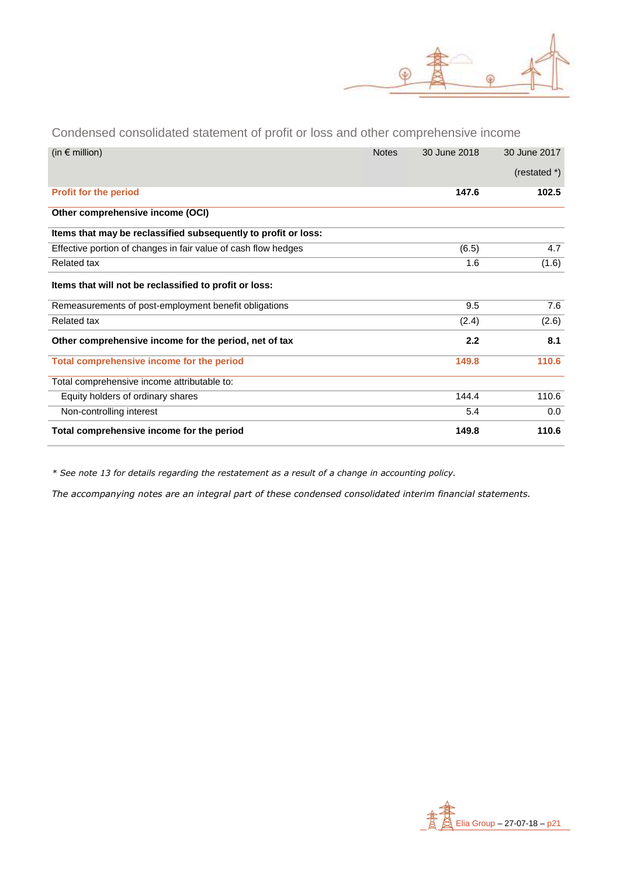## Condensed consolidated statement of profit or loss and other comprehensive income

| (in € million) | Notes | 30 June 2018 | 30 June 2017 (restated *) |
|---|---|---|---|
| **Profit for the period** | | **147.6** | **102.5** |
| **Other comprehensive income (OCI)** | | | |
| **Items that may be reclassified subsequently to profit or loss:** | | | |
| Effective portion of changes in fair value of cash flow hedges | | (6.5) | 4.7 |
| Related tax | | 1.6 | (1.6) |
| **Items that will not be reclassified to profit or loss:** | | | |
| Remeasurements of post-employment benefit obligations | | 9.5 | 7.6 |
| Related tax | | (2.4) | (2.6) |
| **Other comprehensive income for the period, net of tax** | | **2.2** | **8.1** |
| **Total comprehensive income for the period** | | **149.8** | **110.6** |
| Total comprehensive income attributable to: | | | |
| Equity holders of ordinary shares | | 144.4 | 110.6 |
| Non-controlling interest | | 5.4 | 0.0 |
| **Total comprehensive income for the period** | | **149.8** | **110.6** |

*\* See note 13 for details regarding the restatement as a result of a change in accounting policy.*

*The accompanying notes are an integral part of these condensed consolidated interim financial statements.*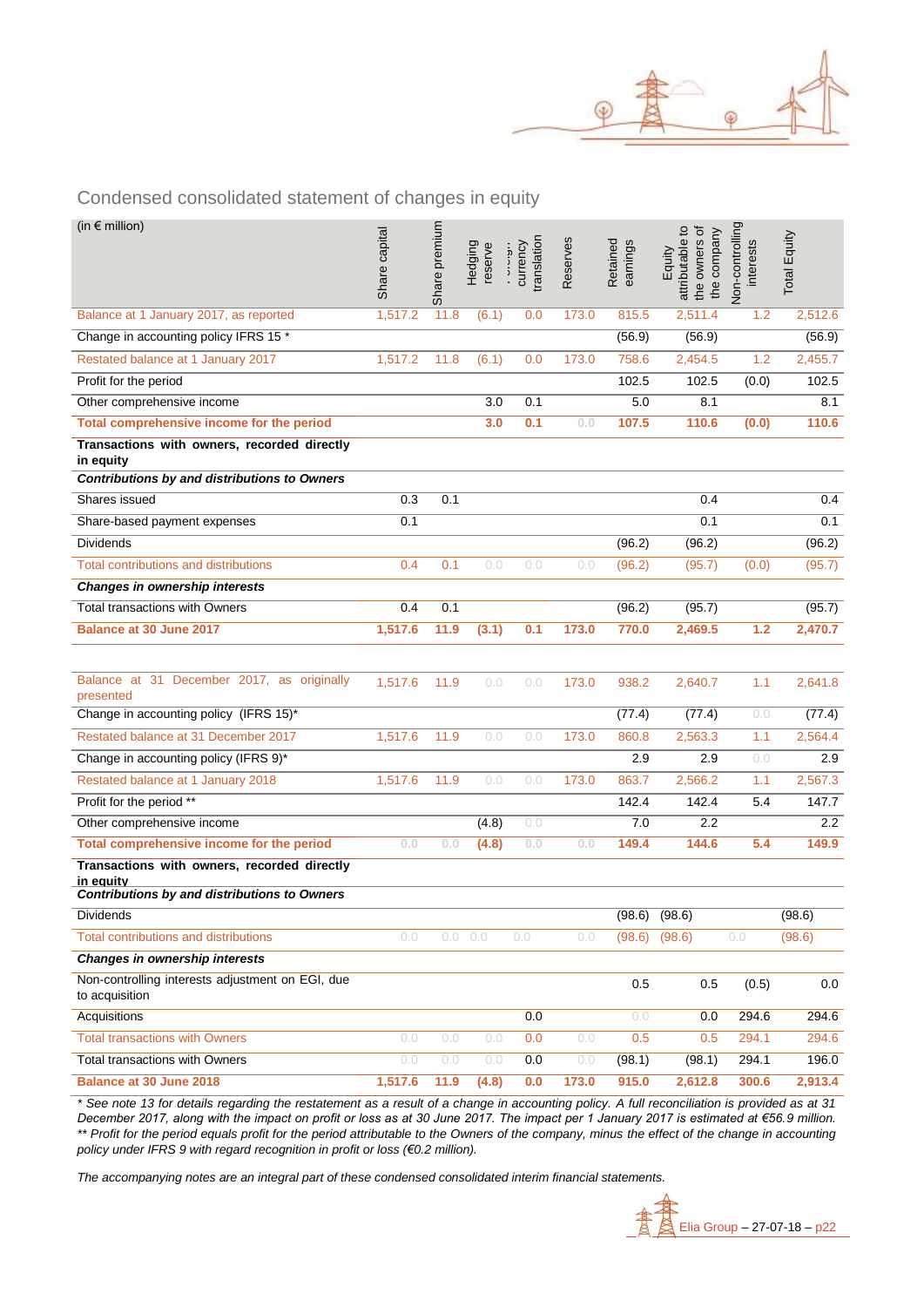## Condensed consolidated statement of changes in equity

| (in € million) | Share capital | Share premium | Hedging reserve | Foreign currency translation | Reserves | Retained earnings | Equity attributable to the owners of the company | Non-controlling interests | Total Equity |
|---|---|---|---|---|---|---|---|---|---|
| Balance at 1 January 2017, as reported | 1,517.2 | 11.8 | (6.1) | 0.0 | 173.0 | 815.5 | 2,511.4 | 1.2 | 2,512.6 |
| Change in accounting policy IFRS 15 * | | | | | | (56.9) | (56.9) | | (56.9) |
| Restated balance at 1 January 2017 | 1,517.2 | 11.8 | (6.1) | 0.0 | 173.0 | 758.6 | 2,454.5 | 1.2 | 2,455.7 |
| Profit for the period | | | | | | 102.5 | 102.5 | (0.0) | 102.5 |
| Other comprehensive income | | | 3.0 | 0.1 | | 5.0 | 8.1 | | 8.1 |
| **Total comprehensive income for the period** | | | **3.0** | **0.1** | 0.0 | **107.5** | **110.6** | **(0.0)** | **110.6** |
| **Transactions with owners, recorded directly in equity** | | | | | | | | | |
| ***Contributions by and distributions to Owners*** | | | | | | | | | |
| Shares issued | 0.3 | 0.1 | | | | | 0.4 | | 0.4 |
| Share-based payment expenses | 0.1 | | | | | | 0.1 | | 0.1 |
| Dividends | | | | | | (96.2) | (96.2) | | (96.2) |
| Total contributions and distributions | 0.4 | 0.1 | 0.0 | 0.0 | 0.0 | (96.2) | (95.7) | (0.0) | (95.7) |
| ***Changes in ownership interests*** | | | | | | | | | |
| Total transactions with Owners | 0.4 | 0.1 | | | | (96.2) | (95.7) | | (95.7) |
| **Balance at 30 June 2017** | **1,517.6** | **11.9** | **(3.1)** | **0.1** | **173.0** | **770.0** | **2,469.5** | **1.2** | **2,470.7** |
| | | | | | | | | | |
| Balance at 31 December 2017, as originally presented | 1,517.6 | 11.9 | 0.0 | 0.0 | 173.0 | 938.2 | 2,640.7 | 1.1 | 2,641.8 |
| Change in accounting policy (IFRS 15)* | | | | | | (77.4) | (77.4) | 0.0 | (77.4) |
| Restated balance at 31 December 2017 | 1,517.6 | 11.9 | 0.0 | 0.0 | 173.0 | 860.8 | 2,563.3 | 1.1 | 2,564.4 |
| Change in accounting policy (IFRS 9)* | | | | | | 2.9 | 2.9 | 0.0 | 2.9 |
| Restated balance at 1 January 2018 | 1,517.6 | 11.9 | 0.0 | 0.0 | 173.0 | 863.7 | 2,566.2 | 1.1 | 2,567.3 |
| Profit for the period ** | | | | | | 142.4 | 142.4 | 5.4 | 147.7 |
| Other comprehensive income | | | (4.8) | 0.0 | | 7.0 | 2.2 | | 2.2 |
| **Total comprehensive income for the period** | 0.0 | 0.0 | **(4.8)** | 0.0 | 0.0 | **149.4** | **144.6** | **5.4** | **149.9** |
| **Transactions with owners, recorded directly in equity** | | | | | | | | | |
| ***Contributions by and distributions to Owners*** | | | | | | | | | |
| Dividends | | | | | | (98.6) | (98.6) | | (98.6) |
| Total contributions and distributions | 0.0 | 0.0 | 0.0 | 0.0 | 0.0 | (98.6) | (98.6) | 0.0 | (98.6) |
| ***Changes in ownership interests*** | | | | | | | | | |
| Non-controlling interests adjustment on EGI, due to acquisition | | | | | | 0.5 | 0.5 | (0.5) | 0.0 |
| Acquisitions | | | | 0.0 | | 0.0 | 0.0 | 294.6 | 294.6 |
| Total transactions with Owners | 0.0 | 0.0 | 0.0 | 0.0 | 0.0 | 0.5 | 0.5 | 294.1 | 294.6 |
| Total transactions with Owners | 0.0 | 0.0 | 0.0 | 0.0 | 0.0 | (98.1) | (98.1) | 294.1 | 196.0 |
| **Balance at 30 June 2018** | **1,517.6** | **11.9** | **(4.8)** | **0.0** | **173.0** | **915.0** | **2,612.8** | **300.6** | **2,913.4** |

*\* See note 13 for details regarding the restatement as a result of a change in accounting policy. A full reconciliation is provided as at 31 December 2017, along with the impact on profit or loss as at 30 June 2017. The impact per 1 January 2017 is estimated at €56.9 million.*
*\*\* Profit for the period equals profit for the period attributable to the Owners of the company, minus the effect of the change in accounting policy under IFRS 9 with regard recognition in profit or loss (€0.2 million).*

*The accompanying notes are an integral part of these condensed consolidated interim financial statements.*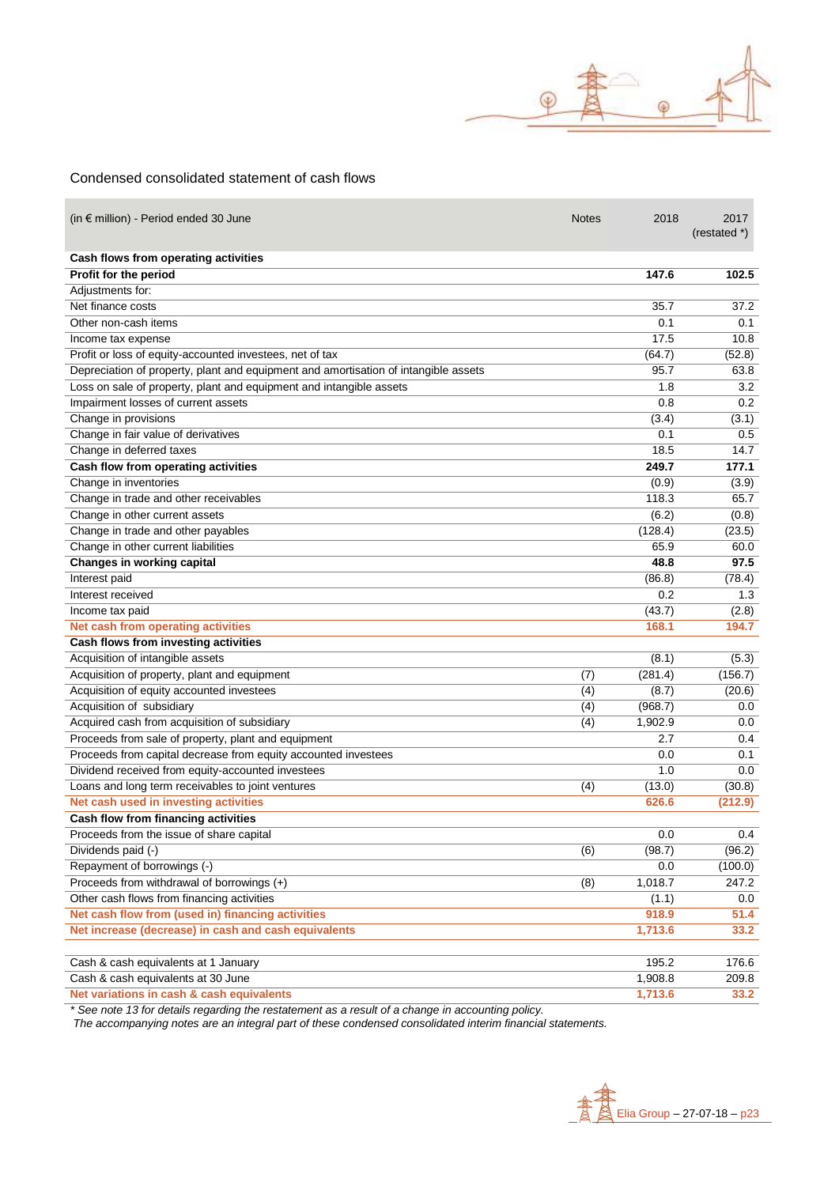## Condensed consolidated statement of cash flows

| (in € million) - Period ended 30 June | Notes | 2018 | 2017 (restated *) |
|---|---|---|---|
| **Cash flows from operating activities** | | | |
| **Profit for the period** | | **147.6** | **102.5** |
| Adjustments for: | | | |
| Net finance costs | | 35.7 | 37.2 |
| Other non-cash items | | 0.1 | 0.1 |
| Income tax expense | | 17.5 | 10.8 |
| Profit or loss of equity-accounted investees, net of tax | | (64.7) | (52.8) |
| Depreciation of property, plant and equipment and amortisation of intangible assets | | 95.7 | 63.8 |
| Loss on sale of property, plant and equipment and intangible assets | | 1.8 | 3.2 |
| Impairment losses of current assets | | 0.8 | 0.2 |
| Change in provisions | | (3.4) | (3.1) |
| Change in fair value of derivatives | | 0.1 | 0.5 |
| Change in deferred taxes | | 18.5 | 14.7 |
| **Cash flow from operating activities** | | **249.7** | **177.1** |
| Change in inventories | | (0.9) | (3.9) |
| Change in trade and other receivables | | 118.3 | 65.7 |
| Change in other current assets | | (6.2) | (0.8) |
| Change in trade and other payables | | (128.4) | (23.5) |
| Change in other current liabilities | | 65.9 | 60.0 |
| **Changes in working capital** | | **48.8** | **97.5** |
| Interest paid | | (86.8) | (78.4) |
| Interest received | | 0.2 | 1.3 |
| Income tax paid | | (43.7) | (2.8) |
| **Net cash from operating activities** | | **168.1** | **194.7** |
| **Cash flows from investing activities** | | | |
| Acquisition of intangible assets | | (8.1) | (5.3) |
| Acquisition of property, plant and equipment | (7) | (281.4) | (156.7) |
| Acquisition of equity accounted investees | (4) | (8.7) | (20.6) |
| Acquisition of subsidiary | (4) | (968.7) | 0.0 |
| Acquired cash from acquisition of subsidiary | (4) | 1,902.9 | 0.0 |
| Proceeds from sale of property, plant and equipment | | 2.7 | 0.4 |
| Proceeds from capital decrease from equity accounted investees | | 0.0 | 0.1 |
| Dividend received from equity-accounted investees | | 1.0 | 0.0 |
| Loans and long term receivables to joint ventures | (4) | (13.0) | (30.8) |
| **Net cash used in investing activities** | | **626.6** | **(212.9)** |
| **Cash flow from financing activities** | | | |
| Proceeds from the issue of share capital | | 0.0 | 0.4 |
| Dividends paid (-) | (6) | (98.7) | (96.2) |
| Repayment of borrowings (-) | | 0.0 | (100.0) |
| Proceeds from withdrawal of borrowings (+) | (8) | 1,018.7 | 247.2 |
| Other cash flows from financing activities | | (1.1) | 0.0 |
| **Net cash flow from (used in) financing activities** | | **918.9** | **51.4** |
| **Net increase (decrease) in cash and cash equivalents** | | **1,713.6** | **33.2** |
| | | | |
| Cash & cash equivalents at 1 January | | 195.2 | 176.6 |
| Cash & cash equivalents at 30 June | | 1,908.8 | 209.8 |
| **Net variations in cash & cash equivalents** | | **1,713.6** | **33.2** |

*\* See note 13 for details regarding the restatement as a result of a change in accounting policy.*
*The accompanying notes are an integral part of these condensed consolidated interim financial statements.*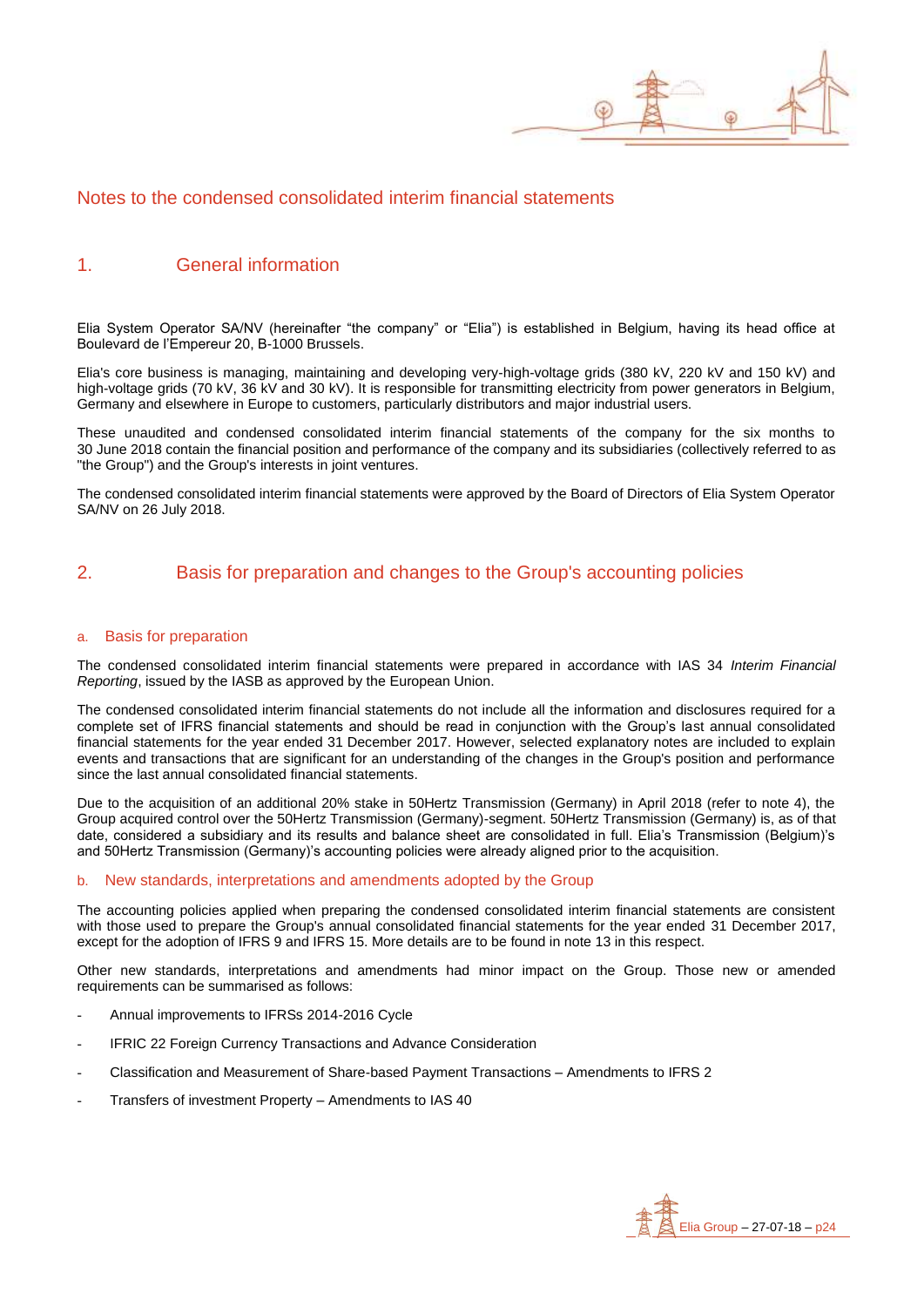# Notes to the condensed consolidated interim financial statements

## 1. General information

Elia System Operator SA/NV (hereinafter "the company" or "Elia") is established in Belgium, having its head office at Boulevard de l'Empereur 20, B-1000 Brussels.

Elia's core business is managing, maintaining and developing very-high-voltage grids (380 kV, 220 kV and 150 kV) and high-voltage grids (70 kV, 36 kV and 30 kV). It is responsible for transmitting electricity from power generators in Belgium, Germany and elsewhere in Europe to customers, particularly distributors and major industrial users.

These unaudited and condensed consolidated interim financial statements of the company for the six months to 30 June 2018 contain the financial position and performance of the company and its subsidiaries (collectively referred to as "the Group") and the Group's interests in joint ventures.

The condensed consolidated interim financial statements were approved by the Board of Directors of Elia System Operator SA/NV on 26 July 2018.

## 2. Basis for preparation and changes to the Group's accounting policies

### a. Basis for preparation

The condensed consolidated interim financial statements were prepared in accordance with IAS 34 *Interim Financial Reporting*, issued by the IASB as approved by the European Union.

The condensed consolidated interim financial statements do not include all the information and disclosures required for a complete set of IFRS financial statements and should be read in conjunction with the Group's last annual consolidated financial statements for the year ended 31 December 2017. However, selected explanatory notes are included to explain events and transactions that are significant for an understanding of the changes in the Group's position and performance since the last annual consolidated financial statements.

Due to the acquisition of an additional 20% stake in 50Hertz Transmission (Germany) in April 2018 (refer to note 4), the Group acquired control over the 50Hertz Transmission (Germany)-segment. 50Hertz Transmission (Germany) is, as of that date, considered a subsidiary and its results and balance sheet are consolidated in full. Elia's Transmission (Belgium)'s and 50Hertz Transmission (Germany)'s accounting policies were already aligned prior to the acquisition.

### b. New standards, interpretations and amendments adopted by the Group

The accounting policies applied when preparing the condensed consolidated interim financial statements are consistent with those used to prepare the Group's annual consolidated financial statements for the year ended 31 December 2017, except for the adoption of IFRS 9 and IFRS 15. More details are to be found in note 13 in this respect.

Other new standards, interpretations and amendments had minor impact on the Group. Those new or amended requirements can be summarised as follows:

- Annual improvements to IFRSs 2014-2016 Cycle
- IFRIC 22 Foreign Currency Transactions and Advance Consideration
- Classification and Measurement of Share-based Payment Transactions – Amendments to IFRS 2
- Transfers of investment Property – Amendments to IAS 40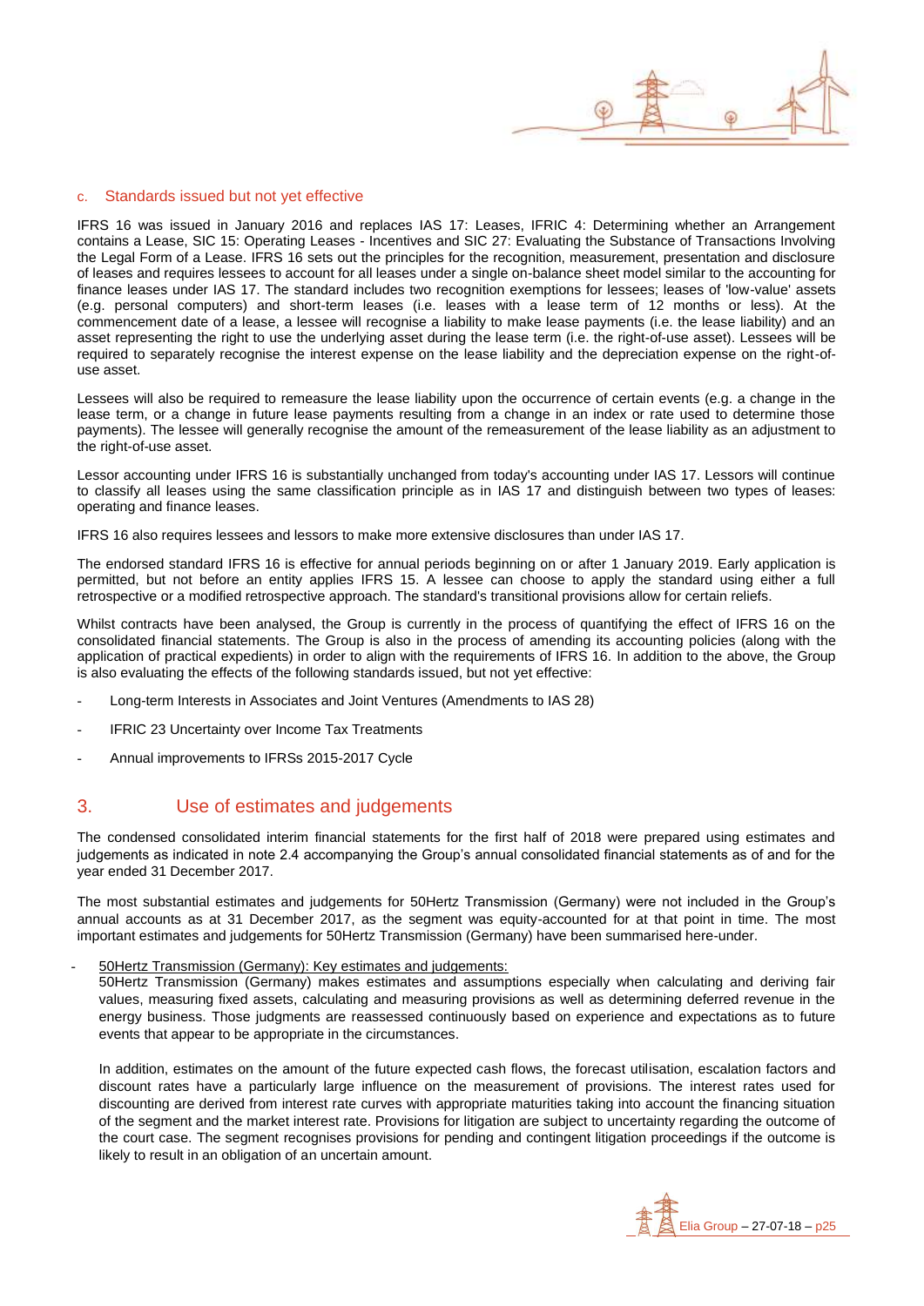### c. Standards issued but not yet effective

IFRS 16 was issued in January 2016 and replaces IAS 17: Leases, IFRIC 4: Determining whether an Arrangement contains a Lease, SIC 15: Operating Leases - Incentives and SIC 27: Evaluating the Substance of Transactions Involving the Legal Form of a Lease. IFRS 16 sets out the principles for the recognition, measurement, presentation and disclosure of leases and requires lessees to account for all leases under a single on-balance sheet model similar to the accounting for finance leases under IAS 17. The standard includes two recognition exemptions for lessees; leases of 'low-value' assets (e.g. personal computers) and short-term leases (i.e. leases with a lease term of 12 months or less). At the commencement date of a lease, a lessee will recognise a liability to make lease payments (i.e. the lease liability) and an asset representing the right to use the underlying asset during the lease term (i.e. the right-of-use asset). Lessees will be required to separately recognise the interest expense on the lease liability and the depreciation expense on the right-of-use asset.

Lessees will also be required to remeasure the lease liability upon the occurrence of certain events (e.g. a change in the lease term, or a change in future lease payments resulting from a change in an index or rate used to determine those payments). The lessee will generally recognise the amount of the remeasurement of the lease liability as an adjustment to the right-of-use asset.

Lessor accounting under IFRS 16 is substantially unchanged from today's accounting under IAS 17. Lessors will continue to classify all leases using the same classification principle as in IAS 17 and distinguish between two types of leases: operating and finance leases.

IFRS 16 also requires lessees and lessors to make more extensive disclosures than under IAS 17.

The endorsed standard IFRS 16 is effective for annual periods beginning on or after 1 January 2019. Early application is permitted, but not before an entity applies IFRS 15. A lessee can choose to apply the standard using either a full retrospective or a modified retrospective approach. The standard's transitional provisions allow for certain reliefs.

Whilst contracts have been analysed, the Group is currently in the process of quantifying the effect of IFRS 16 on the consolidated financial statements. The Group is also in the process of amending its accounting policies (along with the application of practical expedients) in order to align with the requirements of IFRS 16. In addition to the above, the Group is also evaluating the effects of the following standards issued, but not yet effective:

- Long-term Interests in Associates and Joint Ventures (Amendments to IAS 28)
- IFRIC 23 Uncertainty over Income Tax Treatments
- Annual improvements to IFRSs 2015-2017 Cycle

## 3. Use of estimates and judgements

The condensed consolidated interim financial statements for the first half of 2018 were prepared using estimates and judgements as indicated in note 2.4 accompanying the Group's annual consolidated financial statements as of and for the year ended 31 December 2017.

The most substantial estimates and judgements for 50Hertz Transmission (Germany) were not included in the Group's annual accounts as at 31 December 2017, as the segment was equity-accounted for at that point in time. The most important estimates and judgements for 50Hertz Transmission (Germany) have been summarised here-under.

- 50Hertz Transmission (Germany): Key estimates and judgements:
  50Hertz Transmission (Germany) makes estimates and assumptions especially when calculating and deriving fair values, measuring fixed assets, calculating and measuring provisions as well as determining deferred revenue in the energy business. Those judgments are reassessed continuously based on experience and expectations as to future events that appear to be appropriate in the circumstances.

  In addition, estimates on the amount of the future expected cash flows, the forecast utilisation, escalation factors and discount rates have a particularly large influence on the measurement of provisions. The interest rates used for discounting are derived from interest rate curves with appropriate maturities taking into account the financing situation of the segment and the market interest rate. Provisions for litigation are subject to uncertainty regarding the outcome of the court case. The segment recognises provisions for pending and contingent litigation proceedings if the outcome is likely to result in an obligation of an uncertain amount.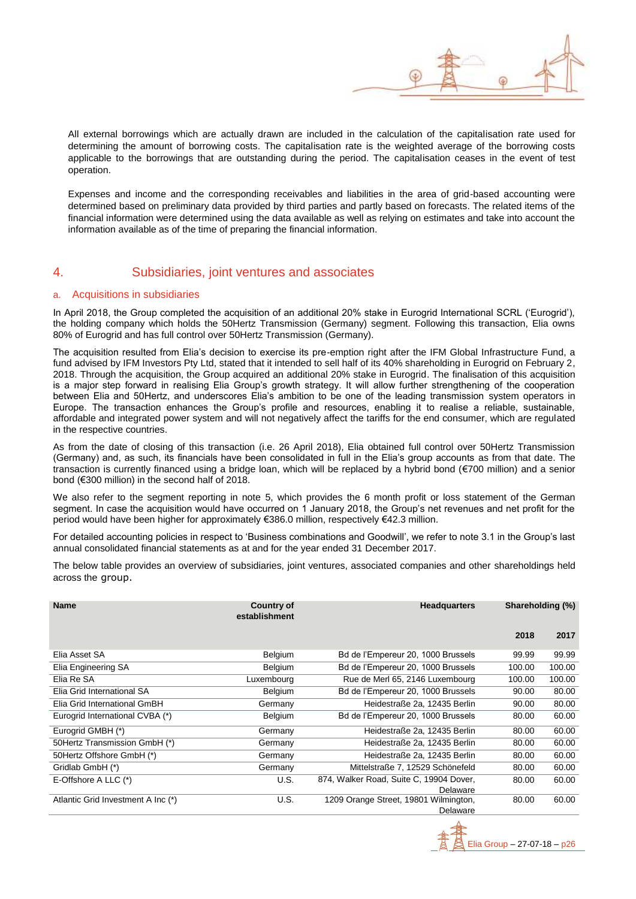All external borrowings which are actually drawn are included in the calculation of the capitalisation rate used for determining the amount of borrowing costs. The capitalisation rate is the weighted average of the borrowing costs applicable to the borrowings that are outstanding during the period. The capitalisation ceases in the event of test operation.

Expenses and income and the corresponding receivables and liabilities in the area of grid-based accounting were determined based on preliminary data provided by third parties and partly based on forecasts. The related items of the financial information were determined using the data available as well as relying on estimates and take into account the information available as of the time of preparing the financial information.

## 4. Subsidiaries, joint ventures and associates

### a. Acquisitions in subsidiaries

In April 2018, the Group completed the acquisition of an additional 20% stake in Eurogrid International SCRL ('Eurogrid'), the holding company which holds the 50Hertz Transmission (Germany) segment. Following this transaction, Elia owns 80% of Eurogrid and has full control over 50Hertz Transmission (Germany).

The acquisition resulted from Elia's decision to exercise its pre-emption right after the IFM Global Infrastructure Fund, a fund advised by IFM Investors Pty Ltd, stated that it intended to sell half of its 40% shareholding in Eurogrid on February 2, 2018. Through the acquisition, the Group acquired an additional 20% stake in Eurogrid. The finalisation of this acquisition is a major step forward in realising Elia Group's growth strategy. It will allow further strengthening of the cooperation between Elia and 50Hertz, and underscores Elia's ambition to be one of the leading transmission system operators in Europe. The transaction enhances the Group's profile and resources, enabling it to realise a reliable, sustainable, affordable and integrated power system and will not negatively affect the tariffs for the end consumer, which are regulated in the respective countries.

As from the date of closing of this transaction (i.e. 26 April 2018), Elia obtained full control over 50Hertz Transmission (Germany) and, as such, its financials have been consolidated in full in the Elia's group accounts as from that date. The transaction is currently financed using a bridge loan, which will be replaced by a hybrid bond (€700 million) and a senior bond (€300 million) in the second half of 2018.

We also refer to the segment reporting in note 5, which provides the 6 month profit or loss statement of the German segment. In case the acquisition would have occurred on 1 January 2018, the Group's net revenues and net profit for the period would have been higher for approximately €386.0 million, respectively €42.3 million.

For detailed accounting policies in respect to 'Business combinations and Goodwill', we refer to note 3.1 in the Group's last annual consolidated financial statements as at and for the year ended 31 December 2017.

The below table provides an overview of subsidiaries, joint ventures, associated companies and other shareholdings held across the group.

| Name | Country of establishment | Headquarters | Shareholding (%) | |
|---|---|---|---|---|
| | | | 2018 | 2017 |
| Elia Asset SA | Belgium | Bd de l'Empereur 20, 1000 Brussels | 99.99 | 99.99 |
| Elia Engineering SA | Belgium | Bd de l'Empereur 20, 1000 Brussels | 100.00 | 100.00 |
| Elia Re SA | Luxembourg | Rue de Merl 65, 2146 Luxembourg | 100.00 | 100.00 |
| Elia Grid International SA | Belgium | Bd de l'Empereur 20, 1000 Brussels | 90.00 | 80.00 |
| Elia Grid International GmBH | Germany | Heidestraße 2a, 12435 Berlin | 90.00 | 80.00 |
| Eurogrid International CVBA (*) | Belgium | Bd de l'Empereur 20, 1000 Brussels | 80.00 | 60.00 |
| Eurogrid GMBH (*) | Germany | Heidestraße 2a, 12435 Berlin | 80.00 | 60.00 |
| 50Hertz Transmission GmbH (*) | Germany | Heidestraße 2a, 12435 Berlin | 80.00 | 60.00 |
| 50Hertz Offshore GmbH (*) | Germany | Heidestraße 2a, 12435 Berlin | 80.00 | 60.00 |
| Gridlab GmbH (*) | Germany | Mittelstraße 7, 12529 Schönefeld | 80.00 | 60.00 |
| E-Offshore A LLC (*) | U.S. | 874, Walker Road, Suite C, 19904 Dover, Delaware | 80.00 | 60.00 |
| Atlantic Grid Investment A Inc (*) | U.S. | 1209 Orange Street, 19801 Wilmington, Delaware | 80.00 | 60.00 |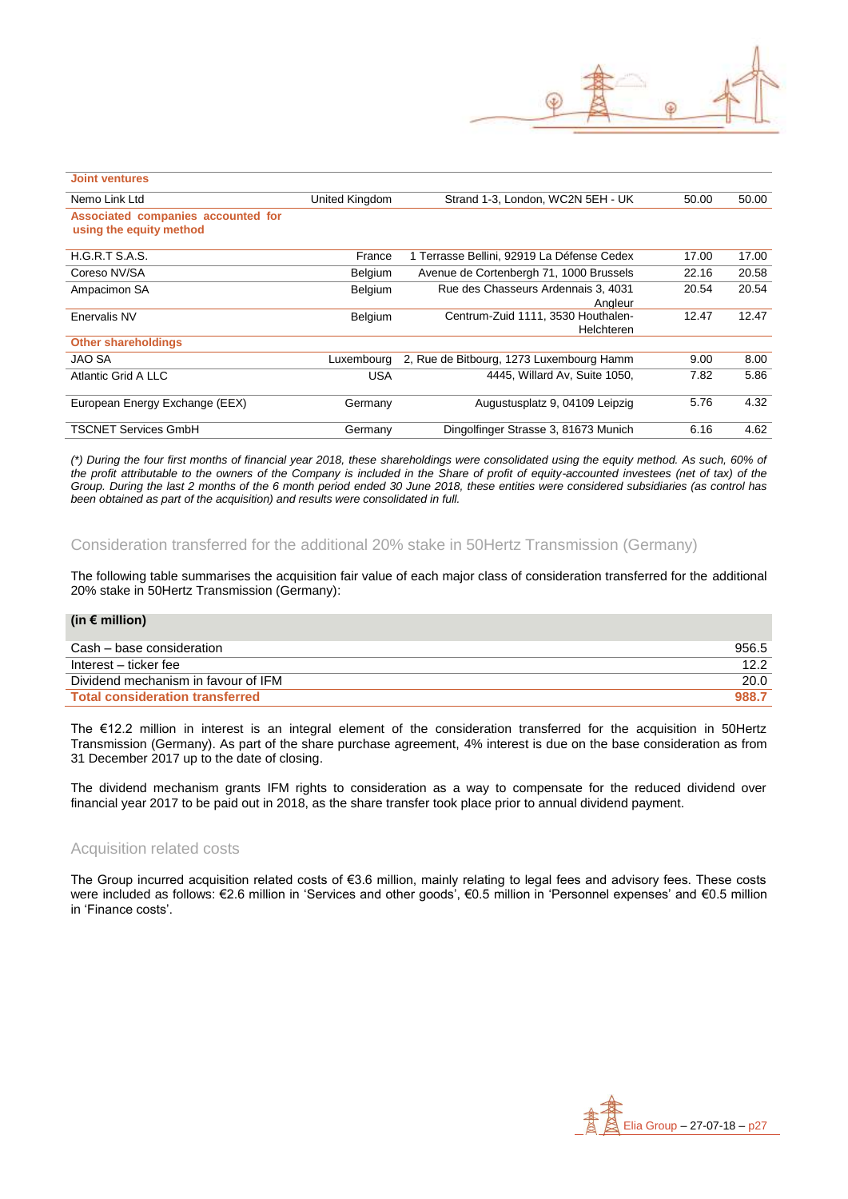| | | | | |
|---|---|---|---|---|
| **Joint ventures** | | | | |
| Nemo Link Ltd | United Kingdom | Strand 1-3, London, WC2N 5EH - UK | 50.00 | 50.00 |
| **Associated companies accounted for using the equity method** | | | | |
| H.G.R.T S.A.S. | France | 1 Terrasse Bellini, 92919 La Défense Cedex | 17.00 | 17.00 |
| Coreso NV/SA | Belgium | Avenue de Cortenbergh 71, 1000 Brussels | 22.16 | 20.58 |
| Ampacimon SA | Belgium | Rue des Chasseurs Ardennais 3, 4031 Angleur | 20.54 | 20.54 |
| Enervalis NV | Belgium | Centrum-Zuid 1111, 3530 Houthalen-Helchteren | 12.47 | 12.47 |
| **Other shareholdings** | | | | |
| JAO SA | Luxembourg | 2, Rue de Bitbourg, 1273 Luxembourg Hamm | 9.00 | 8.00 |
| Atlantic Grid A LLC | USA | 4445, Willard Av, Suite 1050, | 7.82 | 5.86 |
| European Energy Exchange (EEX) | Germany | Augustusplatz 9, 04109 Leipzig | 5.76 | 4.32 |
| TSCNET Services GmbH | Germany | Dingolfinger Strasse 3, 81673 Munich | 6.16 | 4.62 |

*(\*) During the four first months of financial year 2018, these shareholdings were consolidated using the equity method. As such, 60% of the profit attributable to the owners of the Company is included in the Share of profit of equity-accounted investees (net of tax) of the Group. During the last 2 months of the 6 month period ended 30 June 2018, these entities were considered subsidiaries (as control has been obtained as part of the acquisition) and results were consolidated in full.*

## Consideration transferred for the additional 20% stake in 50Hertz Transmission (Germany)

The following table summarises the acquisition fair value of each major class of consideration transferred for the additional 20% stake in 50Hertz Transmission (Germany):

| (in € million) | |
|---|---|
| Cash – base consideration | 956.5 |
| Interest – ticker fee | 12.2 |
| Dividend mechanism in favour of IFM | 20.0 |
| **Total consideration transferred** | **988.7** |

The €12.2 million in interest is an integral element of the consideration transferred for the acquisition in 50Hertz Transmission (Germany). As part of the share purchase agreement, 4% interest is due on the base consideration as from 31 December 2017 up to the date of closing.

The dividend mechanism grants IFM rights to consideration as a way to compensate for the reduced dividend over financial year 2017 to be paid out in 2018, as the share transfer took place prior to annual dividend payment.

## Acquisition related costs

The Group incurred acquisition related costs of €3.6 million, mainly relating to legal fees and advisory fees. These costs were included as follows: €2.6 million in 'Services and other goods', €0.5 million in 'Personnel expenses' and €0.5 million in 'Finance costs'.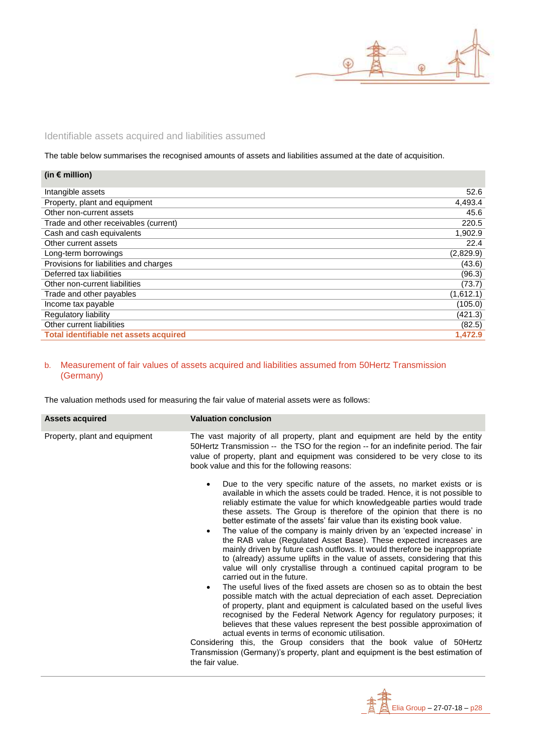### Identifiable assets acquired and liabilities assumed

The table below summarises the recognised amounts of assets and liabilities assumed at the date of acquisition.

| (in € million) | |
|---|---|
| Intangible assets | 52.6 |
| Property, plant and equipment | 4,493.4 |
| Other non-current assets | 45.6 |
| Trade and other receivables (current) | 220.5 |
| Cash and cash equivalents | 1,902.9 |
| Other current assets | 22.4 |
| Long-term borrowings | (2,829.9) |
| Provisions for liabilities and charges | (43.6) |
| Deferred tax liabilities | (96.3) |
| Other non-current liabilities | (73.7) |
| Trade and other payables | (1,612.1) |
| Income tax payable | (105.0) |
| Regulatory liability | (421.3) |
| Other current liabilities | (82.5) |
| **Total identifiable net assets acquired** | **1,472.9** |

## b. Measurement of fair values of assets acquired and liabilities assumed from 50Hertz Transmission (Germany)

The valuation methods used for measuring the fair value of material assets were as follows:

| Assets acquired | Valuation conclusion |
|---|---|
| Property, plant and equipment | The vast majority of all property, plant and equipment are held by the entity 50Hertz Transmission -- the TSO for the region -- for an indefinite period. The fair value of property, plant and equipment was considered to be very close to its book value and this for the following reasons:<br><br>• Due to the very specific nature of the assets, no market exists or is available in which the assets could be traded. Hence, it is not possible to reliably estimate the value for which knowledgeable parties would trade these assets. The Group is therefore of the opinion that there is no better estimate of the assets' fair value than its existing book value.<br>• The value of the company is mainly driven by an 'expected increase' in the RAB value (Regulated Asset Base). These expected increases are mainly driven by future cash outflows. It would therefore be inappropriate to (already) assume uplifts in the value of assets, considering that this value will only crystallise through a continued capital program to be carried out in the future.<br>• The useful lives of the fixed assets are chosen so as to obtain the best possible match with the actual depreciation of each asset. Depreciation of property, plant and equipment is calculated based on the useful lives recognised by the Federal Network Agency for regulatory purposes; it believes that these values represent the best possible approximation of actual events in terms of economic utilisation.<br><br>Considering this, the Group considers that the book value of 50Hertz Transmission (Germany)'s property, plant and equipment is the best estimation of the fair value. |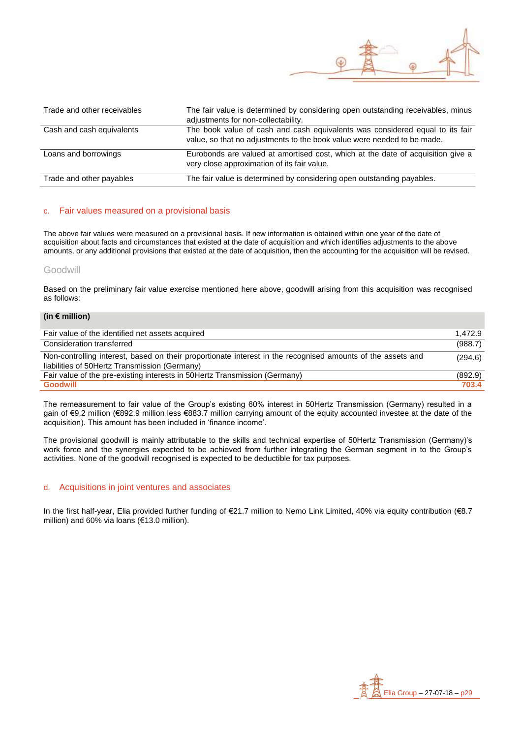| | |
|---|---|
| Trade and other receivables | The fair value is determined by considering open outstanding receivables, minus adjustments for non-collectability. |
| Cash and cash equivalents | The book value of cash and cash equivalents was considered equal to its fair value, so that no adjustments to the book value were needed to be made. |
| Loans and borrowings | Eurobonds are valued at amortised cost, which at the date of acquisition give a very close approximation of its fair value. |
| Trade and other payables | The fair value is determined by considering open outstanding payables. |

## c. Fair values measured on a provisional basis

The above fair values were measured on a provisional basis. If new information is obtained within one year of the date of acquisition about facts and circumstances that existed at the date of acquisition and which identifies adjustments to the above amounts, or any additional provisions that existed at the date of acquisition, then the accounting for the acquisition will be revised.

### Goodwill

Based on the preliminary fair value exercise mentioned here above, goodwill arising from this acquisition was recognised as follows:

| (in € million) | |
|---|---|
| Fair value of the identified net assets acquired | 1,472.9 |
| Consideration transferred | (988.7) |
| Non-controlling interest, based on their proportionate interest in the recognised amounts of the assets and liabilities of 50Hertz Transmission (Germany) | (294.6) |
| Fair value of the pre-existing interests in 50Hertz Transmission (Germany) | (892.9) |
| **Goodwill** | **703.4** |

The remeasurement to fair value of the Group's existing 60% interest in 50Hertz Transmission (Germany) resulted in a gain of €9.2 million (€892.9 million less €883.7 million carrying amount of the equity accounted investee at the date of the acquisition). This amount has been included in 'finance income'.

The provisional goodwill is mainly attributable to the skills and technical expertise of 50Hertz Transmission (Germany)'s work force and the synergies expected to be achieved from further integrating the German segment in to the Group's activities. None of the goodwill recognised is expected to be deductible for tax purposes.

## d. Acquisitions in joint ventures and associates

In the first half-year, Elia provided further funding of €21.7 million to Nemo Link Limited, 40% via equity contribution (€8.7 million) and 60% via loans (€13.0 million).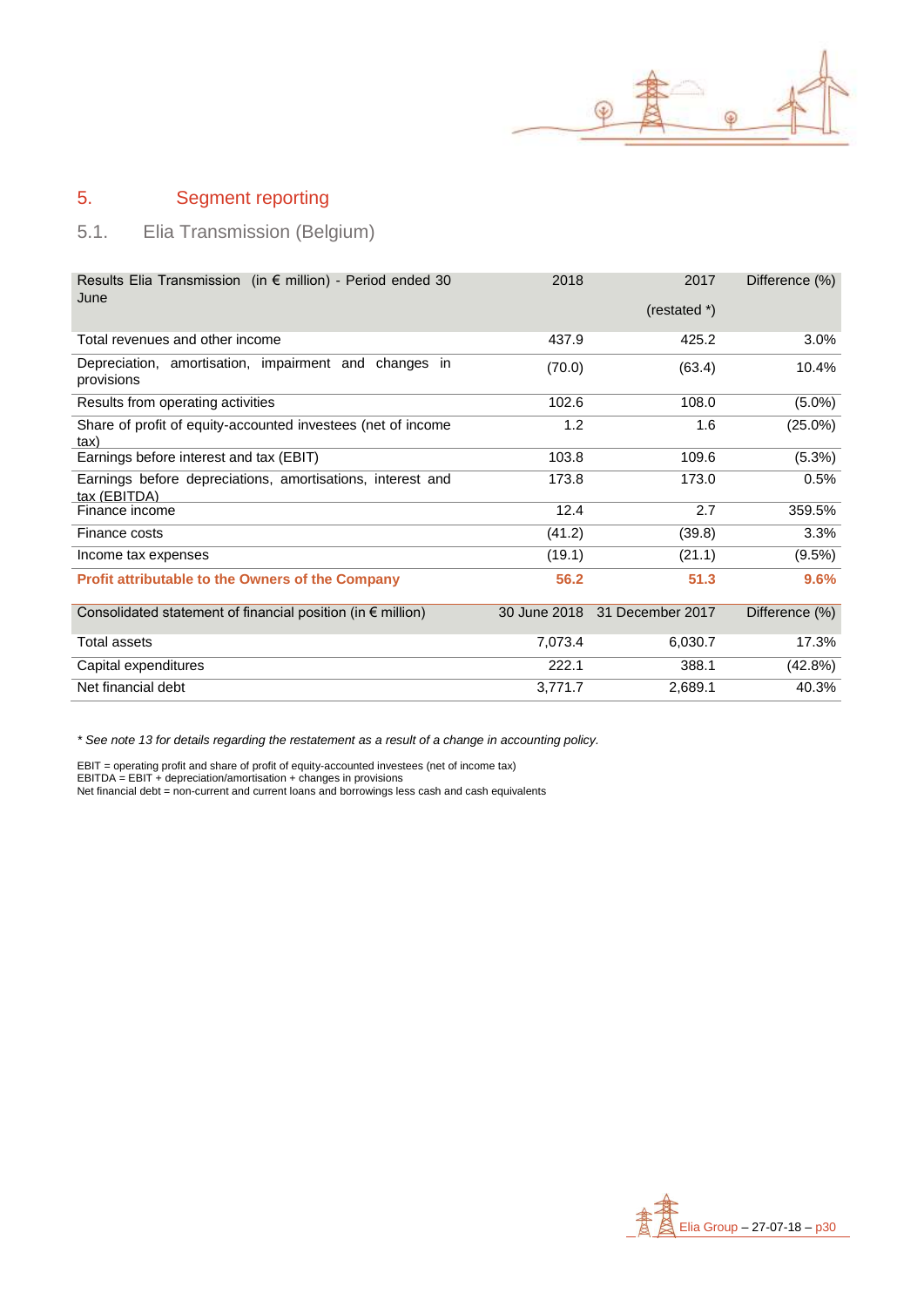## 5. Segment reporting

### 5.1. Elia Transmission (Belgium)

| Results Elia Transmission (in € million) - Period ended 30 June | 2018 | 2017 (restated *) | Difference (%) |
| --- | --- | --- | --- |
| Total revenues and other income | 437.9 | 425.2 | 3.0% |
| Depreciation, amortisation, impairment and changes in provisions | (70.0) | (63.4) | 10.4% |
| Results from operating activities | 102.6 | 108.0 | (5.0%) |
| Share of profit of equity-accounted investees (net of income tax) | 1.2 | 1.6 | (25.0%) |
| Earnings before interest and tax (EBIT) | 103.8 | 109.6 | (5.3%) |
| Earnings before depreciations, amortisations, interest and tax (EBITDA) | 173.8 | 173.0 | 0.5% |
| Finance income | 12.4 | 2.7 | 359.5% |
| Finance costs | (41.2) | (39.8) | 3.3% |
| Income tax expenses | (19.1) | (21.1) | (9.5%) |
| **Profit attributable to the Owners of the Company** | **56.2** | **51.3** | **9.6%** |

| Consolidated statement of financial position (in € million) | 30 June 2018 | 31 December 2017 | Difference (%) |
| --- | --- | --- | --- |
| Total assets | 7,073.4 | 6,030.7 | 17.3% |
| Capital expenditures | 222.1 | 388.1 | (42.8%) |
| Net financial debt | 3,771.7 | 2,689.1 | 40.3% |

*\* See note 13 for details regarding the restatement as a result of a change in accounting policy.*

EBIT = operating profit and share of profit of equity-accounted investees (net of income tax)
EBITDA = EBIT + depreciation/amortisation + changes in provisions
Net financial debt = non-current and current loans and borrowings less cash and cash equivalents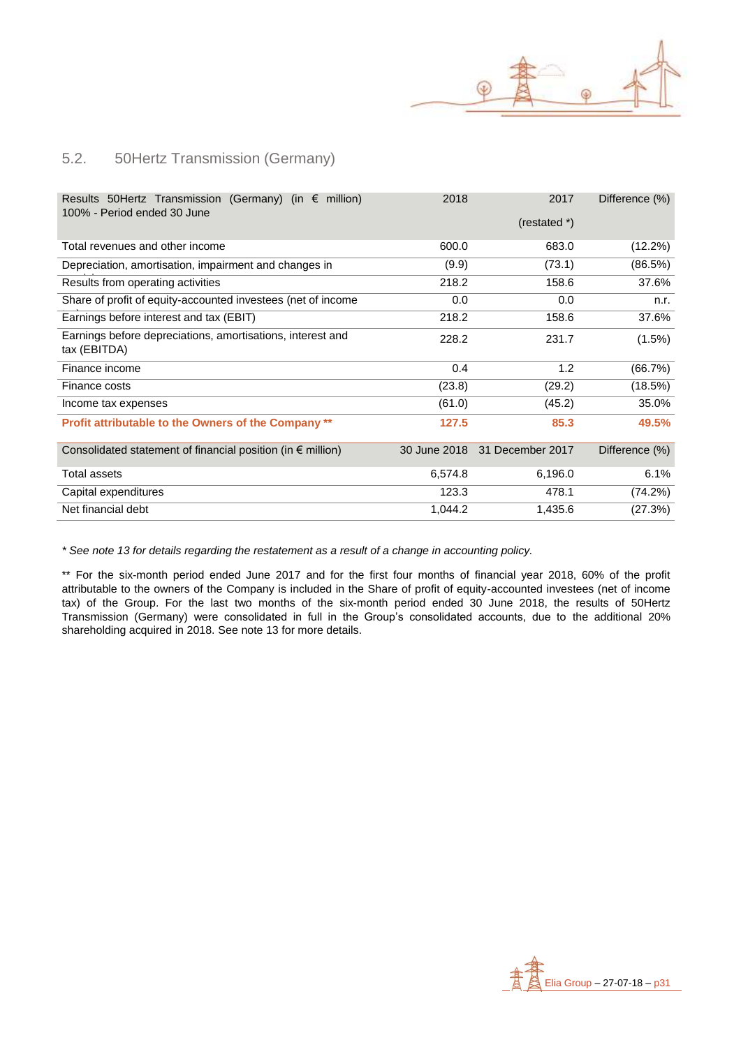## 5.2. 50Hertz Transmission (Germany)

| Results 50Hertz Transmission (Germany) (in € million) 100% - Period ended 30 June | 2018 | 2017 (restated *) | Difference (%) |
|---|---|---|---|
| Total revenues and other income | 600.0 | 683.0 | (12.2%) |
| Depreciation, amortisation, impairment and changes in | (9.9) | (73.1) | (86.5%) |
| Results from operating activities | 218.2 | 158.6 | 37.6% |
| Share of profit of equity-accounted investees (net of income | 0.0 | 0.0 | n.r. |
| Earnings before interest and tax (EBIT) | 218.2 | 158.6 | 37.6% |
| Earnings before depreciations, amortisations, interest and tax (EBITDA) | 228.2 | 231.7 | (1.5%) |
| Finance income | 0.4 | 1.2 | (66.7%) |
| Finance costs | (23.8) | (29.2) | (18.5%) |
| Income tax expenses | (61.0) | (45.2) | 35.0% |
| **Profit attributable to the Owners of the Company \*\*** | **127.5** | **85.3** | **49.5%** |

| Consolidated statement of financial position (in € million) | 30 June 2018 | 31 December 2017 | Difference (%) |
|---|---|---|---|
| Total assets | 6,574.8 | 6,196.0 | 6.1% |
| Capital expenditures | 123.3 | 478.1 | (74.2%) |
| Net financial debt | 1,044.2 | 1,435.6 | (27.3%) |

*\* See note 13 for details regarding the restatement as a result of a change in accounting policy.*

** For the six-month period ended June 2017 and for the first four months of financial year 2018, 60% of the profit attributable to the owners of the Company is included in the Share of profit of equity-accounted investees (net of income tax) of the Group. For the last two months of the six-month period ended 30 June 2018, the results of 50Hertz Transmission (Germany) were consolidated in full in the Group's consolidated accounts, due to the additional 20% shareholding acquired in 2018. See note 13 for more details.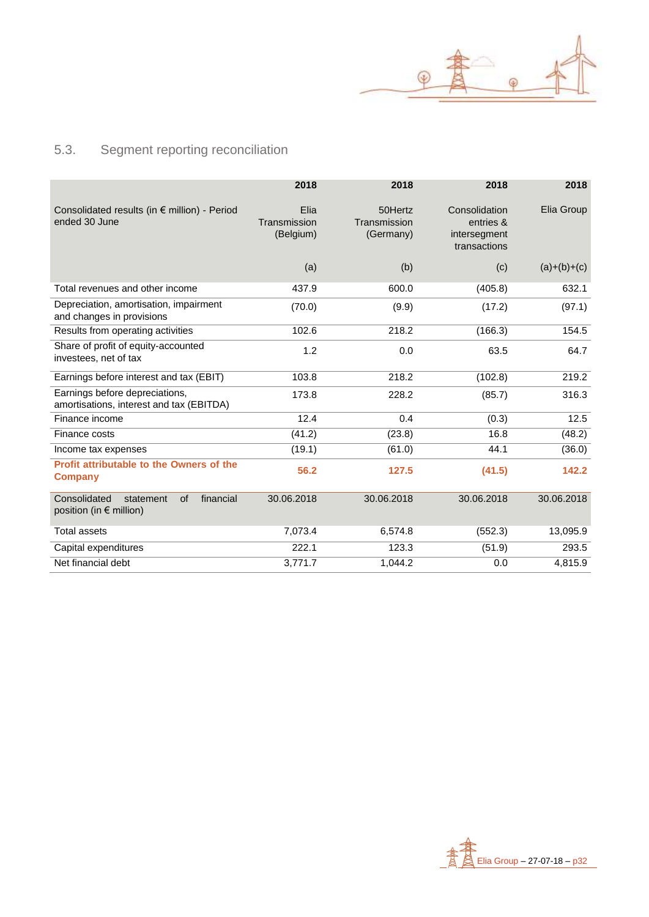## 5.3. Segment reporting reconciliation

| Consolidated results (in € million) - Period ended 30 June | 2018 Elia Transmission (Belgium) (a) | 2018 50Hertz Transmission (Germany) (b) | 2018 Consolidation entries & intersegment transactions (c) | 2018 Elia Group (a)+(b)+(c) |
|---|---|---|---|---|
| Total revenues and other income | 437.9 | 600.0 | (405.8) | 632.1 |
| Depreciation, amortisation, impairment and changes in provisions | (70.0) | (9.9) | (17.2) | (97.1) |
| Results from operating activities | 102.6 | 218.2 | (166.3) | 154.5 |
| Share of profit of equity-accounted investees, net of tax | 1.2 | 0.0 | 63.5 | 64.7 |
| Earnings before interest and tax (EBIT) | 103.8 | 218.2 | (102.8) | 219.2 |
| Earnings before depreciations, amortisations, interest and tax (EBITDA) | 173.8 | 228.2 | (85.7) | 316.3 |
| Finance income | 12.4 | 0.4 | (0.3) | 12.5 |
| Finance costs | (41.2) | (23.8) | 16.8 | (48.2) |
| Income tax expenses | (19.1) | (61.0) | 44.1 | (36.0) |
| **Profit attributable to the Owners of the Company** | **56.2** | **127.5** | **(41.5)** | **142.2** |
| Consolidated statement of financial position (in € million) | 30.06.2018 | 30.06.2018 | 30.06.2018 | 30.06.2018 |
| Total assets | 7,073.4 | 6,574.8 | (552.3) | 13,095.9 |
| Capital expenditures | 222.1 | 123.3 | (51.9) | 293.5 |
| Net financial debt | 3,771.7 | 1,044.2 | 0.0 | 4,815.9 |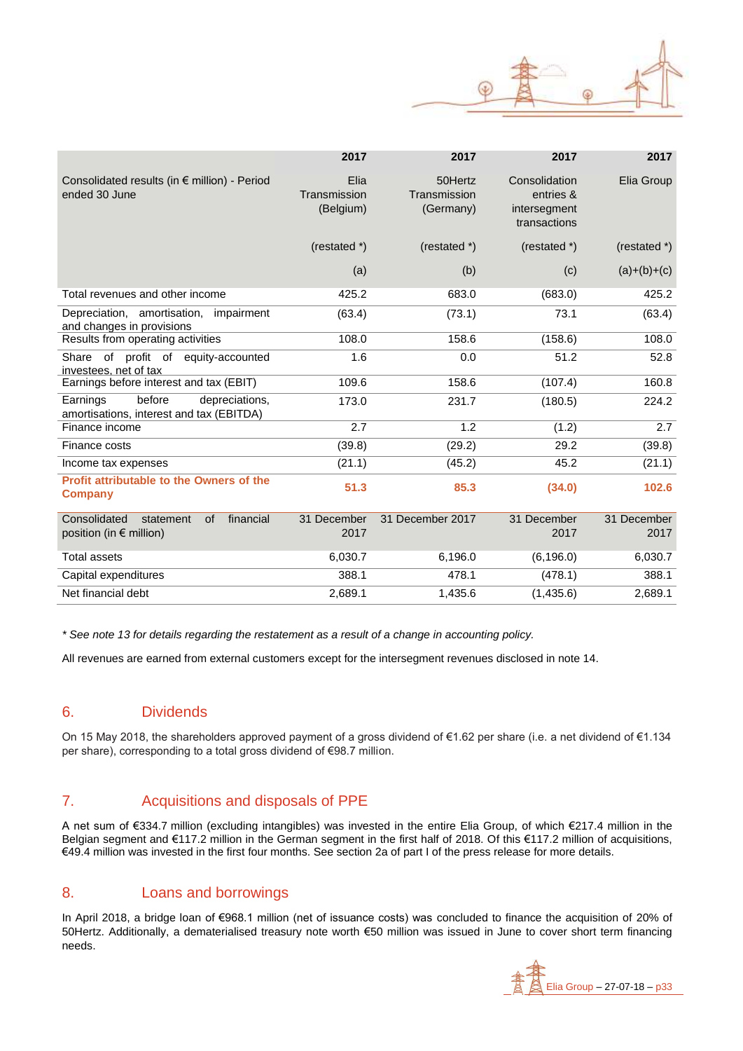| | 2017 | 2017 | 2017 | 2017 |
|---|---|---|---|---|
| Consolidated results (in € million) - Period ended 30 June | Elia Transmission (Belgium) | 50Hertz Transmission (Germany) | Consolidation entries & intersegment transactions | Elia Group |
| | (restated *) | (restated *) | (restated *) | (restated *) |
| | (a) | (b) | (c) | (a)+(b)+(c) |
| Total revenues and other income | 425.2 | 683.0 | (683.0) | 425.2 |
| Depreciation, amortisation, impairment and changes in provisions | (63.4) | (73.1) | 73.1 | (63.4) |
| Results from operating activities | 108.0 | 158.6 | (158.6) | 108.0 |
| Share of profit of equity-accounted investees, net of tax | 1.6 | 0.0 | 51.2 | 52.8 |
| Earnings before interest and tax (EBIT) | 109.6 | 158.6 | (107.4) | 160.8 |
| Earnings before depreciations, amortisations, interest and tax (EBITDA) | 173.0 | 231.7 | (180.5) | 224.2 |
| Finance income | 2.7 | 1.2 | (1.2) | 2.7 |
| Finance costs | (39.8) | (29.2) | 29.2 | (39.8) |
| Income tax expenses | (21.1) | (45.2) | 45.2 | (21.1) |
| **Profit attributable to the Owners of the Company** | **51.3** | **85.3** | **(34.0)** | **102.6** |
| Consolidated statement of financial position (in € million) | 31 December 2017 | 31 December 2017 | 31 December 2017 | 31 December 2017 |
| Total assets | 6,030.7 | 6,196.0 | (6,196.0) | 6,030.7 |
| Capital expenditures | 388.1 | 478.1 | (478.1) | 388.1 |
| Net financial debt | 2,689.1 | 1,435.6 | (1,435.6) | 2,689.1 |

*\* See note 13 for details regarding the restatement as a result of a change in accounting policy.*

All revenues are earned from external customers except for the intersegment revenues disclosed in note 14.

## 6. Dividends

On 15 May 2018, the shareholders approved payment of a gross dividend of €1.62 per share (i.e. a net dividend of €1.134 per share), corresponding to a total gross dividend of €98.7 million.

## 7. Acquisitions and disposals of PPE

A net sum of €334.7 million (excluding intangibles) was invested in the entire Elia Group, of which €217.4 million in the Belgian segment and €117.2 million in the German segment in the first half of 2018. Of this €117.2 million of acquisitions, €49.4 million was invested in the first four months. See section 2a of part I of the press release for more details.

## 8. Loans and borrowings

In April 2018, a bridge loan of €968.1 million (net of issuance costs) was concluded to finance the acquisition of 20% of 50Hertz. Additionally, a dematerialised treasury note worth €50 million was issued in June to cover short term financing needs.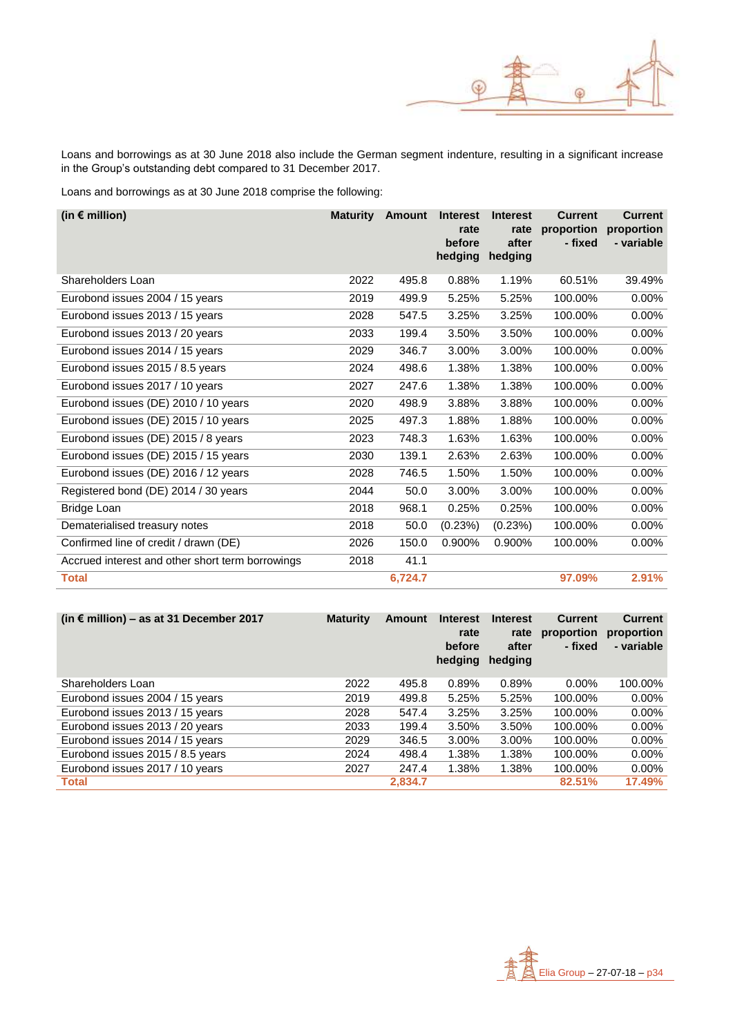Loans and borrowings as at 30 June 2018 also include the German segment indenture, resulting in a significant increase in the Group's outstanding debt compared to 31 December 2017.

Loans and borrowings as at 30 June 2018 comprise the following:

| (in € million) | Maturity | Amount | Interest rate before hedging | Interest rate after hedging | Current proportion - fixed | Current proportion - variable |
|---|---|---|---|---|---|---|
| Shareholders Loan | 2022 | 495.8 | 0.88% | 1.19% | 60.51% | 39.49% |
| Eurobond issues 2004 / 15 years | 2019 | 499.9 | 5.25% | 5.25% | 100.00% | 0.00% |
| Eurobond issues 2013 / 15 years | 2028 | 547.5 | 3.25% | 3.25% | 100.00% | 0.00% |
| Eurobond issues 2013 / 20 years | 2033 | 199.4 | 3.50% | 3.50% | 100.00% | 0.00% |
| Eurobond issues 2014 / 15 years | 2029 | 346.7 | 3.00% | 3.00% | 100.00% | 0.00% |
| Eurobond issues 2015 / 8.5 years | 2024 | 498.6 | 1.38% | 1.38% | 100.00% | 0.00% |
| Eurobond issues 2017 / 10 years | 2027 | 247.6 | 1.38% | 1.38% | 100.00% | 0.00% |
| Eurobond issues (DE) 2010 / 10 years | 2020 | 498.9 | 3.88% | 3.88% | 100.00% | 0.00% |
| Eurobond issues (DE) 2015 / 10 years | 2025 | 497.3 | 1.88% | 1.88% | 100.00% | 0.00% |
| Eurobond issues (DE) 2015 / 8 years | 2023 | 748.3 | 1.63% | 1.63% | 100.00% | 0.00% |
| Eurobond issues (DE) 2015 / 15 years | 2030 | 139.1 | 2.63% | 2.63% | 100.00% | 0.00% |
| Eurobond issues (DE) 2016 / 12 years | 2028 | 746.5 | 1.50% | 1.50% | 100.00% | 0.00% |
| Registered bond (DE) 2014 / 30 years | 2044 | 50.0 | 3.00% | 3.00% | 100.00% | 0.00% |
| Bridge Loan | 2018 | 968.1 | 0.25% | 0.25% | 100.00% | 0.00% |
| Dematerialised treasury notes | 2018 | 50.0 | (0.23%) | (0.23%) | 100.00% | 0.00% |
| Confirmed line of credit / drawn (DE) | 2026 | 150.0 | 0.900% | 0.900% | 100.00% | 0.00% |
| Accrued interest and other short term borrowings | 2018 | 41.1 | | | | |
| **Total** | | **6,724.7** | | | **97.09%** | **2.91%** |

| (in € million) – as at 31 December 2017 | Maturity | Amount | Interest rate before hedging | Interest rate after hedging | Current proportion - fixed | Current proportion - variable |
|---|---|---|---|---|---|---|
| Shareholders Loan | 2022 | 495.8 | 0.89% | 0.89% | 0.00% | 100.00% |
| Eurobond issues 2004 / 15 years | 2019 | 499.8 | 5.25% | 5.25% | 100.00% | 0.00% |
| Eurobond issues 2013 / 15 years | 2028 | 547.4 | 3.25% | 3.25% | 100.00% | 0.00% |
| Eurobond issues 2013 / 20 years | 2033 | 199.4 | 3.50% | 3.50% | 100.00% | 0.00% |
| Eurobond issues 2014 / 15 years | 2029 | 346.5 | 3.00% | 3.00% | 100.00% | 0.00% |
| Eurobond issues 2015 / 8.5 years | 2024 | 498.4 | 1.38% | 1.38% | 100.00% | 0.00% |
| Eurobond issues 2017 / 10 years | 2027 | 247.4 | 1.38% | 1.38% | 100.00% | 0.00% |
| **Total** | | **2,834.7** | | | **82.51%** | **17.49%** |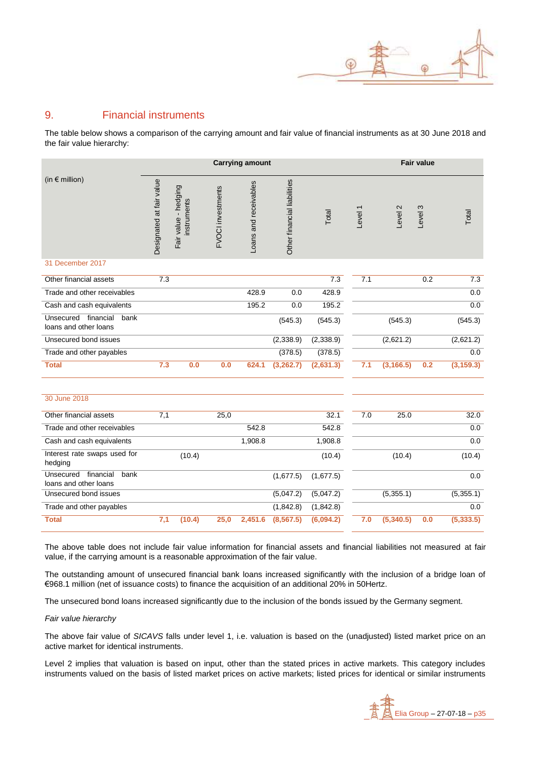## 9. Financial instruments

The table below shows a comparison of the carrying amount and fair value of financial instruments as at 30 June 2018 and the fair value hierarchy:

| (in € million) | Carrying amount | | | | | | Fair value | | | |
|---|---|---|---|---|---|---|---|---|---|---|
| | Designated at fair value | Fair value - hedging instruments | FVOCI investments | Loans and receivables | Other financial liabilities | Total | Level 1 | Level 2 | Level 3 | Total |
| **31 December 2017** | | | | | | | | | | |
| Other financial assets | 7.3 | | | | | 7.3 | 7.1 | | 0.2 | 7.3 |
| Trade and other receivables | | | | 428.9 | 0.0 | 428.9 | | | | 0.0 |
| Cash and cash equivalents | | | | 195.2 | 0.0 | 195.2 | | | | 0.0 |
| Unsecured financial bank loans and other loans | | | | | (545.3) | (545.3) | | (545.3) | | (545.3) |
| Unsecured bond issues | | | | | (2,338.9) | (2,338.9) | | (2,621.2) | | (2,621.2) |
| Trade and other payables | | | | | (378.5) | (378.5) | | | | 0.0 |
| **Total** | **7.3** | **0.0** | **0.0** | **624.1** | **(3,262.7)** | **(2,631.3)** | **7.1** | **(3,166.5)** | **0.2** | **(3,159.3)** |
| **30 June 2018** | | | | | | | | | | |
| Other financial assets | 7,1 | | 25,0 | | | 32.1 | 7.0 | 25.0 | | 32.0 |
| Trade and other receivables | | | | 542.8 | | 542.8 | | | | 0.0 |
| Cash and cash equivalents | | | | 1,908.8 | | 1,908.8 | | | | 0.0 |
| Interest rate swaps used for hedging | | (10.4) | | | | (10.4) | | (10.4) | | (10.4) |
| Unsecured financial bank loans and other loans | | | | | (1,677.5) | (1,677.5) | | | | 0.0 |
| Unsecured bond issues | | | | | (5,047.2) | (5,047.2) | | (5,355.1) | | (5,355.1) |
| Trade and other payables | | | | | (1,842.8) | (1,842.8) | | | | 0.0 |
| **Total** | **7,1** | **(10.4)** | **25,0** | **2,451.6** | **(8,567.5)** | **(6,094.2)** | **7.0** | **(5,340.5)** | **0.0** | **(5,333.5)** |

The above table does not include fair value information for financial assets and financial liabilities not measured at fair value, if the carrying amount is a reasonable approximation of the fair value.

The outstanding amount of unsecured financial bank loans increased significantly with the inclusion of a bridge loan of €968.1 million (net of issuance costs) to finance the acquisition of an additional 20% in 50Hertz.

The unsecured bond loans increased significantly due to the inclusion of the bonds issued by the Germany segment.

*Fair value hierarchy*

The above fair value of *SICAVS* falls under level 1, i.e. valuation is based on the (unadjusted) listed market price on an active market for identical instruments.

Level 2 implies that valuation is based on input, other than the stated prices in active markets. This category includes instruments valued on the basis of listed market prices on active markets; listed prices for identical or similar instruments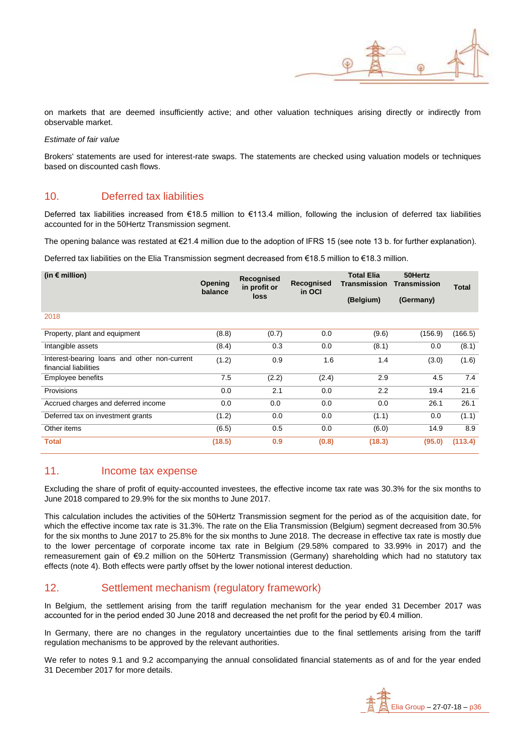on markets that are deemed insufficiently active; and other valuation techniques arising directly or indirectly from observable market.

*Estimate of fair value*

Brokers' statements are used for interest-rate swaps. The statements are checked using valuation models or techniques based on discounted cash flows.

## 10. Deferred tax liabilities

Deferred tax liabilities increased from €18.5 million to €113.4 million, following the inclusion of deferred tax liabilities accounted for in the 50Hertz Transmission segment.

The opening balance was restated at €21.4 million due to the adoption of IFRS 15 (see note 13 b. for further explanation).

Deferred tax liabilities on the Elia Transmission segment decreased from €18.5 million to €18.3 million.

| (in € million) | Opening balance | Recognised in profit or loss | Recognised in OCI | Total Elia Transmission (Belgium) | 50Hertz Transmission (Germany) | Total |
|---|---|---|---|---|---|---|
| 2018 | | | | | | |
| Property, plant and equipment | (8.8) | (0.7) | 0.0 | (9.6) | (156.9) | (166.5) |
| Intangible assets | (8.4) | 0.3 | 0.0 | (8.1) | 0.0 | (8.1) |
| Interest-bearing loans and other non-current financial liabilities | (1.2) | 0.9 | 1.6 | 1.4 | (3.0) | (1.6) |
| Employee benefits | 7.5 | (2.2) | (2.4) | 2.9 | 4.5 | 7.4 |
| Provisions | 0.0 | 2.1 | 0.0 | 2.2 | 19.4 | 21.6 |
| Accrued charges and deferred income | 0.0 | 0.0 | 0.0 | 0.0 | 26.1 | 26.1 |
| Deferred tax on investment grants | (1.2) | 0.0 | 0.0 | (1.1) | 0.0 | (1.1) |
| Other items | (6.5) | 0.5 | 0.0 | (6.0) | 14.9 | 8.9 |
| **Total** | **(18.5)** | **0.9** | **(0.8)** | **(18.3)** | **(95.0)** | **(113.4)** |

## 11. Income tax expense

Excluding the share of profit of equity-accounted investees, the effective income tax rate was 30.3% for the six months to June 2018 compared to 29.9% for the six months to June 2017.

This calculation includes the activities of the 50Hertz Transmission segment for the period as of the acquisition date, for which the effective income tax rate is 31.3%. The rate on the Elia Transmission (Belgium) segment decreased from 30.5% for the six months to June 2017 to 25.8% for the six months to June 2018. The decrease in effective tax rate is mostly due to the lower percentage of corporate income tax rate in Belgium (29.58% compared to 33.99% in 2017) and the remeasurement gain of €9.2 million on the 50Hertz Transmission (Germany) shareholding which had no statutory tax effects (note 4). Both effects were partly offset by the lower notional interest deduction.

## 12. Settlement mechanism (regulatory framework)

In Belgium, the settlement arising from the tariff regulation mechanism for the year ended 31 December 2017 was accounted for in the period ended 30 June 2018 and decreased the net profit for the period by €0.4 million.

In Germany, there are no changes in the regulatory uncertainties due to the final settlements arising from the tariff regulation mechanisms to be approved by the relevant authorities.

We refer to notes 9.1 and 9.2 accompanying the annual consolidated financial statements as of and for the year ended 31 December 2017 for more details.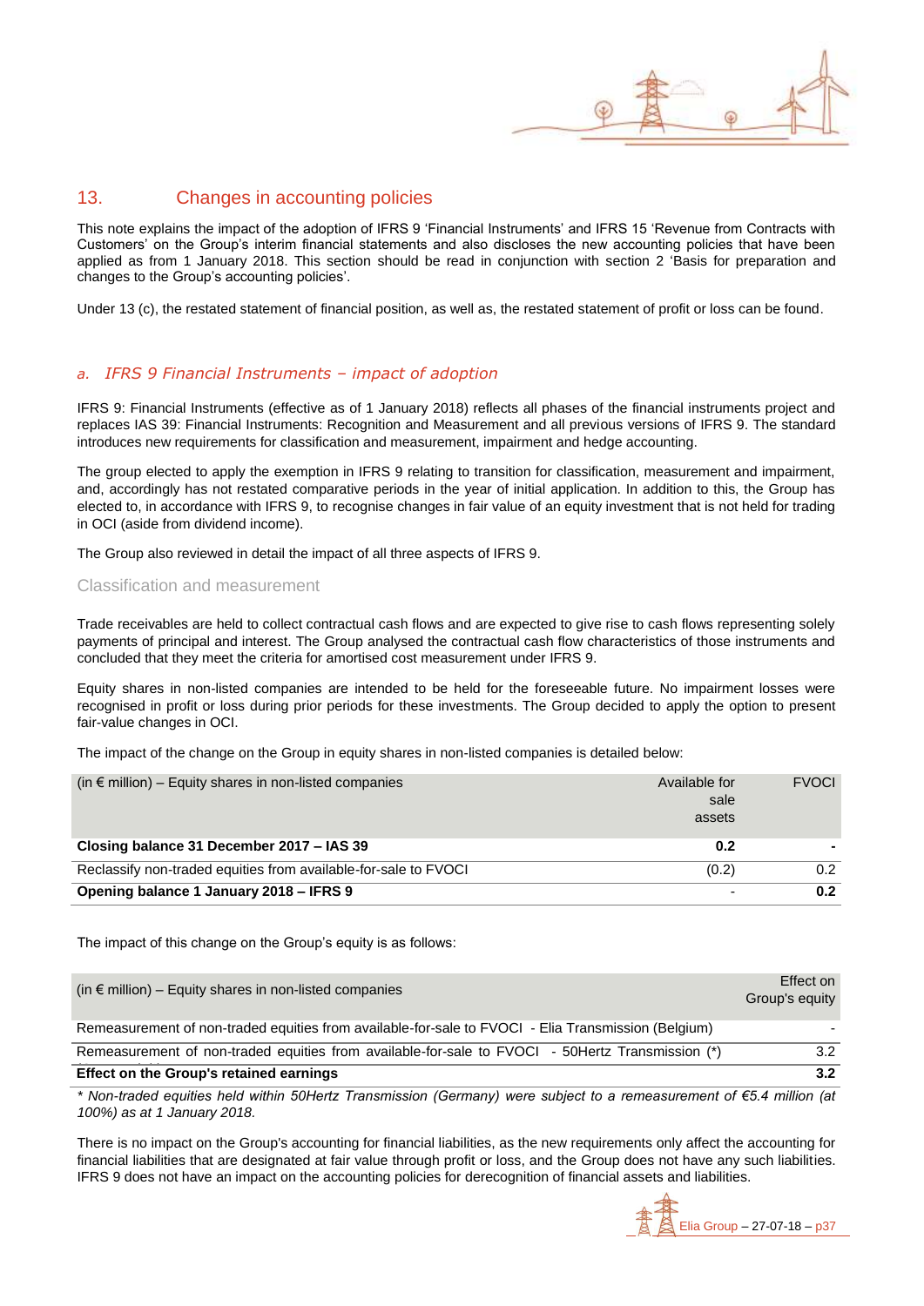## 13. Changes in accounting policies

This note explains the impact of the adoption of IFRS 9 'Financial Instruments' and IFRS 15 'Revenue from Contracts with Customers' on the Group's interim financial statements and also discloses the new accounting policies that have been applied as from 1 January 2018. This section should be read in conjunction with section 2 'Basis for preparation and changes to the Group's accounting policies'.

Under 13 (c), the restated statement of financial position, as well as, the restated statement of profit or loss can be found.

### *a. IFRS 9 Financial Instruments – impact of adoption*

IFRS 9: Financial Instruments (effective as of 1 January 2018) reflects all phases of the financial instruments project and replaces IAS 39: Financial Instruments: Recognition and Measurement and all previous versions of IFRS 9. The standard introduces new requirements for classification and measurement, impairment and hedge accounting.

The group elected to apply the exemption in IFRS 9 relating to transition for classification, measurement and impairment, and, accordingly has not restated comparative periods in the year of initial application. In addition to this, the Group has elected to, in accordance with IFRS 9, to recognise changes in fair value of an equity investment that is not held for trading in OCI (aside from dividend income).

The Group also reviewed in detail the impact of all three aspects of IFRS 9.

#### Classification and measurement

Trade receivables are held to collect contractual cash flows and are expected to give rise to cash flows representing solely payments of principal and interest. The Group analysed the contractual cash flow characteristics of those instruments and concluded that they meet the criteria for amortised cost measurement under IFRS 9.

Equity shares in non-listed companies are intended to be held for the foreseeable future. No impairment losses were recognised in profit or loss during prior periods for these investments. The Group decided to apply the option to present fair-value changes in OCI.

The impact of the change on the Group in equity shares in non-listed companies is detailed below:

| (in € million) – Equity shares in non-listed companies | Available for sale assets | FVOCI |
|---|---|---|
| **Closing balance 31 December 2017 – IAS 39** | **0.2** | **-** |
| Reclassify non-traded equities from available-for-sale to FVOCI | (0.2) | 0.2 |
| **Opening balance 1 January 2018 – IFRS 9** | - | **0.2** |

The impact of this change on the Group's equity is as follows:

| (in € million) – Equity shares in non-listed companies | Effect on Group's equity |
|---|---|
| Remeasurement of non-traded equities from available-for-sale to FVOCI - Elia Transmission (Belgium) | - |
| Remeasurement of non-traded equities from available-for-sale to FVOCI - 50Hertz Transmission (*) | 3.2 |
| **Effect on the Group's retained earnings** | **3.2** |

*\* Non-traded equities held within 50Hertz Transmission (Germany) were subject to a remeasurement of €5.4 million (at 100%) as at 1 January 2018.*

There is no impact on the Group's accounting for financial liabilities, as the new requirements only affect the accounting for financial liabilities that are designated at fair value through profit or loss, and the Group does not have any such liabilities. IFRS 9 does not have an impact on the accounting policies for derecognition of financial assets and liabilities.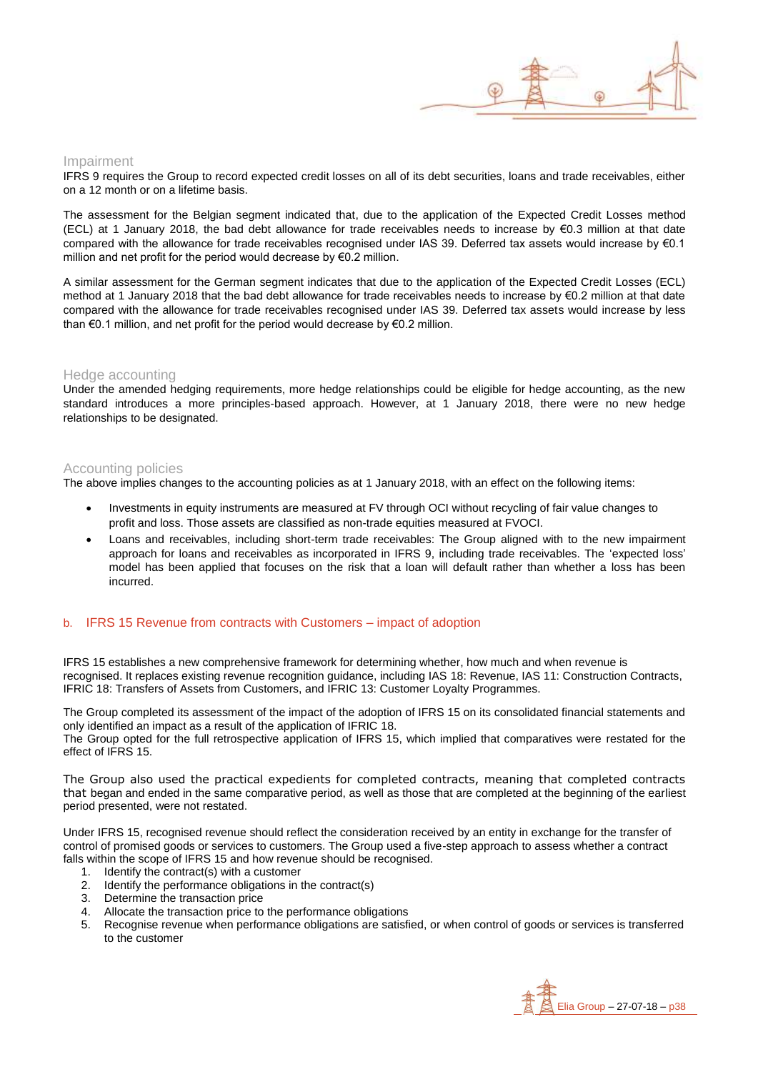### Impairment

IFRS 9 requires the Group to record expected credit losses on all of its debt securities, loans and trade receivables, either on a 12 month or on a lifetime basis.

The assessment for the Belgian segment indicated that, due to the application of the Expected Credit Losses method (ECL) at 1 January 2018, the bad debt allowance for trade receivables needs to increase by €0.3 million at that date compared with the allowance for trade receivables recognised under IAS 39. Deferred tax assets would increase by €0.1 million and net profit for the period would decrease by €0.2 million.

A similar assessment for the German segment indicates that due to the application of the Expected Credit Losses (ECL) method at 1 January 2018 that the bad debt allowance for trade receivables needs to increase by €0.2 million at that date compared with the allowance for trade receivables recognised under IAS 39. Deferred tax assets would increase by less than €0.1 million, and net profit for the period would decrease by €0.2 million.

### Hedge accounting

Under the amended hedging requirements, more hedge relationships could be eligible for hedge accounting, as the new standard introduces a more principles-based approach. However, at 1 January 2018, there were no new hedge relationships to be designated.

### Accounting policies

The above implies changes to the accounting policies as at 1 January 2018, with an effect on the following items:

- Investments in equity instruments are measured at FV through OCI without recycling of fair value changes to profit and loss. Those assets are classified as non-trade equities measured at FVOCI.
- Loans and receivables, including short-term trade receivables: The Group aligned with to the new impairment approach for loans and receivables as incorporated in IFRS 9, including trade receivables. The 'expected loss' model has been applied that focuses on the risk that a loan will default rather than whether a loss has been incurred.

## b. IFRS 15 Revenue from contracts with Customers – impact of adoption

IFRS 15 establishes a new comprehensive framework for determining whether, how much and when revenue is recognised. It replaces existing revenue recognition guidance, including IAS 18: Revenue, IAS 11: Construction Contracts, IFRIC 18: Transfers of Assets from Customers, and IFRIC 13: Customer Loyalty Programmes.

The Group completed its assessment of the impact of the adoption of IFRS 15 on its consolidated financial statements and only identified an impact as a result of the application of IFRIC 18.
The Group opted for the full retrospective application of IFRS 15, which implied that comparatives were restated for the effect of IFRS 15.

The Group also used the practical expedients for completed contracts, meaning that completed contracts that began and ended in the same comparative period, as well as those that are completed at the beginning of the earliest period presented, were not restated.

Under IFRS 15, recognised revenue should reflect the consideration received by an entity in exchange for the transfer of control of promised goods or services to customers. The Group used a five-step approach to assess whether a contract falls within the scope of IFRS 15 and how revenue should be recognised.

1. Identify the contract(s) with a customer
2. Identify the performance obligations in the contract(s)
3. Determine the transaction price
4. Allocate the transaction price to the performance obligations
5. Recognise revenue when performance obligations are satisfied, or when control of goods or services is transferred to the customer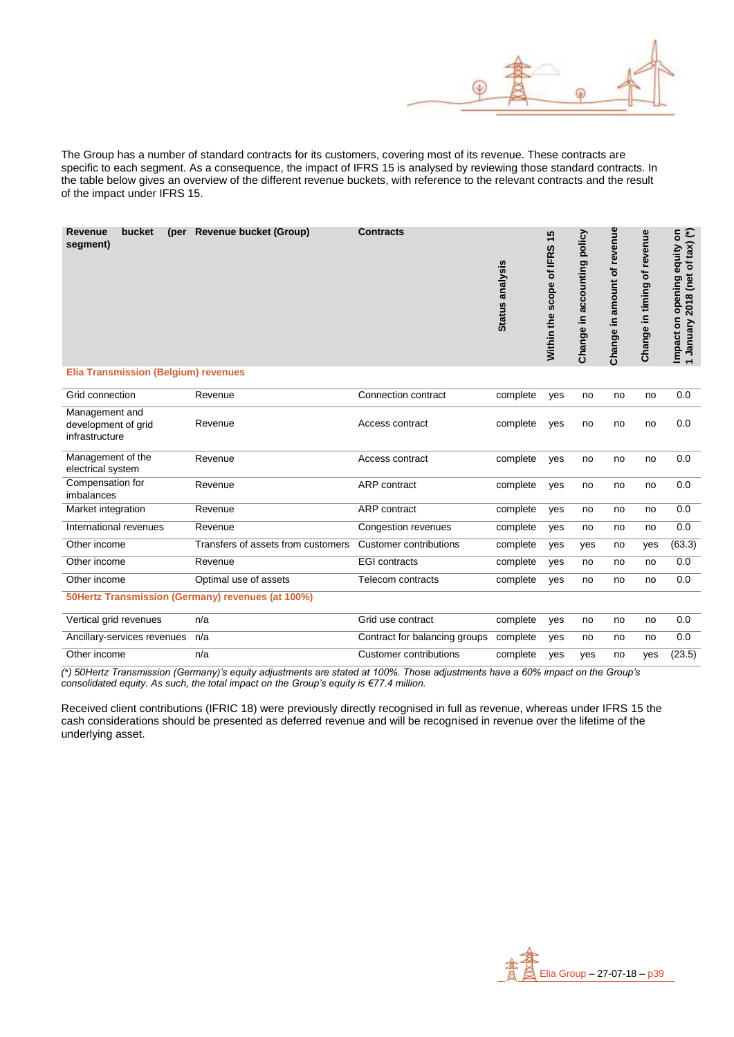The Group has a number of standard contracts for its customers, covering most of its revenue. These contracts are specific to each segment. As a consequence, the impact of IFRS 15 is analysed by reviewing those standard contracts. In the table below gives an overview of the different revenue buckets, with reference to the relevant contracts and the result of the impact under IFRS 15.

| Revenue bucket (per segment) | Revenue bucket (Group) | Contracts | Status analysis | Within the scope of IFRS 15 | Change in accounting policy | Change in amount of revenue | Change in timing of revenue | Impact on opening equity on 1 January 2018 (net of tax) (*) |
|---|---|---|---|---|---|---|---|---|
| **Elia Transmission (Belgium) revenues** | | | | | | | | |
| Grid connection | Revenue | Connection contract | complete | yes | no | no | no | 0.0 |
| Management and development of grid infrastructure | Revenue | Access contract | complete | yes | no | no | no | 0.0 |
| Management of the electrical system | Revenue | Access contract | complete | yes | no | no | no | 0.0 |
| Compensation for imbalances | Revenue | ARP contract | complete | yes | no | no | no | 0.0 |
| Market integration | Revenue | ARP contract | complete | yes | no | no | no | 0.0 |
| International revenues | Revenue | Congestion revenues | complete | yes | no | no | no | 0.0 |
| Other income | Transfers of assets from customers | Customer contributions | complete | yes | yes | no | yes | (63.3) |
| Other income | Revenue | EGI contracts | complete | yes | no | no | no | 0.0 |
| Other income | Optimal use of assets | Telecom contracts | complete | yes | no | no | no | 0.0 |
| **50Hertz Transmission (Germany) revenues (at 100%)** | | | | | | | | |
| Vertical grid revenues | n/a | Grid use contract | complete | yes | no | no | no | 0.0 |
| Ancillary-services revenues | n/a | Contract for balancing groups | complete | yes | no | no | no | 0.0 |
| Other income | n/a | Customer contributions | complete | yes | yes | no | yes | (23.5) |

*(\*) 50Hertz Transmission (Germany)'s equity adjustments are stated at 100%. Those adjustments have a 60% impact on the Group's consolidated equity. As such, the total impact on the Group's equity is €77.4 million.*

Received client contributions (IFRIC 18) were previously directly recognised in full as revenue, whereas under IFRS 15 the cash considerations should be presented as deferred revenue and will be recognised in revenue over the lifetime of the underlying asset.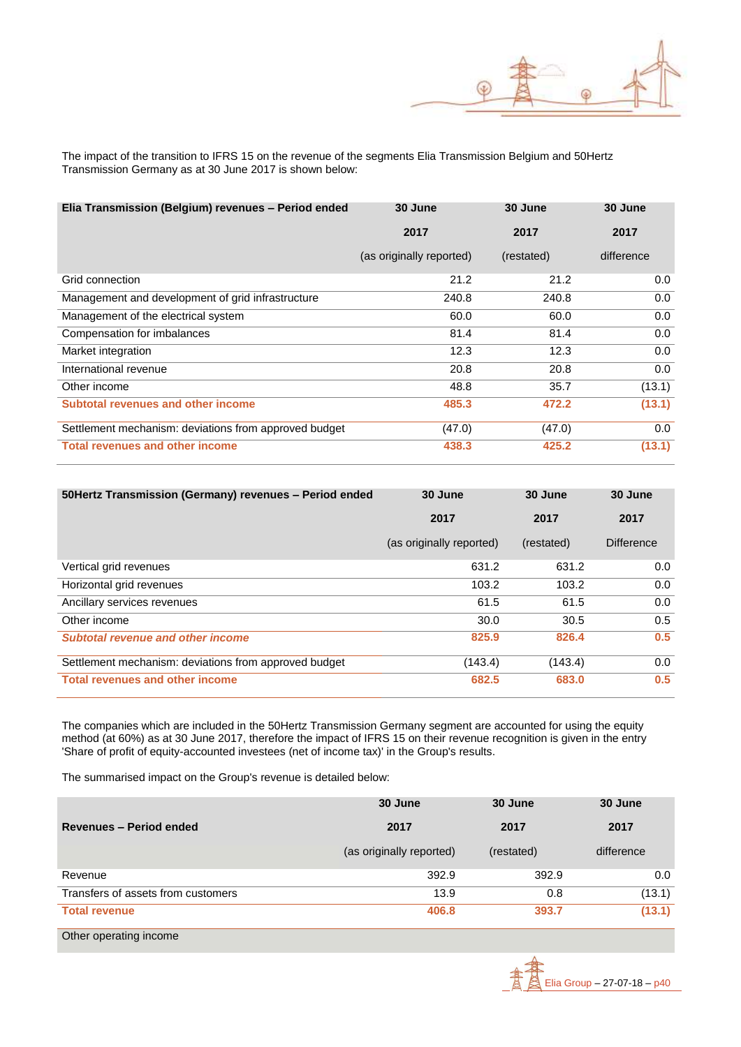The impact of the transition to IFRS 15 on the revenue of the segments Elia Transmission Belgium and 50Hertz Transmission Germany as at 30 June 2017 is shown below:

| Elia Transmission (Belgium) revenues – Period ended | 30 June 2017 (as originally reported) | 30 June 2017 (restated) | 30 June 2017 difference |
|---|---|---|---|
| Grid connection | 21.2 | 21.2 | 0.0 |
| Management and development of grid infrastructure | 240.8 | 240.8 | 0.0 |
| Management of the electrical system | 60.0 | 60.0 | 0.0 |
| Compensation for imbalances | 81.4 | 81.4 | 0.0 |
| Market integration | 12.3 | 12.3 | 0.0 |
| International revenue | 20.8 | 20.8 | 0.0 |
| Other income | 48.8 | 35.7 | (13.1) |
| **Subtotal revenues and other income** | **485.3** | **472.2** | **(13.1)** |
| Settlement mechanism: deviations from approved budget | (47.0) | (47.0) | 0.0 |
| **Total revenues and other income** | **438.3** | **425.2** | **(13.1)** |

| 50Hertz Transmission (Germany) revenues – Period ended | 30 June 2017 (as originally reported) | 30 June 2017 (restated) | 30 June 2017 Difference |
|---|---|---|---|
| Vertical grid revenues | 631.2 | 631.2 | 0.0 |
| Horizontal grid revenues | 103.2 | 103.2 | 0.0 |
| Ancillary services revenues | 61.5 | 61.5 | 0.0 |
| Other income | 30.0 | 30.5 | 0.5 |
| ***Subtotal revenue and other income*** | **825.9** | **826.4** | **0.5** |
| Settlement mechanism: deviations from approved budget | (143.4) | (143.4) | 0.0 |
| **Total revenues and other income** | **682.5** | **683.0** | **0.5** |

The companies which are included in the 50Hertz Transmission Germany segment are accounted for using the equity method (at 60%) as at 30 June 2017, therefore the impact of IFRS 15 on their revenue recognition is given in the entry 'Share of profit of equity-accounted investees (net of income tax)' in the Group's results.

The summarised impact on the Group's revenue is detailed below:

| Revenues – Period ended | 30 June 2017 (as originally reported) | 30 June 2017 (restated) | 30 June 2017 difference |
|---|---|---|---|
| Revenue | 392.9 | 392.9 | 0.0 |
| Transfers of assets from customers | 13.9 | 0.8 | (13.1) |
| **Total revenue** | **406.8** | **393.7** | **(13.1)** |
| Other operating income | | | |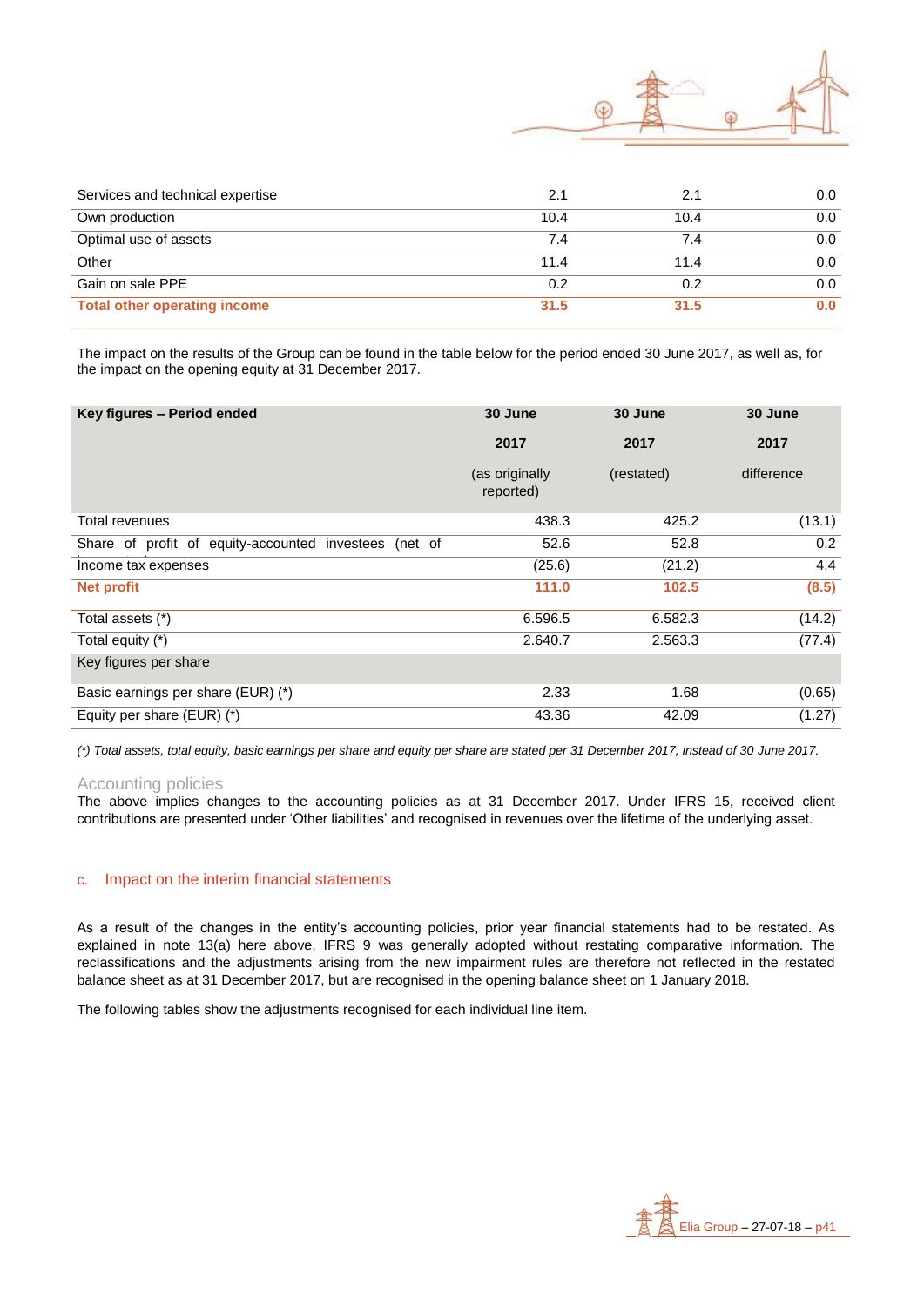| | | | |
|---|---|---|---|
| Services and technical expertise | 2.1 | 2.1 | 0.0 |
| Own production | 10.4 | 10.4 | 0.0 |
| Optimal use of assets | 7.4 | 7.4 | 0.0 |
| Other | 11.4 | 11.4 | 0.0 |
| Gain on sale PPE | 0.2 | 0.2 | 0.0 |
| **Total other operating income** | **31.5** | **31.5** | **0.0** |

The impact on the results of the Group can be found in the table below for the period ended 30 June 2017, as well as, for the impact on the opening equity at 31 December 2017.

| Key figures – Period ended | 30 June 2017 (as originally reported) | 30 June 2017 (restated) | 30 June 2017 difference |
|---|---|---|---|
| Total revenues | 438.3 | 425.2 | (13.1) |
| Share of profit of equity-accounted investees (net of income tax) | 52.6 | 52.8 | 0.2 |
| Income tax expenses | (25.6) | (21.2) | 4.4 |
| **Net profit** | **111.0** | **102.5** | **(8.5)** |
| Total assets (*) | 6.596.5 | 6.582.3 | (14.2) |
| Total equity (*) | 2.640.7 | 2.563.3 | (77.4) |
| Key figures per share | | | |
| Basic earnings per share (EUR) (*) | 2.33 | 1.68 | (0.65) |
| Equity per share (EUR) (*) | 43.36 | 42.09 | (1.27) |

*(\*) Total assets, total equity, basic earnings per share and equity per share are stated per 31 December 2017, instead of 30 June 2017.*

### Accounting policies

The above implies changes to the accounting policies as at 31 December 2017. Under IFRS 15, received client contributions are presented under 'Other liabilities' and recognised in revenues over the lifetime of the underlying asset.

## c. Impact on the interim financial statements

As a result of the changes in the entity's accounting policies, prior year financial statements had to be restated. As explained in note 13(a) here above, IFRS 9 was generally adopted without restating comparative information. The reclassifications and the adjustments arising from the new impairment rules are therefore not reflected in the restated balance sheet as at 31 December 2017, but are recognised in the opening balance sheet on 1 January 2018.

The following tables show the adjustments recognised for each individual line item.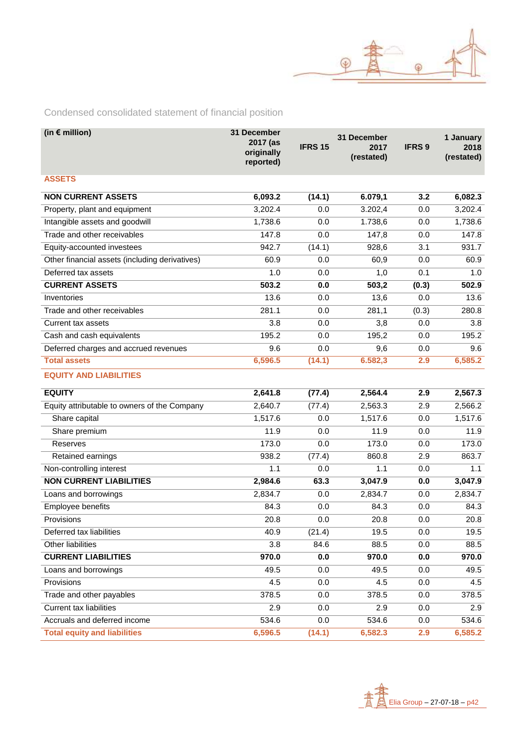Condensed consolidated statement of financial position

| (in € million) | 31 December 2017 (as originally reported) | IFRS 15 | 31 December 2017 (restated) | IFRS 9 | 1 January 2018 (restated) |
|---|---|---|---|---|---|
| **ASSETS** | | | | | |
| **NON CURRENT ASSETS** | **6,093.2** | **(14.1)** | **6.079,1** | **3.2** | **6,082.3** |
| Property, plant and equipment | 3,202.4 | 0.0 | 3.202,4 | 0.0 | 3,202.4 |
| Intangible assets and goodwill | 1,738.6 | 0.0 | 1.738,6 | 0.0 | 1,738.6 |
| Trade and other receivables | 147.8 | 0.0 | 147,8 | 0.0 | 147.8 |
| Equity-accounted investees | 942.7 | (14.1) | 928,6 | 3.1 | 931.7 |
| Other financial assets (including derivatives) | 60.9 | 0.0 | 60,9 | 0.0 | 60.9 |
| Deferred tax assets | 1.0 | 0.0 | 1,0 | 0.1 | 1.0 |
| **CURRENT ASSETS** | **503.2** | **0.0** | **503,2** | **(0.3)** | **502.9** |
| Inventories | 13.6 | 0.0 | 13,6 | 0.0 | 13.6 |
| Trade and other receivables | 281.1 | 0.0 | 281,1 | (0.3) | 280.8 |
| Current tax assets | 3.8 | 0.0 | 3,8 | 0.0 | 3.8 |
| Cash and cash equivalents | 195.2 | 0.0 | 195,2 | 0.0 | 195.2 |
| Deferred charges and accrued revenues | 9.6 | 0.0 | 9,6 | 0.0 | 9.6 |
| **Total assets** | **6,596.5** | **(14.1)** | **6.582,3** | **2.9** | **6,585.2** |
| **EQUITY AND LIABILITIES** | | | | | |
| **EQUITY** | **2,641.8** | **(77.4)** | **2,564.4** | **2.9** | **2,567.3** |
| Equity attributable to owners of the Company | 2,640.7 | (77.4) | 2,563.3 | 2.9 | 2,566.2 |
| Share capital | 1,517.6 | 0.0 | 1,517.6 | 0.0 | 1,517.6 |
| Share premium | 11.9 | 0.0 | 11.9 | 0.0 | 11.9 |
| Reserves | 173.0 | 0.0 | 173.0 | 0.0 | 173.0 |
| Retained earnings | 938.2 | (77.4) | 860.8 | 2.9 | 863.7 |
| Non-controlling interest | 1.1 | 0.0 | 1.1 | 0.0 | 1.1 |
| **NON CURRENT LIABILITIES** | **2,984.6** | **63.3** | **3,047.9** | **0.0** | **3,047.9** |
| Loans and borrowings | 2,834.7 | 0.0 | 2,834.7 | 0.0 | 2,834.7 |
| Employee benefits | 84.3 | 0.0 | 84.3 | 0.0 | 84.3 |
| Provisions | 20.8 | 0.0 | 20.8 | 0.0 | 20.8 |
| Deferred tax liabilities | 40.9 | (21.4) | 19.5 | 0.0 | 19.5 |
| Other liabilities | 3.8 | 84.6 | 88.5 | 0.0 | 88.5 |
| **CURRENT LIABILITIES** | **970.0** | **0.0** | **970.0** | **0.0** | **970.0** |
| Loans and borrowings | 49.5 | 0.0 | 49.5 | 0.0 | 49.5 |
| Provisions | 4.5 | 0.0 | 4.5 | 0.0 | 4.5 |
| Trade and other payables | 378.5 | 0.0 | 378.5 | 0.0 | 378.5 |
| Current tax liabilities | 2.9 | 0.0 | 2.9 | 0.0 | 2.9 |
| Accruals and deferred income | 534.6 | 0.0 | 534.6 | 0.0 | 534.6 |
| **Total equity and liabilities** | **6,596.5** | **(14.1)** | **6,582.3** | **2.9** | **6,585.2** |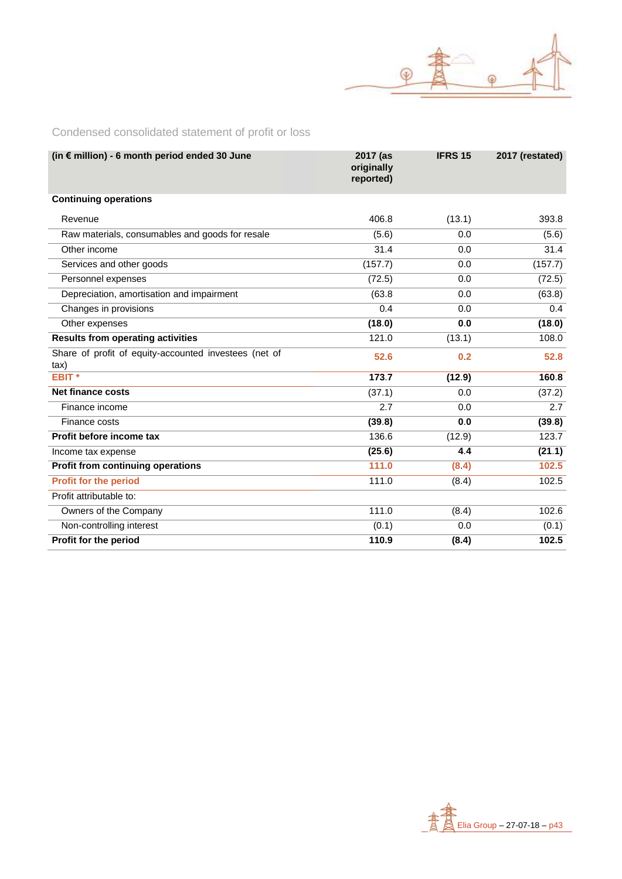Condensed consolidated statement of profit or loss

| (in € million) - 6 month period ended 30 June | 2017 (as originally reported) | IFRS 15 | 2017 (restated) |
|---|---|---|---|
| **Continuing operations** | | | |
| Revenue | 406.8 | (13.1) | 393.8 |
| Raw materials, consumables and goods for resale | (5.6) | 0.0 | (5.6) |
| Other income | 31.4 | 0.0 | 31.4 |
| Services and other goods | (157.7) | 0.0 | (157.7) |
| Personnel expenses | (72.5) | 0.0 | (72.5) |
| Depreciation, amortisation and impairment | (63.8 | 0.0 | (63.8) |
| Changes in provisions | 0.4 | 0.0 | 0.4 |
| Other expenses | **(18.0)** | **0.0** | **(18.0)** |
| **Results from operating activities** | 121.0 | (13.1) | 108.0 |
| Share of profit of equity-accounted investees (net of tax) | **52.6** | **0.2** | **52.8** |
| **EBIT *** | **173.7** | **(12.9)** | **160.8** |
| **Net finance costs** | (37.1) | 0.0 | (37.2) |
| Finance income | 2.7 | 0.0 | 2.7 |
| Finance costs | **(39.8)** | **0.0** | **(39.8)** |
| **Profit before income tax** | 136.6 | (12.9) | 123.7 |
| Income tax expense | **(25.6)** | **4.4** | **(21.1)** |
| **Profit from continuing operations** | **111.0** | **(8.4)** | **102.5** |
| **Profit for the period** | 111.0 | (8.4) | 102.5 |
| Profit attributable to: | | | |
| Owners of the Company | 111.0 | (8.4) | 102.6 |
| Non-controlling interest | (0.1) | 0.0 | (0.1) |
| **Profit for the period** | **110.9** | **(8.4)** | **102.5** |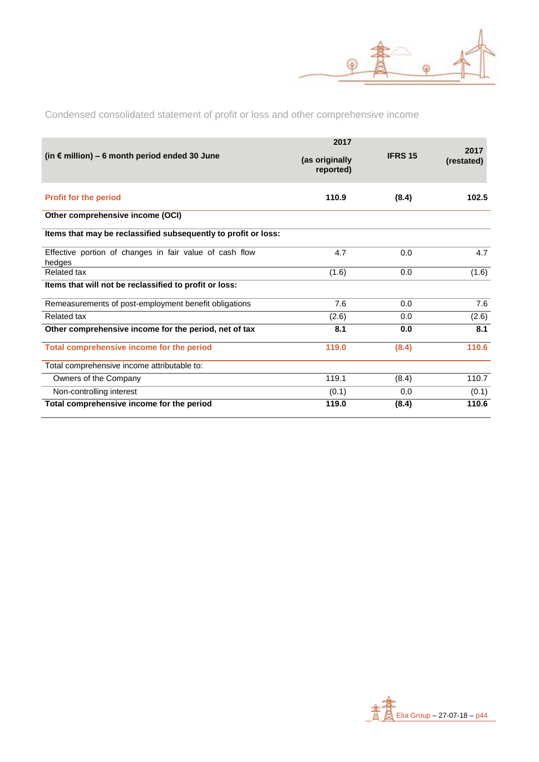## Condensed consolidated statement of profit or loss and other comprehensive income

| (in € million) – 6 month period ended 30 June | 2017 (as originally reported) | IFRS 15 | 2017 (restated) |
|---|---|---|---|
| **Profit for the period** | **110.9** | **(8.4)** | **102.5** |
| **Other comprehensive income (OCI)** | | | |
| **Items that may be reclassified subsequently to profit or loss:** | | | |
| Effective portion of changes in fair value of cash flow hedges | 4.7 | 0.0 | 4.7 |
| Related tax | (1.6) | 0.0 | (1.6) |
| **Items that will not be reclassified to profit or loss:** | | | |
| Remeasurements of post-employment benefit obligations | 7.6 | 0.0 | 7.6 |
| Related tax | (2.6) | 0.0 | (2.6) |
| **Other comprehensive income for the period, net of tax** | **8.1** | **0.0** | **8.1** |
| **Total comprehensive income for the period** | **119.0** | **(8.4)** | **110.6** |
| Total comprehensive income attributable to: | | | |
| Owners of the Company | 119.1 | (8.4) | 110.7 |
| Non-controlling interest | (0.1) | 0,0 | (0.1) |
| **Total comprehensive income for the period** | **119.0** | **(8.4)** | **110.6** |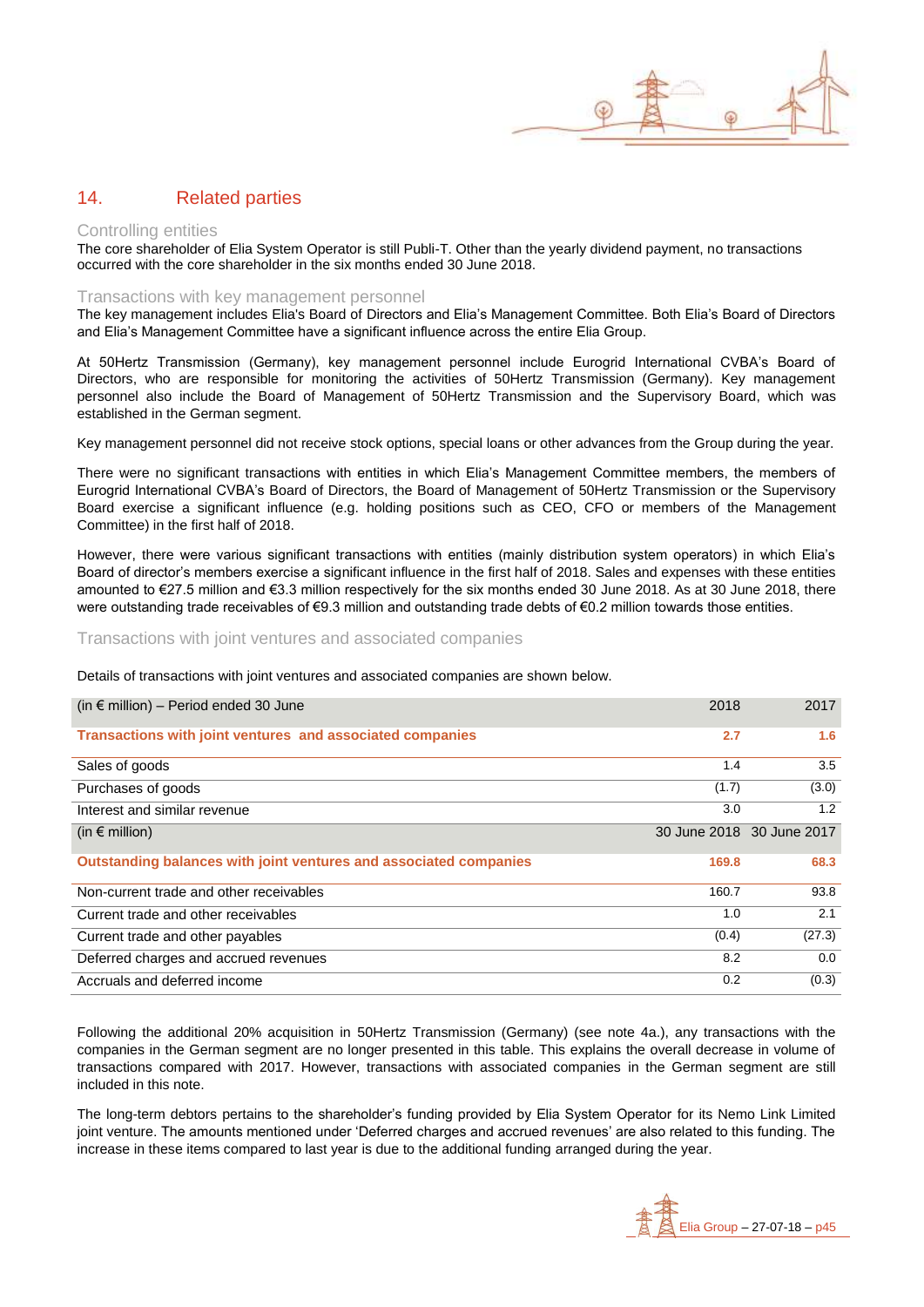## 14. Related parties

### Controlling entities

The core shareholder of Elia System Operator is still Publi-T. Other than the yearly dividend payment, no transactions occurred with the core shareholder in the six months ended 30 June 2018.

### Transactions with key management personnel

The key management includes Elia's Board of Directors and Elia's Management Committee. Both Elia's Board of Directors and Elia's Management Committee have a significant influence across the entire Elia Group.

At 50Hertz Transmission (Germany), key management personnel include Eurogrid International CVBA's Board of Directors, who are responsible for monitoring the activities of 50Hertz Transmission (Germany). Key management personnel also include the Board of Management of 50Hertz Transmission and the Supervisory Board, which was established in the German segment.

Key management personnel did not receive stock options, special loans or other advances from the Group during the year.

There were no significant transactions with entities in which Elia's Management Committee members, the members of Eurogrid International CVBA's Board of Directors, the Board of Management of 50Hertz Transmission or the Supervisory Board exercise a significant influence (e.g. holding positions such as CEO, CFO or members of the Management Committee) in the first half of 2018.

However, there were various significant transactions with entities (mainly distribution system operators) in which Elia's Board of director's members exercise a significant influence in the first half of 2018. Sales and expenses with these entities amounted to €27.5 million and €3.3 million respectively for the six months ended 30 June 2018. As at 30 June 2018, there were outstanding trade receivables of €9.3 million and outstanding trade debts of €0.2 million towards those entities.

### Transactions with joint ventures and associated companies

Details of transactions with joint ventures and associated companies are shown below.

| (in € million) – Period ended 30 June | 2018 | 2017 |
|---|---|---|
| **Transactions with joint ventures and associated companies** | **2.7** | **1.6** |
| Sales of goods | 1.4 | 3.5 |
| Purchases of goods | (1.7) | (3.0) |
| Interest and similar revenue | 3.0 | 1.2 |
| (in € million) | 30 June 2018 | 30 June 2017 |
| **Outstanding balances with joint ventures and associated companies** | **169.8** | **68.3** |
| Non-current trade and other receivables | 160.7 | 93.8 |
| Current trade and other receivables | 1.0 | 2.1 |
| Current trade and other payables | (0.4) | (27.3) |
| Deferred charges and accrued revenues | 8.2 | 0.0 |
| Accruals and deferred income | 0.2 | (0.3) |

Following the additional 20% acquisition in 50Hertz Transmission (Germany) (see note 4a.), any transactions with the companies in the German segment are no longer presented in this table. This explains the overall decrease in volume of transactions compared with 2017. However, transactions with associated companies in the German segment are still included in this note.

The long-term debtors pertains to the shareholder's funding provided by Elia System Operator for its Nemo Link Limited joint venture. The amounts mentioned under 'Deferred charges and accrued revenues' are also related to this funding. The increase in these items compared to last year is due to the additional funding arranged during the year.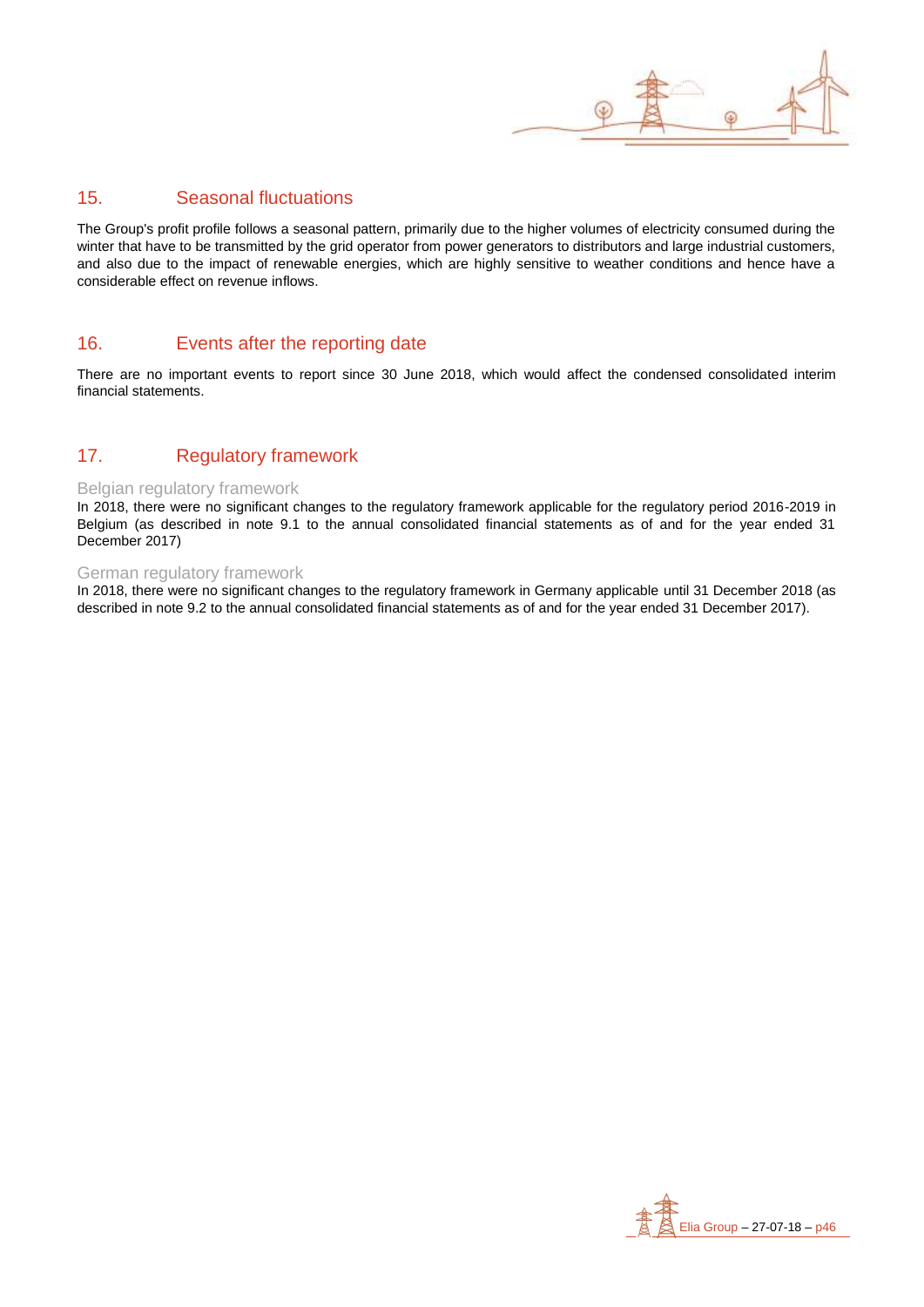## 15. Seasonal fluctuations

The Group's profit profile follows a seasonal pattern, primarily due to the higher volumes of electricity consumed during the winter that have to be transmitted by the grid operator from power generators to distributors and large industrial customers, and also due to the impact of renewable energies, which are highly sensitive to weather conditions and hence have a considerable effect on revenue inflows.

## 16. Events after the reporting date

There are no important events to report since 30 June 2018, which would affect the condensed consolidated interim financial statements.

## 17. Regulatory framework

### Belgian regulatory framework

In 2018, there were no significant changes to the regulatory framework applicable for the regulatory period 2016-2019 in Belgium (as described in note 9.1 to the annual consolidated financial statements as of and for the year ended 31 December 2017)

### German regulatory framework

In 2018, there were no significant changes to the regulatory framework in Germany applicable until 31 December 2018 (as described in note 9.2 to the annual consolidated financial statements as of and for the year ended 31 December 2017).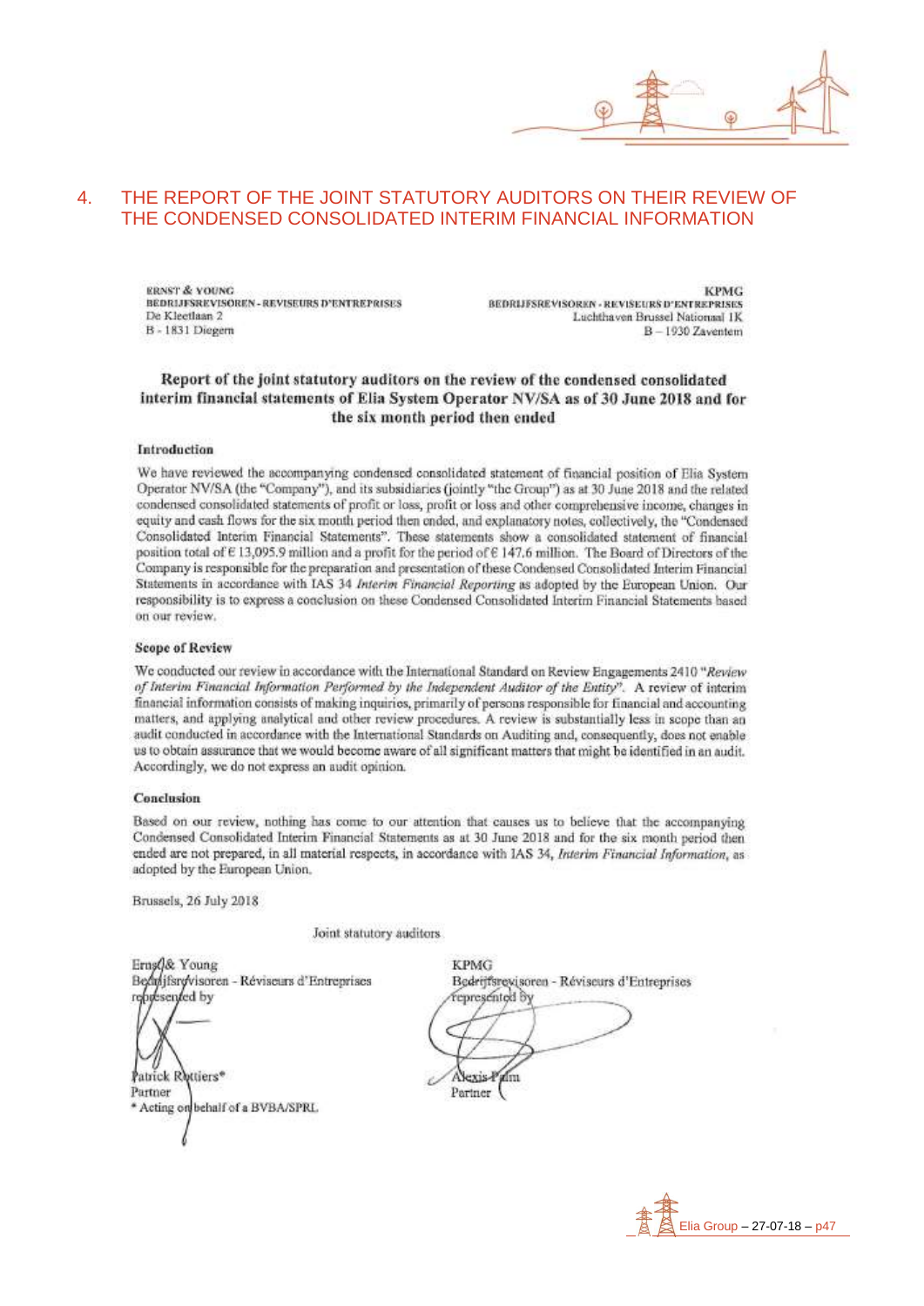# 4. THE REPORT OF THE JOINT STATUTORY AUDITORS ON THEIR REVIEW OF THE CONDENSED CONSOLIDATED INTERIM FINANCIAL INFORMATION

ERNST & YOUNG
BEDRIJFSREVISOREN - REVISEURS D'ENTREPRISES
De Kleetlaan 2
B - 1831 Diegem

KPMG
BEDRIJFSREVISOREN - REVISEURS D'ENTREPRISES
Luchthaven Brussel Nationaal 1K
B – 1930 Zaventem

## Report of the joint statutory auditors on the review of the condensed consolidated interim financial statements of Elia System Operator NV/SA as of 30 June 2018 and for the six month period then ended

### Introduction

We have reviewed the accompanying condensed consolidated statement of financial position of Elia System Operator NV/SA (the "Company"), and its subsidiaries (jointly "the Group") as at 30 June 2018 and the related condensed consolidated statements of profit or loss, profit or loss and other comprehensive income, changes in equity and cash flows for the six month period then ended, and explanatory notes, collectively, the "Condensed Consolidated Interim Financial Statements". These statements show a consolidated statement of financial position total of € 13,095.9 million and a profit for the period of € 147.6 million. The Board of Directors of the Company is responsible for the preparation and presentation of these Condensed Consolidated Interim Financial Statements in accordance with IAS 34 *Interim Financial Reporting* as adopted by the European Union. Our responsibility is to express a conclusion on these Condensed Consolidated Interim Financial Statements based on our review.

### Scope of Review

We conducted our review in accordance with the International Standard on Review Engagements 2410 "*Review of Interim Financial Information Performed by the Independent Auditor of the Entity*". A review of interim financial information consists of making inquiries, primarily of persons responsible for financial and accounting matters, and applying analytical and other review procedures. A review is substantially less in scope than an audit conducted in accordance with the International Standards on Auditing and, consequently, does not enable us to obtain assurance that we would become aware of all significant matters that might be identified in an audit. Accordingly, we do not express an audit opinion.

### Conclusion

Based on our review, nothing has come to our attention that causes us to believe that the accompanying Condensed Consolidated Interim Financial Statements as at 30 June 2018 and for the six month period then ended are not prepared, in all material respects, in accordance with IAS 34, *Interim Financial Information*, as adopted by the European Union.

Brussels, 26 July 2018

Joint statutory auditors

Ernst & Young
Bedrijfsrevisoren - Réviseurs d'Entreprises
represented by

Patrick Rottiers*
Partner
\* Acting on behalf of a BVBA/SPRL

KPMG
Bedrijfsrevisoren - Réviseurs d'Entreprises
represented by

Alexis Palm
Partner